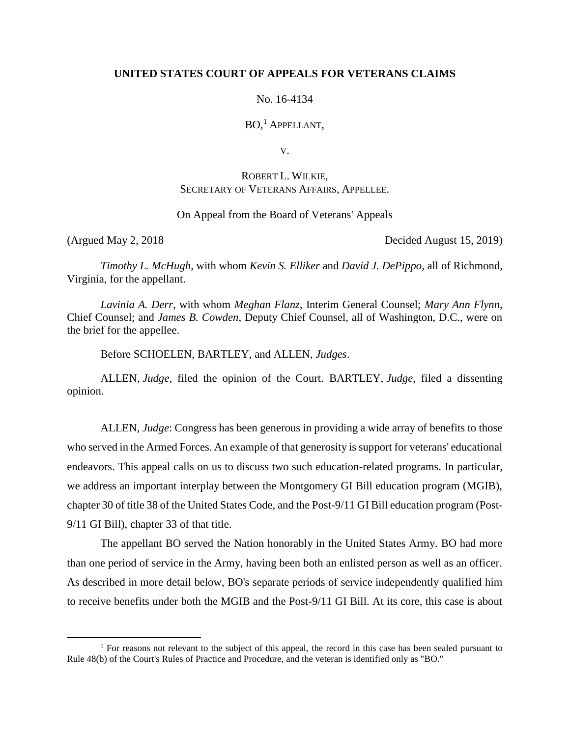**UNITED STATES COURT OF APPEALS FOR VETERANS CLAIMS**

No. 16-4134

BO,[1] APPELLANT,

V.

ROBERT L. WILKIE,
SECRETARY OF VETERANS AFFAIRS, APPELLEE.

On Appeal from the Board of Veterans' Appeals

(Argued May 2, 2018 Decided August 15, 2019)

*Timothy L. McHugh*, with whom *Kevin S. Elliker* and *David J. DePippo*, all of Richmond, Virginia, for the appellant.

*Lavinia A. Derr*, with whom *Meghan Flanz*, Interim General Counsel; *Mary Ann Flynn*, Chief Counsel; and *James B. Cowden*, Deputy Chief Counsel, all of Washington, D.C., were on the brief for the appellee.

Before SCHOELEN, BARTLEY, and ALLEN, *Judges*.

ALLEN, *Judge*, filed the opinion of the Court. BARTLEY, *Judge*, filed a dissenting opinion.

ALLEN, *Judge*: Congress has been generous in providing a wide array of benefits to those who served in the Armed Forces. An example of that generosity is support for veterans' educational endeavors. This appeal calls on us to discuss two such education-related programs. In particular, we address an important interplay between the Montgomery GI Bill education program (MGIB), chapter 30 of title 38 of the United States Code, and the Post-9/11 GI Bill education program (Post-9/11 GI Bill), chapter 33 of that title.

The appellant BO served the Nation honorably in the United States Army. BO had more than one period of service in the Army, having been both an enlisted person as well as an officer. As described in more detail below, BO's separate periods of service independently qualified him to receive benefits under both the MGIB and the Post-9/11 GI Bill. At its core, this case is about

[1] For reasons not relevant to the subject of this appeal, the record in this case has been sealed pursuant to Rule 48(b) of the Court's Rules of Practice and Procedure, and the veteran is identified only as "BO."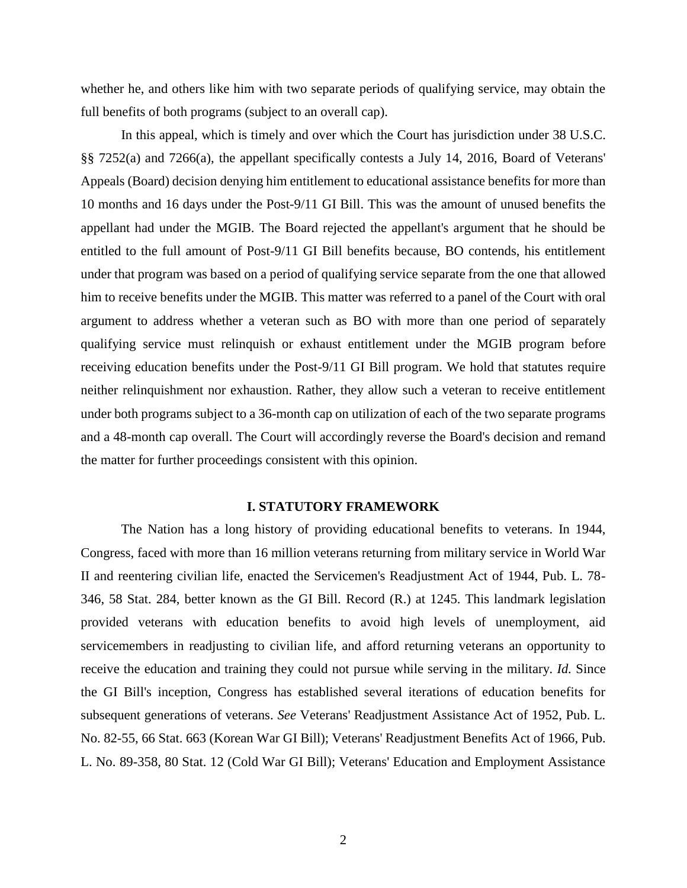whether he, and others like him with two separate periods of qualifying service, may obtain the full benefits of both programs (subject to an overall cap).

In this appeal, which is timely and over which the Court has jurisdiction under 38 U.S.C. §§ 7252(a) and 7266(a), the appellant specifically contests a July 14, 2016, Board of Veterans' Appeals (Board) decision denying him entitlement to educational assistance benefits for more than 10 months and 16 days under the Post-9/11 GI Bill. This was the amount of unused benefits the appellant had under the MGIB. The Board rejected the appellant's argument that he should be entitled to the full amount of Post-9/11 GI Bill benefits because, BO contends, his entitlement under that program was based on a period of qualifying service separate from the one that allowed him to receive benefits under the MGIB. This matter was referred to a panel of the Court with oral argument to address whether a veteran such as BO with more than one period of separately qualifying service must relinquish or exhaust entitlement under the MGIB program before receiving education benefits under the Post-9/11 GI Bill program. We hold that statutes require neither relinquishment nor exhaustion. Rather, they allow such a veteran to receive entitlement under both programs subject to a 36-month cap on utilization of each of the two separate programs and a 48-month cap overall. The Court will accordingly reverse the Board's decision and remand the matter for further proceedings consistent with this opinion.

## I. STATUTORY FRAMEWORK

The Nation has a long history of providing educational benefits to veterans. In 1944, Congress, faced with more than 16 million veterans returning from military service in World War II and reentering civilian life, enacted the Servicemen's Readjustment Act of 1944, Pub. L. 78-346, 58 Stat. 284, better known as the GI Bill. Record (R.) at 1245. This landmark legislation provided veterans with education benefits to avoid high levels of unemployment, aid servicemembers in readjusting to civilian life, and afford returning veterans an opportunity to receive the education and training they could not pursue while serving in the military. *Id.* Since the GI Bill's inception, Congress has established several iterations of education benefits for subsequent generations of veterans. *See* Veterans' Readjustment Assistance Act of 1952, Pub. L. No. 82-55, 66 Stat. 663 (Korean War GI Bill); Veterans' Readjustment Benefits Act of 1966, Pub. L. No. 89-358, 80 Stat. 12 (Cold War GI Bill); Veterans' Education and Employment Assistance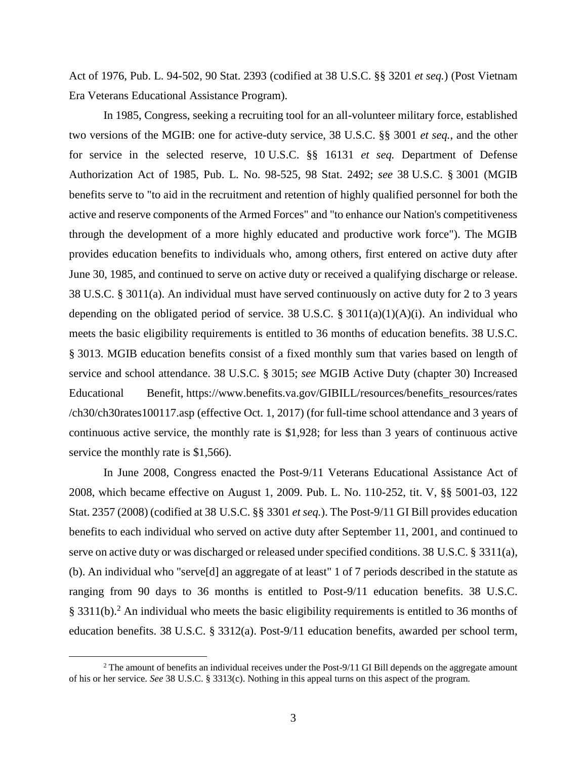Act of 1976, Pub. L. 94-502, 90 Stat. 2393 (codified at 38 U.S.C. §§ 3201 *et seq.*) (Post Vietnam Era Veterans Educational Assistance Program).

In 1985, Congress, seeking a recruiting tool for an all-volunteer military force, established two versions of the MGIB: one for active-duty service, 38 U.S.C. §§ 3001 *et seq.*, and the other for service in the selected reserve, 10 U.S.C. §§ 16131 *et seq.* Department of Defense Authorization Act of 1985, Pub. L. No. 98-525, 98 Stat. 2492; *see* 38 U.S.C. § 3001 (MGIB benefits serve to "to aid in the recruitment and retention of highly qualified personnel for both the active and reserve components of the Armed Forces" and "to enhance our Nation's competitiveness through the development of a more highly educated and productive work force"). The MGIB provides education benefits to individuals who, among others, first entered on active duty after June 30, 1985, and continued to serve on active duty or received a qualifying discharge or release. 38 U.S.C. § 3011(a). An individual must have served continuously on active duty for 2 to 3 years depending on the obligated period of service. 38 U.S.C. § 3011(a)(1)(A)(i). An individual who meets the basic eligibility requirements is entitled to 36 months of education benefits. 38 U.S.C. § 3013. MGIB education benefits consist of a fixed monthly sum that varies based on length of service and school attendance. 38 U.S.C. § 3015; *see* MGIB Active Duty (chapter 30) Increased Educational Benefit, https://www.benefits.va.gov/GIBILL/resources/benefits_resources/rates/ch30/ch30rates100117.asp (effective Oct. 1, 2017) (for full-time school attendance and 3 years of continuous active service, the monthly rate is $1,928; for less than 3 years of continuous active service the monthly rate is $1,566).

In June 2008, Congress enacted the Post-9/11 Veterans Educational Assistance Act of 2008, which became effective on August 1, 2009. Pub. L. No. 110-252, tit. V, §§ 5001-03, 122 Stat. 2357 (2008) (codified at 38 U.S.C. §§ 3301 *et seq.*). The Post-9/11 GI Bill provides education benefits to each individual who served on active duty after September 11, 2001, and continued to serve on active duty or was discharged or released under specified conditions. 38 U.S.C. § 3311(a), (b). An individual who "serve[d] an aggregate of at least" 1 of 7 periods described in the statute as ranging from 90 days to 36 months is entitled to Post-9/11 education benefits. 38 U.S.C. § 3311(b).[2] An individual who meets the basic eligibility requirements is entitled to 36 months of education benefits. 38 U.S.C. § 3312(a). Post-9/11 education benefits, awarded per school term,

[2] The amount of benefits an individual receives under the Post-9/11 GI Bill depends on the aggregate amount of his or her service. *See* 38 U.S.C. § 3313(c). Nothing in this appeal turns on this aspect of the program.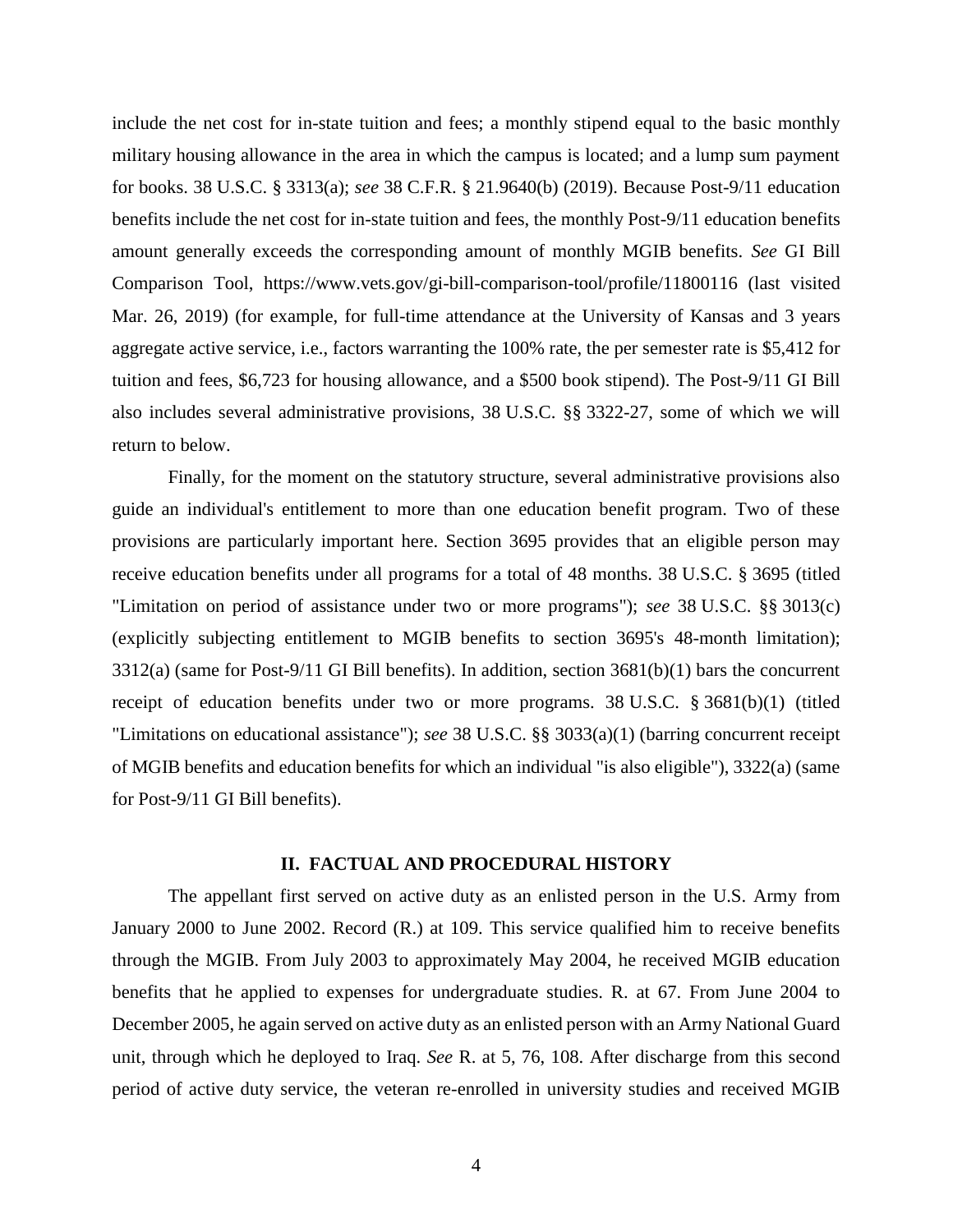include the net cost for in-state tuition and fees; a monthly stipend equal to the basic monthly military housing allowance in the area in which the campus is located; and a lump sum payment for books. 38 U.S.C. § 3313(a); *see* 38 C.F.R. § 21.9640(b) (2019). Because Post-9/11 education benefits include the net cost for in-state tuition and fees, the monthly Post-9/11 education benefits amount generally exceeds the corresponding amount of monthly MGIB benefits. *See* GI Bill Comparison Tool, https://www.vets.gov/gi-bill-comparison-tool/profile/11800116 (last visited Mar. 26, 2019) (for example, for full-time attendance at the University of Kansas and 3 years aggregate active service, i.e., factors warranting the 100% rate, the per semester rate is $5,412 for tuition and fees, $6,723 for housing allowance, and a $500 book stipend). The Post-9/11 GI Bill also includes several administrative provisions, 38 U.S.C. §§ 3322-27, some of which we will return to below.

Finally, for the moment on the statutory structure, several administrative provisions also guide an individual's entitlement to more than one education benefit program. Two of these provisions are particularly important here. Section 3695 provides that an eligible person may receive education benefits under all programs for a total of 48 months. 38 U.S.C. § 3695 (titled "Limitation on period of assistance under two or more programs"); *see* 38 U.S.C. §§ 3013(c) (explicitly subjecting entitlement to MGIB benefits to section 3695's 48-month limitation); 3312(a) (same for Post-9/11 GI Bill benefits). In addition, section 3681(b)(1) bars the concurrent receipt of education benefits under two or more programs. 38 U.S.C. § 3681(b)(1) (titled "Limitations on educational assistance"); *see* 38 U.S.C. §§ 3033(a)(1) (barring concurrent receipt of MGIB benefits and education benefits for which an individual "is also eligible"), 3322(a) (same for Post-9/11 GI Bill benefits).

## II. FACTUAL AND PROCEDURAL HISTORY

The appellant first served on active duty as an enlisted person in the U.S. Army from January 2000 to June 2002. Record (R.) at 109. This service qualified him to receive benefits through the MGIB. From July 2003 to approximately May 2004, he received MGIB education benefits that he applied to expenses for undergraduate studies. R. at 67. From June 2004 to December 2005, he again served on active duty as an enlisted person with an Army National Guard unit, through which he deployed to Iraq. *See* R. at 5, 76, 108. After discharge from this second period of active duty service, the veteran re-enrolled in university studies and received MGIB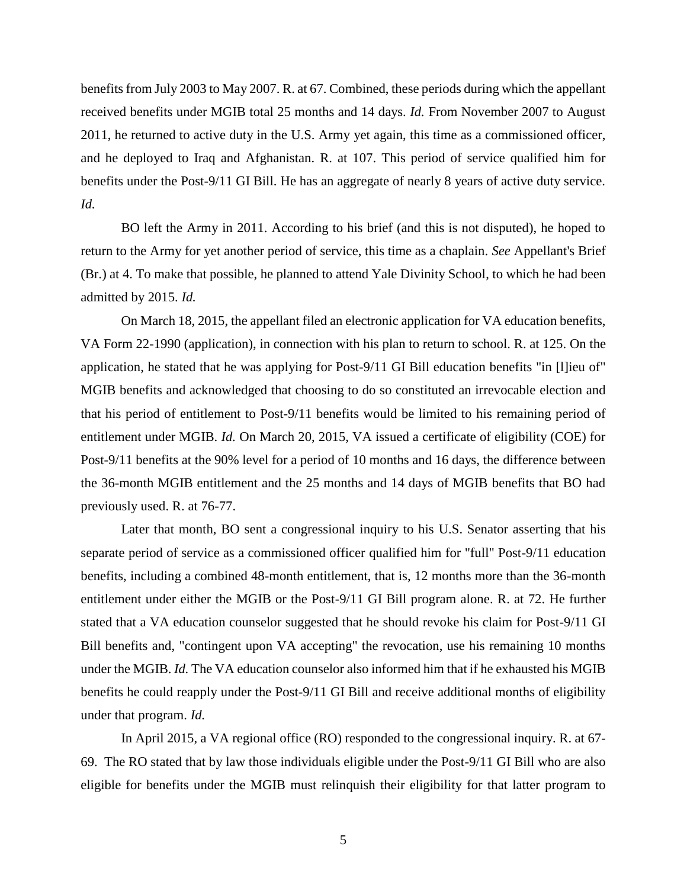benefits from July 2003 to May 2007. R. at 67. Combined, these periods during which the appellant received benefits under MGIB total 25 months and 14 days. *Id.* From November 2007 to August 2011, he returned to active duty in the U.S. Army yet again, this time as a commissioned officer, and he deployed to Iraq and Afghanistan. R. at 107. This period of service qualified him for benefits under the Post-9/11 GI Bill. He has an aggregate of nearly 8 years of active duty service. *Id.*

BO left the Army in 2011. According to his brief (and this is not disputed), he hoped to return to the Army for yet another period of service, this time as a chaplain. *See* Appellant's Brief (Br.) at 4. To make that possible, he planned to attend Yale Divinity School, to which he had been admitted by 2015. *Id.*

On March 18, 2015, the appellant filed an electronic application for VA education benefits, VA Form 22-1990 (application), in connection with his plan to return to school. R. at 125. On the application, he stated that he was applying for Post-9/11 GI Bill education benefits "in [l]ieu of" MGIB benefits and acknowledged that choosing to do so constituted an irrevocable election and that his period of entitlement to Post-9/11 benefits would be limited to his remaining period of entitlement under MGIB. *Id.* On March 20, 2015, VA issued a certificate of eligibility (COE) for Post-9/11 benefits at the 90% level for a period of 10 months and 16 days, the difference between the 36-month MGIB entitlement and the 25 months and 14 days of MGIB benefits that BO had previously used. R. at 76-77.

Later that month, BO sent a congressional inquiry to his U.S. Senator asserting that his separate period of service as a commissioned officer qualified him for "full" Post-9/11 education benefits, including a combined 48-month entitlement, that is, 12 months more than the 36-month entitlement under either the MGIB or the Post-9/11 GI Bill program alone. R. at 72. He further stated that a VA education counselor suggested that he should revoke his claim for Post-9/11 GI Bill benefits and, "contingent upon VA accepting" the revocation, use his remaining 10 months under the MGIB. *Id.* The VA education counselor also informed him that if he exhausted his MGIB benefits he could reapply under the Post-9/11 GI Bill and receive additional months of eligibility under that program. *Id.*

In April 2015, a VA regional office (RO) responded to the congressional inquiry. R. at 67-69. The RO stated that by law those individuals eligible under the Post-9/11 GI Bill who are also eligible for benefits under the MGIB must relinquish their eligibility for that latter program to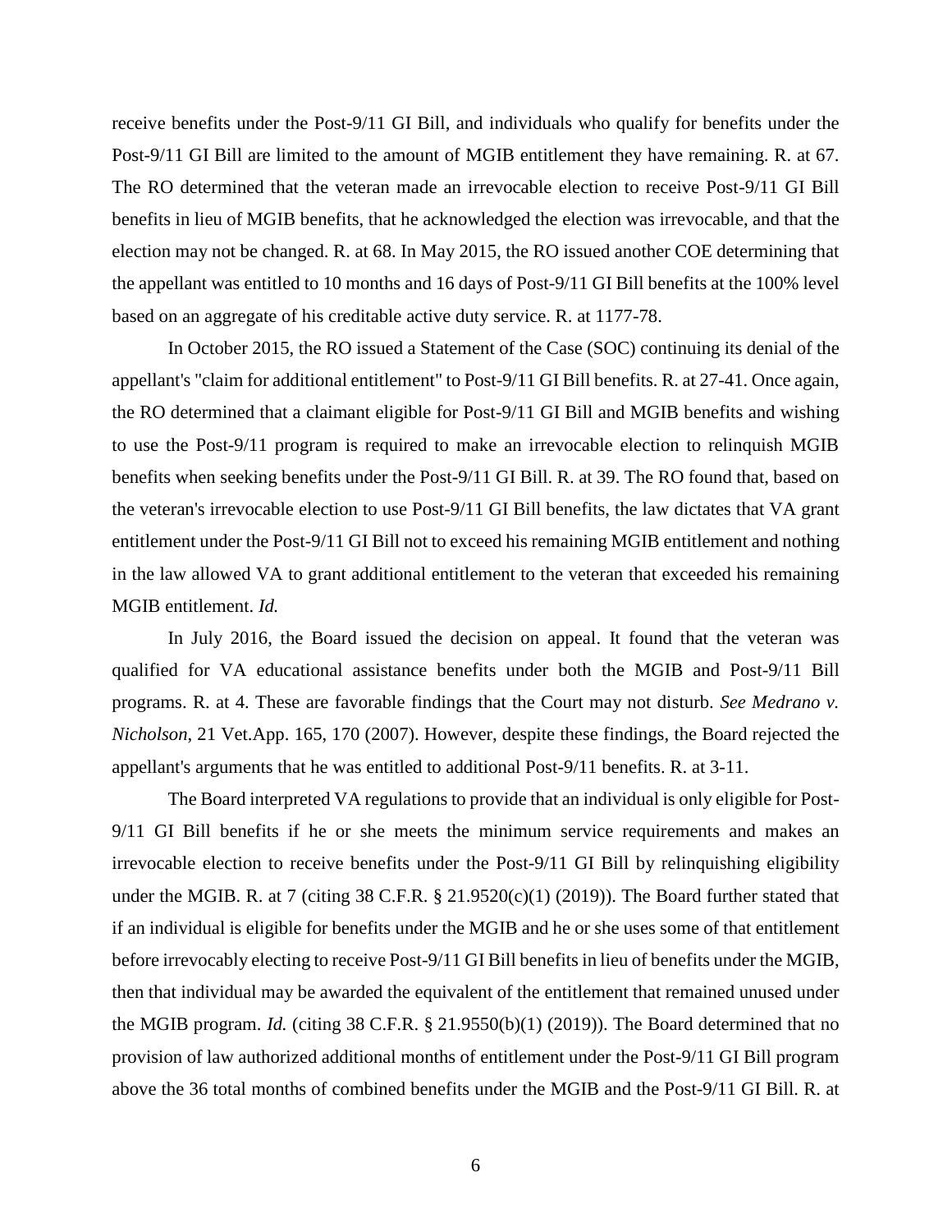receive benefits under the Post-9/11 GI Bill, and individuals who qualify for benefits under the Post-9/11 GI Bill are limited to the amount of MGIB entitlement they have remaining. R. at 67. The RO determined that the veteran made an irrevocable election to receive Post-9/11 GI Bill benefits in lieu of MGIB benefits, that he acknowledged the election was irrevocable, and that the election may not be changed. R. at 68. In May 2015, the RO issued another COE determining that the appellant was entitled to 10 months and 16 days of Post-9/11 GI Bill benefits at the 100% level based on an aggregate of his creditable active duty service. R. at 1177-78.

In October 2015, the RO issued a Statement of the Case (SOC) continuing its denial of the appellant's "claim for additional entitlement" to Post-9/11 GI Bill benefits. R. at 27-41. Once again, the RO determined that a claimant eligible for Post-9/11 GI Bill and MGIB benefits and wishing to use the Post-9/11 program is required to make an irrevocable election to relinquish MGIB benefits when seeking benefits under the Post-9/11 GI Bill. R. at 39. The RO found that, based on the veteran's irrevocable election to use Post-9/11 GI Bill benefits, the law dictates that VA grant entitlement under the Post-9/11 GI Bill not to exceed his remaining MGIB entitlement and nothing in the law allowed VA to grant additional entitlement to the veteran that exceeded his remaining MGIB entitlement. *Id.*

In July 2016, the Board issued the decision on appeal. It found that the veteran was qualified for VA educational assistance benefits under both the MGIB and Post-9/11 Bill programs. R. at 4. These are favorable findings that the Court may not disturb. *See Medrano v. Nicholson*, 21 Vet.App. 165, 170 (2007). However, despite these findings, the Board rejected the appellant's arguments that he was entitled to additional Post-9/11 benefits. R. at 3-11.

The Board interpreted VA regulations to provide that an individual is only eligible for Post-9/11 GI Bill benefits if he or she meets the minimum service requirements and makes an irrevocable election to receive benefits under the Post-9/11 GI Bill by relinquishing eligibility under the MGIB. R. at 7 (citing 38 C.F.R. § 21.9520(c)(1) (2019)). The Board further stated that if an individual is eligible for benefits under the MGIB and he or she uses some of that entitlement before irrevocably electing to receive Post-9/11 GI Bill benefits in lieu of benefits under the MGIB, then that individual may be awarded the equivalent of the entitlement that remained unused under the MGIB program. *Id.* (citing 38 C.F.R. § 21.9550(b)(1) (2019)). The Board determined that no provision of law authorized additional months of entitlement under the Post-9/11 GI Bill program above the 36 total months of combined benefits under the MGIB and the Post-9/11 GI Bill. R. at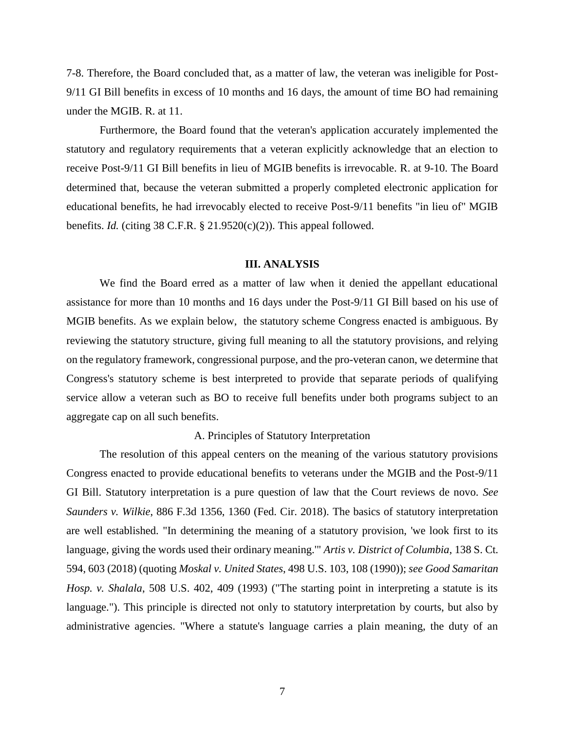7-8. Therefore, the Board concluded that, as a matter of law, the veteran was ineligible for Post-9/11 GI Bill benefits in excess of 10 months and 16 days, the amount of time BO had remaining under the MGIB. R. at 11.

Furthermore, the Board found that the veteran's application accurately implemented the statutory and regulatory requirements that a veteran explicitly acknowledge that an election to receive Post-9/11 GI Bill benefits in lieu of MGIB benefits is irrevocable. R. at 9-10. The Board determined that, because the veteran submitted a properly completed electronic application for educational benefits, he had irrevocably elected to receive Post-9/11 benefits "in lieu of" MGIB benefits. *Id.* (citing 38 C.F.R. § 21.9520(c)(2)). This appeal followed.

## III. ANALYSIS

We find the Board erred as a matter of law when it denied the appellant educational assistance for more than 10 months and 16 days under the Post-9/11 GI Bill based on his use of MGIB benefits. As we explain below, the statutory scheme Congress enacted is ambiguous. By reviewing the statutory structure, giving full meaning to all the statutory provisions, and relying on the regulatory framework, congressional purpose, and the pro-veteran canon, we determine that Congress's statutory scheme is best interpreted to provide that separate periods of qualifying service allow a veteran such as BO to receive full benefits under both programs subject to an aggregate cap on all such benefits.

### A. Principles of Statutory Interpretation

The resolution of this appeal centers on the meaning of the various statutory provisions Congress enacted to provide educational benefits to veterans under the MGIB and the Post-9/11 GI Bill. Statutory interpretation is a pure question of law that the Court reviews de novo. *See Saunders v. Wilkie*, 886 F.3d 1356, 1360 (Fed. Cir. 2018). The basics of statutory interpretation are well established. "In determining the meaning of a statutory provision, 'we look first to its language, giving the words used their ordinary meaning.'" *Artis v. District of Columbia*, 138 S. Ct. 594, 603 (2018) (quoting *Moskal v. United States*, 498 U.S. 103, 108 (1990)); *see Good Samaritan Hosp. v. Shalala*, 508 U.S. 402, 409 (1993) ("The starting point in interpreting a statute is its language."). This principle is directed not only to statutory interpretation by courts, but also by administrative agencies. "Where a statute's language carries a plain meaning, the duty of an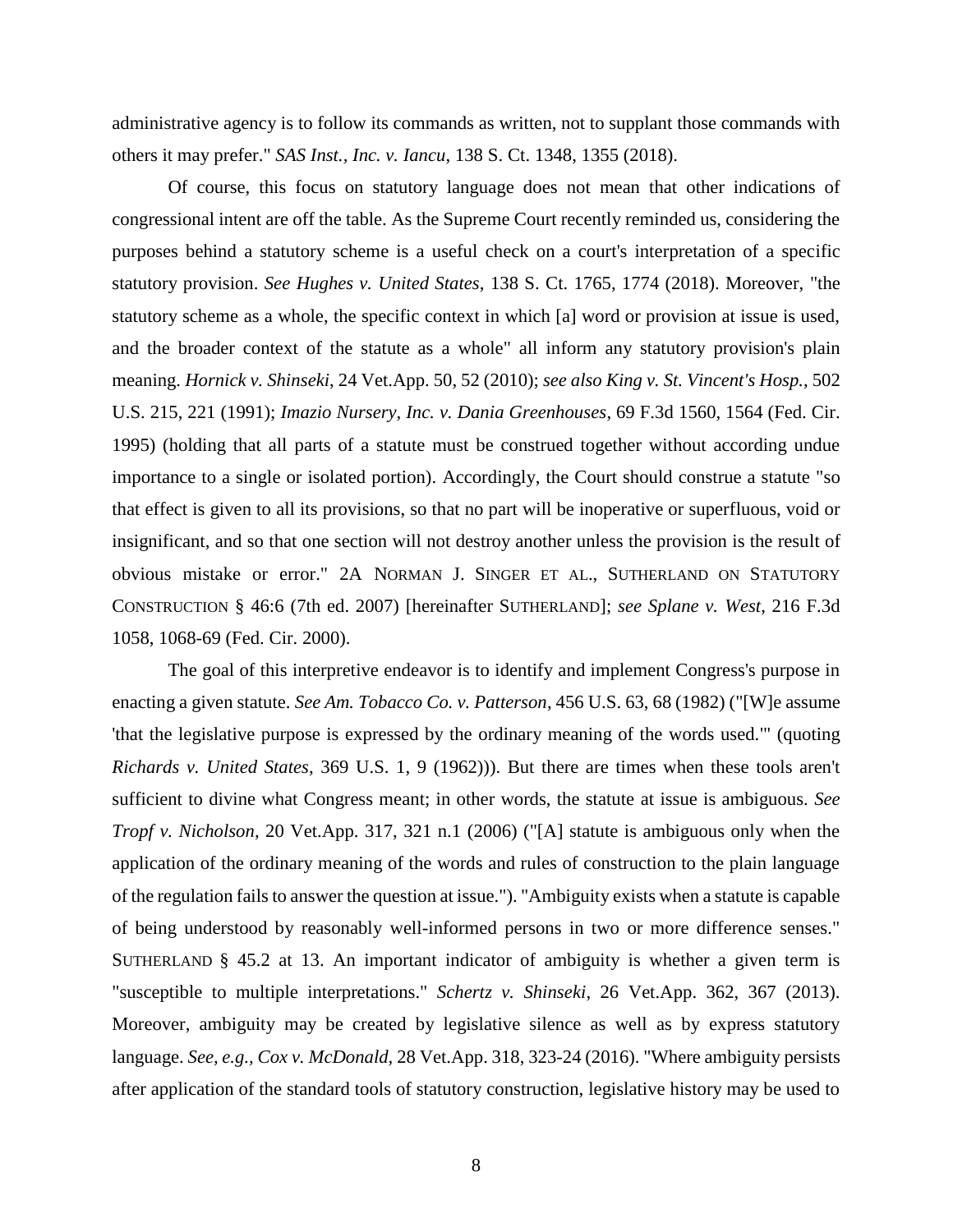administrative agency is to follow its commands as written, not to supplant those commands with others it may prefer." *SAS Inst., Inc. v. Iancu*, 138 S. Ct. 1348, 1355 (2018).

Of course, this focus on statutory language does not mean that other indications of congressional intent are off the table. As the Supreme Court recently reminded us, considering the purposes behind a statutory scheme is a useful check on a court's interpretation of a specific statutory provision. *See Hughes v. United States*, 138 S. Ct. 1765, 1774 (2018). Moreover, "the statutory scheme as a whole, the specific context in which [a] word or provision at issue is used, and the broader context of the statute as a whole" all inform any statutory provision's plain meaning. *Hornick v. Shinseki*, 24 Vet.App. 50, 52 (2010); *see also King v. St. Vincent's Hosp.*, 502 U.S. 215, 221 (1991); *Imazio Nursery, Inc. v. Dania Greenhouses*, 69 F.3d 1560, 1564 (Fed. Cir. 1995) (holding that all parts of a statute must be construed together without according undue importance to a single or isolated portion). Accordingly, the Court should construe a statute "so that effect is given to all its provisions, so that no part will be inoperative or superfluous, void or insignificant, and so that one section will not destroy another unless the provision is the result of obvious mistake or error." 2A NORMAN J. SINGER ET AL., SUTHERLAND ON STATUTORY CONSTRUCTION § 46:6 (7th ed. 2007) [hereinafter SUTHERLAND]; *see Splane v. West*, 216 F.3d 1058, 1068-69 (Fed. Cir. 2000).

The goal of this interpretive endeavor is to identify and implement Congress's purpose in enacting a given statute. *See Am. Tobacco Co. v. Patterson*, 456 U.S. 63, 68 (1982) ("[W]e assume 'that the legislative purpose is expressed by the ordinary meaning of the words used.'" (quoting *Richards v. United States*, 369 U.S. 1, 9 (1962))). But there are times when these tools aren't sufficient to divine what Congress meant; in other words, the statute at issue is ambiguous. *See Tropf v. Nicholson*, 20 Vet.App. 317, 321 n.1 (2006) ("[A] statute is ambiguous only when the application of the ordinary meaning of the words and rules of construction to the plain language of the regulation fails to answer the question at issue."). "Ambiguity exists when a statute is capable of being understood by reasonably well-informed persons in two or more difference senses." SUTHERLAND § 45.2 at 13. An important indicator of ambiguity is whether a given term is "susceptible to multiple interpretations." *Schertz v. Shinseki*, 26 Vet.App. 362, 367 (2013). Moreover, ambiguity may be created by legislative silence as well as by express statutory language. *See, e.g., Cox v. McDonald*, 28 Vet.App. 318, 323-24 (2016). "Where ambiguity persists after application of the standard tools of statutory construction, legislative history may be used to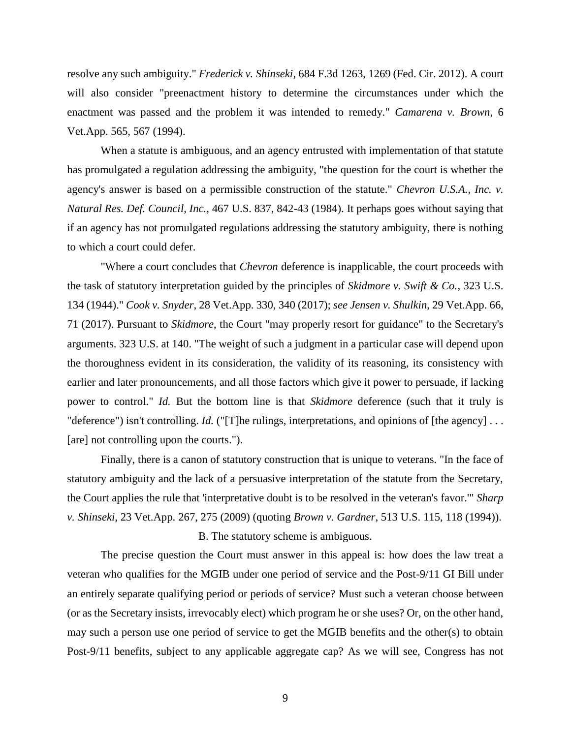resolve any such ambiguity." *Frederick v. Shinseki*, 684 F.3d 1263, 1269 (Fed. Cir. 2012). A court will also consider "preenactment history to determine the circumstances under which the enactment was passed and the problem it was intended to remedy." *Camarena v. Brown*, 6 Vet.App. 565, 567 (1994).

When a statute is ambiguous, and an agency entrusted with implementation of that statute has promulgated a regulation addressing the ambiguity, "the question for the court is whether the agency's answer is based on a permissible construction of the statute." *Chevron U.S.A., Inc. v. Natural Res. Def. Council, Inc.*, 467 U.S. 837, 842-43 (1984). It perhaps goes without saying that if an agency has not promulgated regulations addressing the statutory ambiguity, there is nothing to which a court could defer.

"Where a court concludes that *Chevron* deference is inapplicable, the court proceeds with the task of statutory interpretation guided by the principles of *Skidmore v. Swift & Co.*, 323 U.S. 134 (1944)." *Cook v. Snyder*, 28 Vet.App. 330, 340 (2017); *see Jensen v. Shulkin*, 29 Vet.App. 66, 71 (2017). Pursuant to *Skidmore*, the Court "may properly resort for guidance" to the Secretary's arguments. 323 U.S. at 140. "The weight of such a judgment in a particular case will depend upon the thoroughness evident in its consideration, the validity of its reasoning, its consistency with earlier and later pronouncements, and all those factors which give it power to persuade, if lacking power to control." *Id.* But the bottom line is that *Skidmore* deference (such that it truly is "deference") isn't controlling. *Id.* ("[T]he rulings, interpretations, and opinions of [the agency] . . . [are] not controlling upon the courts.").

Finally, there is a canon of statutory construction that is unique to veterans. "In the face of statutory ambiguity and the lack of a persuasive interpretation of the statute from the Secretary, the Court applies the rule that 'interpretative doubt is to be resolved in the veteran's favor.'" *Sharp v. Shinseki*, 23 Vet.App. 267, 275 (2009) (quoting *Brown v. Gardner*, 513 U.S. 115, 118 (1994)).

### B. The statutory scheme is ambiguous.

The precise question the Court must answer in this appeal is: how does the law treat a veteran who qualifies for the MGIB under one period of service and the Post-9/11 GI Bill under an entirely separate qualifying period or periods of service? Must such a veteran choose between (or as the Secretary insists, irrevocably elect) which program he or she uses? Or, on the other hand, may such a person use one period of service to get the MGIB benefits and the other(s) to obtain Post-9/11 benefits, subject to any applicable aggregate cap? As we will see, Congress has not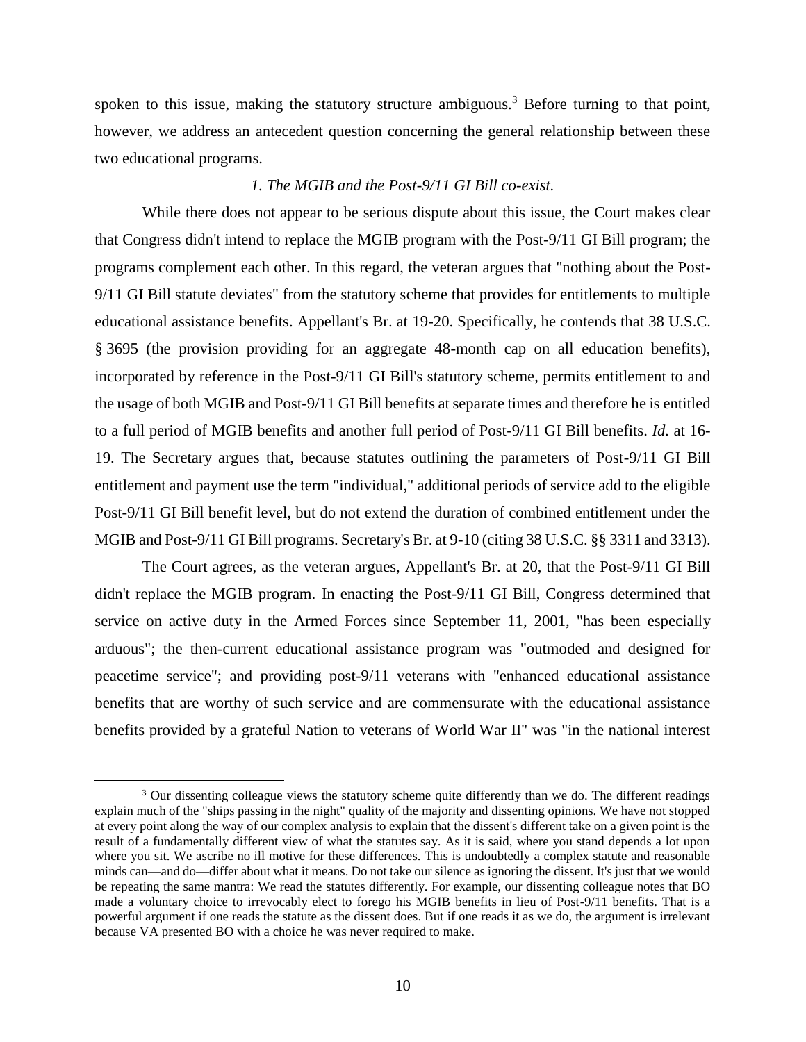spoken to this issue, making the statutory structure ambiguous.[3] Before turning to that point, however, we address an antecedent question concerning the general relationship between these two educational programs.

*1. The MGIB and the Post-9/11 GI Bill co-exist.*

While there does not appear to be serious dispute about this issue, the Court makes clear that Congress didn't intend to replace the MGIB program with the Post-9/11 GI Bill program; the programs complement each other. In this regard, the veteran argues that "nothing about the Post-9/11 GI Bill statute deviates" from the statutory scheme that provides for entitlements to multiple educational assistance benefits. Appellant's Br. at 19-20. Specifically, he contends that 38 U.S.C. § 3695 (the provision providing for an aggregate 48-month cap on all education benefits), incorporated by reference in the Post-9/11 GI Bill's statutory scheme, permits entitlement to and the usage of both MGIB and Post-9/11 GI Bill benefits at separate times and therefore he is entitled to a full period of MGIB benefits and another full period of Post-9/11 GI Bill benefits. *Id.* at 16-19. The Secretary argues that, because statutes outlining the parameters of Post-9/11 GI Bill entitlement and payment use the term "individual," additional periods of service add to the eligible Post-9/11 GI Bill benefit level, but do not extend the duration of combined entitlement under the MGIB and Post-9/11 GI Bill programs. Secretary's Br. at 9-10 (citing 38 U.S.C. §§ 3311 and 3313).

The Court agrees, as the veteran argues, Appellant's Br. at 20, that the Post-9/11 GI Bill didn't replace the MGIB program. In enacting the Post-9/11 GI Bill, Congress determined that service on active duty in the Armed Forces since September 11, 2001, "has been especially arduous"; the then-current educational assistance program was "outmoded and designed for peacetime service"; and providing post-9/11 veterans with "enhanced educational assistance benefits that are worthy of such service and are commensurate with the educational assistance benefits provided by a grateful Nation to veterans of World War II" was "in the national interest

[3] Our dissenting colleague views the statutory scheme quite differently than we do. The different readings explain much of the "ships passing in the night" quality of the majority and dissenting opinions. We have not stopped at every point along the way of our complex analysis to explain that the dissent's different take on a given point is the result of a fundamentally different view of what the statutes say. As it is said, where you stand depends a lot upon where you sit. We ascribe no ill motive for these differences. This is undoubtedly a complex statute and reasonable minds can—and do—differ about what it means. Do not take our silence as ignoring the dissent. It's just that we would be repeating the same mantra: We read the statutes differently. For example, our dissenting colleague notes that BO made a voluntary choice to irrevocably elect to forego his MGIB benefits in lieu of Post-9/11 benefits. That is a powerful argument if one reads the statute as the dissent does. But if one reads it as we do, the argument is irrelevant because VA presented BO with a choice he was never required to make.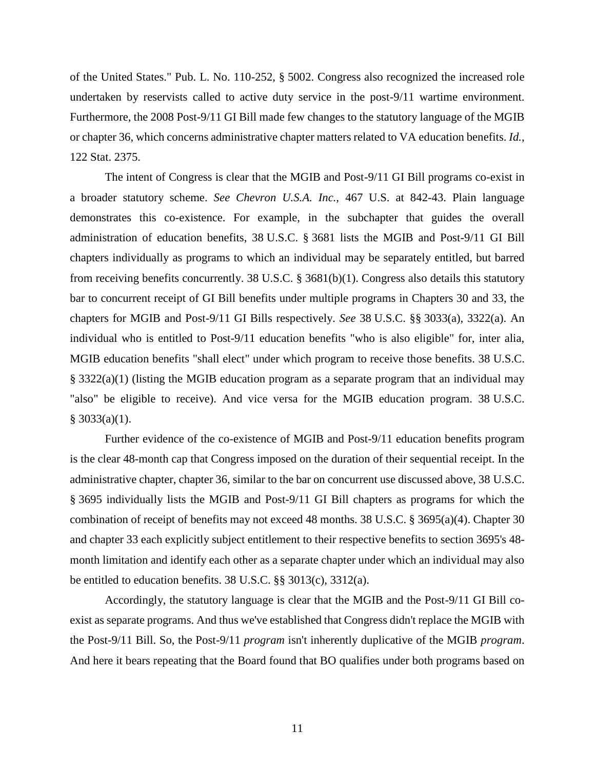of the United States." Pub. L. No. 110-252, § 5002. Congress also recognized the increased role undertaken by reservists called to active duty service in the post-9/11 wartime environment. Furthermore, the 2008 Post-9/11 GI Bill made few changes to the statutory language of the MGIB or chapter 36, which concerns administrative chapter matters related to VA education benefits. *Id.*, 122 Stat. 2375.

The intent of Congress is clear that the MGIB and Post-9/11 GI Bill programs co-exist in a broader statutory scheme. *See Chevron U.S.A. Inc.*, 467 U.S. at 842-43. Plain language demonstrates this co-existence. For example, in the subchapter that guides the overall administration of education benefits, 38 U.S.C. § 3681 lists the MGIB and Post-9/11 GI Bill chapters individually as programs to which an individual may be separately entitled, but barred from receiving benefits concurrently. 38 U.S.C. § 3681(b)(1). Congress also details this statutory bar to concurrent receipt of GI Bill benefits under multiple programs in Chapters 30 and 33, the chapters for MGIB and Post-9/11 GI Bills respectively. *See* 38 U.S.C. §§ 3033(a), 3322(a). An individual who is entitled to Post-9/11 education benefits "who is also eligible" for, inter alia, MGIB education benefits "shall elect" under which program to receive those benefits. 38 U.S.C. § 3322(a)(1) (listing the MGIB education program as a separate program that an individual may "also" be eligible to receive). And vice versa for the MGIB education program. 38 U.S.C. § 3033(a)(1).

Further evidence of the co-existence of MGIB and Post-9/11 education benefits program is the clear 48-month cap that Congress imposed on the duration of their sequential receipt. In the administrative chapter, chapter 36, similar to the bar on concurrent use discussed above, 38 U.S.C. § 3695 individually lists the MGIB and Post-9/11 GI Bill chapters as programs for which the combination of receipt of benefits may not exceed 48 months. 38 U.S.C. § 3695(a)(4). Chapter 30 and chapter 33 each explicitly subject entitlement to their respective benefits to section 3695's 48-month limitation and identify each other as a separate chapter under which an individual may also be entitled to education benefits. 38 U.S.C. §§ 3013(c), 3312(a).

Accordingly, the statutory language is clear that the MGIB and the Post-9/11 GI Bill co-exist as separate programs. And thus we've established that Congress didn't replace the MGIB with the Post-9/11 Bill. So, the Post-9/11 *program* isn't inherently duplicative of the MGIB *program*. And here it bears repeating that the Board found that BO qualifies under both programs based on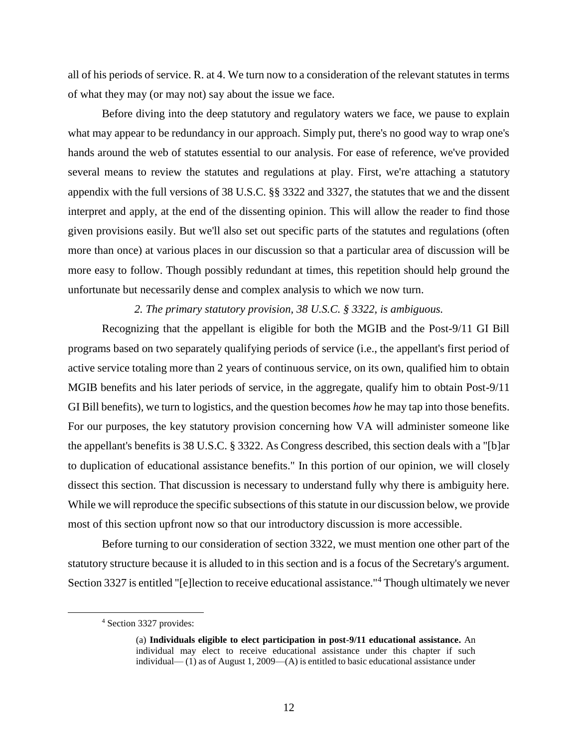all of his periods of service. R. at 4. We turn now to a consideration of the relevant statutes in terms of what they may (or may not) say about the issue we face.

Before diving into the deep statutory and regulatory waters we face, we pause to explain what may appear to be redundancy in our approach. Simply put, there's no good way to wrap one's hands around the web of statutes essential to our analysis. For ease of reference, we've provided several means to review the statutes and regulations at play. First, we're attaching a statutory appendix with the full versions of 38 U.S.C. §§ 3322 and 3327, the statutes that we and the dissent interpret and apply, at the end of the dissenting opinion. This will allow the reader to find those given provisions easily. But we'll also set out specific parts of the statutes and regulations (often more than once) at various places in our discussion so that a particular area of discussion will be more easy to follow. Though possibly redundant at times, this repetition should help ground the unfortunate but necessarily dense and complex analysis to which we now turn.

*2. The primary statutory provision, 38 U.S.C. § 3322, is ambiguous.*

Recognizing that the appellant is eligible for both the MGIB and the Post-9/11 GI Bill programs based on two separately qualifying periods of service (i.e., the appellant's first period of active service totaling more than 2 years of continuous service, on its own, qualified him to obtain MGIB benefits and his later periods of service, in the aggregate, qualify him to obtain Post-9/11 GI Bill benefits), we turn to logistics, and the question becomes *how* he may tap into those benefits. For our purposes, the key statutory provision concerning how VA will administer someone like the appellant's benefits is 38 U.S.C. § 3322. As Congress described, this section deals with a "[b]ar to duplication of educational assistance benefits." In this portion of our opinion, we will closely dissect this section. That discussion is necessary to understand fully why there is ambiguity here. While we will reproduce the specific subsections of this statute in our discussion below, we provide most of this section upfront now so that our introductory discussion is more accessible.

Before turning to our consideration of section 3322, we must mention one other part of the statutory structure because it is alluded to in this section and is a focus of the Secretary's argument. Section 3327 is entitled "[e]lection to receive educational assistance."[4] Though ultimately we never

---

[4] Section 3327 provides:

> (a) **Individuals eligible to elect participation in post-9/11 educational assistance.** An individual may elect to receive educational assistance under this chapter if such individual— (1) as of August 1, 2009—(A) is entitled to basic educational assistance under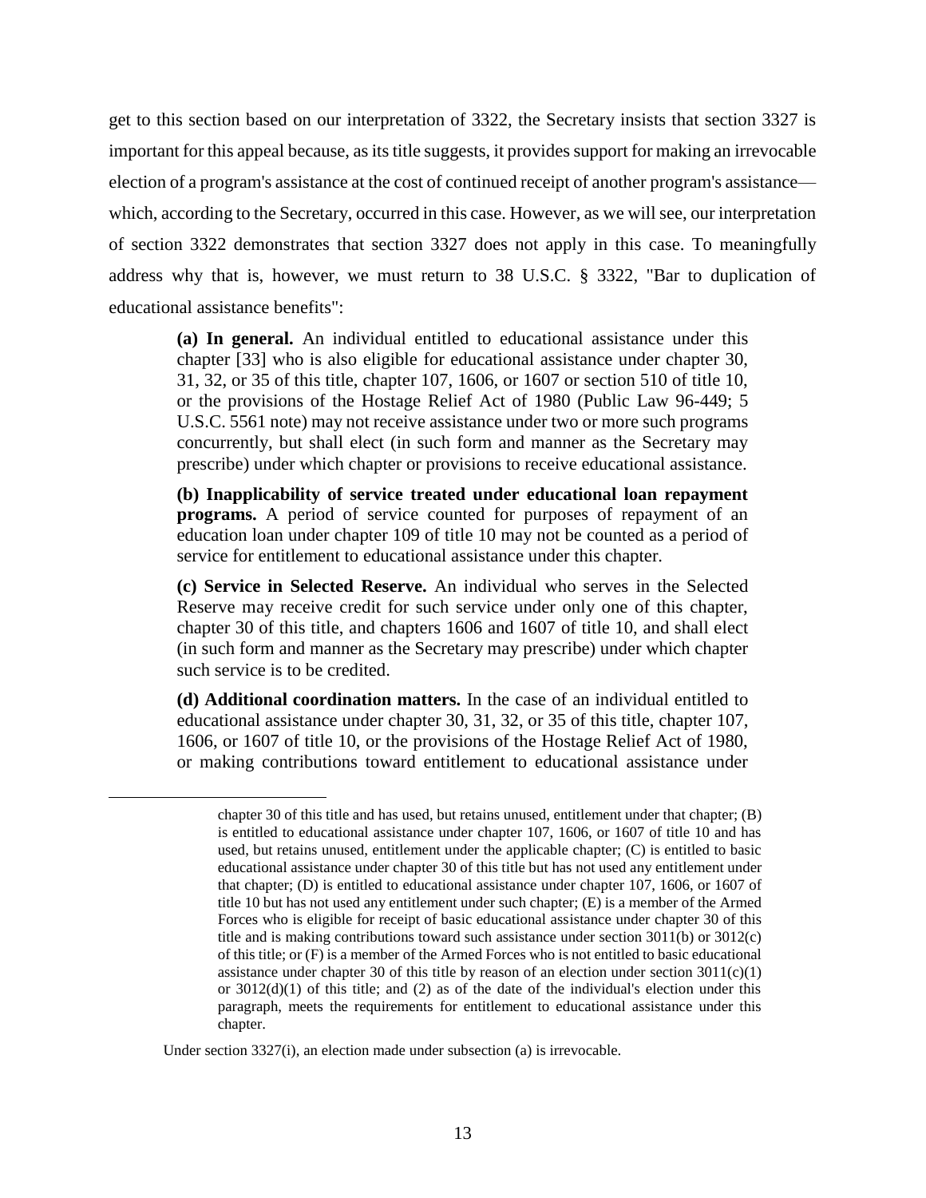get to this section based on our interpretation of 3322, the Secretary insists that section 3327 is important for this appeal because, as its title suggests, it provides support for making an irrevocable election of a program's assistance at the cost of continued receipt of another program's assistance—which, according to the Secretary, occurred in this case. However, as we will see, our interpretation of section 3322 demonstrates that section 3327 does not apply in this case. To meaningfully address why that is, however, we must return to 38 U.S.C. § 3322, "Bar to duplication of educational assistance benefits":

> **(a) In general.** An individual entitled to educational assistance under this chapter [33] who is also eligible for educational assistance under chapter 30, 31, 32, or 35 of this title, chapter 107, 1606, or 1607 or section 510 of title 10, or the provisions of the Hostage Relief Act of 1980 (Public Law 96-449; 5 U.S.C. 5561 note) may not receive assistance under two or more such programs concurrently, but shall elect (in such form and manner as the Secretary may prescribe) under which chapter or provisions to receive educational assistance.
>
> **(b) Inapplicability of service treated under educational loan repayment programs.** A period of service counted for purposes of repayment of an education loan under chapter 109 of title 10 may not be counted as a period of service for entitlement to educational assistance under this chapter.
>
> **(c) Service in Selected Reserve.** An individual who serves in the Selected Reserve may receive credit for such service under only one of this chapter, chapter 30 of this title, and chapters 1606 and 1607 of title 10, and shall elect (in such form and manner as the Secretary may prescribe) under which chapter such service is to be credited.
>
> **(d) Additional coordination matters.** In the case of an individual entitled to educational assistance under chapter 30, 31, 32, or 35 of this title, chapter 107, 1606, or 1607 of title 10, or the provisions of the Hostage Relief Act of 1980, or making contributions toward entitlement to educational assistance under

---

chapter 30 of this title and has used, but retains unused, entitlement under that chapter; (B) is entitled to educational assistance under chapter 107, 1606, or 1607 of title 10 and has used, but retains unused, entitlement under the applicable chapter; (C) is entitled to basic educational assistance under chapter 30 of this title but has not used any entitlement under that chapter; (D) is entitled to educational assistance under chapter 107, 1606, or 1607 of title 10 but has not used any entitlement under such chapter; (E) is a member of the Armed Forces who is eligible for receipt of basic educational assistance under chapter 30 of this title and is making contributions toward such assistance under section 3011(b) or 3012(c) of this title; or (F) is a member of the Armed Forces who is not entitled to basic educational assistance under chapter 30 of this title by reason of an election under section 3011(c)(1) or 3012(d)(1) of this title; and (2) as of the date of the individual's election under this paragraph, meets the requirements for entitlement to educational assistance under this chapter.

Under section 3327(i), an election made under subsection (a) is irrevocable.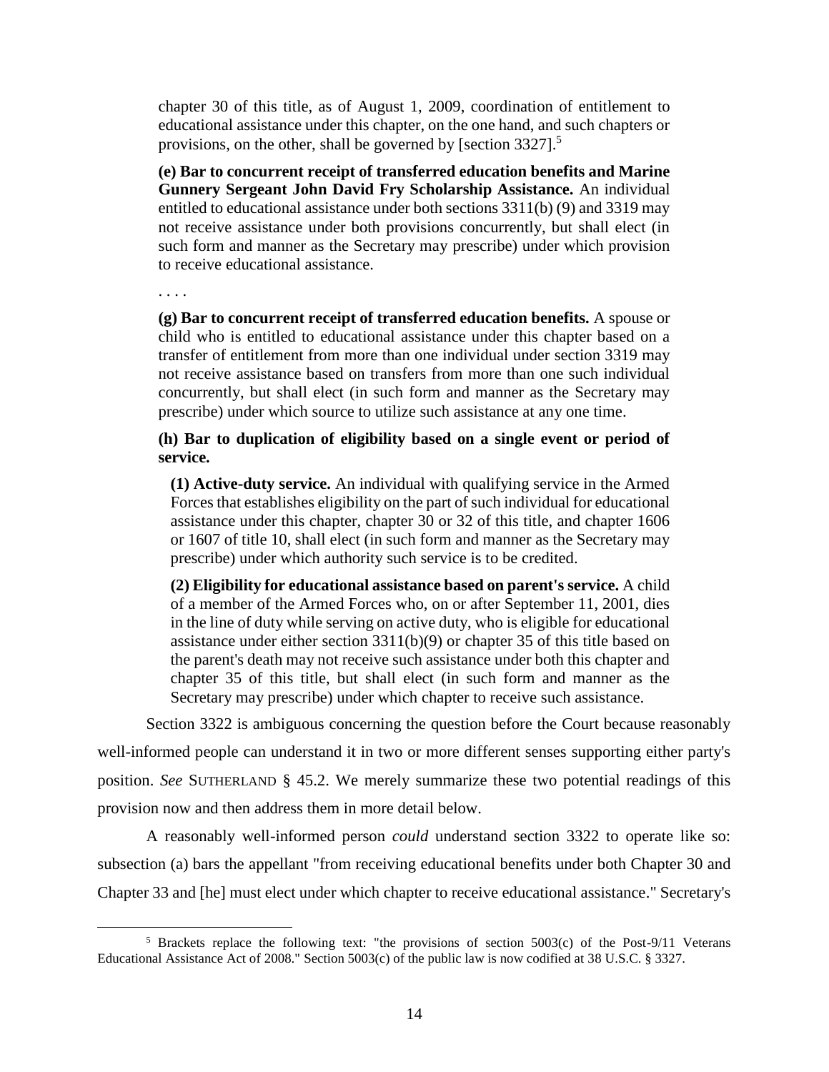chapter 30 of this title, as of August 1, 2009, coordination of entitlement to educational assistance under this chapter, on the one hand, and such chapters or provisions, on the other, shall be governed by [section 3327].[5]

**(e) Bar to concurrent receipt of transferred education benefits and Marine Gunnery Sergeant John David Fry Scholarship Assistance.** An individual entitled to educational assistance under both sections 3311(b) (9) and 3319 may not receive assistance under both provisions concurrently, but shall elect (in such form and manner as the Secretary may prescribe) under which provision to receive educational assistance.

. . . .

**(g) Bar to concurrent receipt of transferred education benefits.** A spouse or child who is entitled to educational assistance under this chapter based on a transfer of entitlement from more than one individual under section 3319 may not receive assistance based on transfers from more than one such individual concurrently, but shall elect (in such form and manner as the Secretary may prescribe) under which source to utilize such assistance at any one time.

**(h) Bar to duplication of eligibility based on a single event or period of service.**

> **(1) Active-duty service.** An individual with qualifying service in the Armed Forces that establishes eligibility on the part of such individual for educational assistance under this chapter, chapter 30 or 32 of this title, and chapter 1606 or 1607 of title 10, shall elect (in such form and manner as the Secretary may prescribe) under which authority such service is to be credited.
>
> **(2) Eligibility for educational assistance based on parent's service.** A child of a member of the Armed Forces who, on or after September 11, 2001, dies in the line of duty while serving on active duty, who is eligible for educational assistance under either section 3311(b)(9) or chapter 35 of this title based on the parent's death may not receive such assistance under both this chapter and chapter 35 of this title, but shall elect (in such form and manner as the Secretary may prescribe) under which chapter to receive such assistance.

Section 3322 is ambiguous concerning the question before the Court because reasonably well-informed people can understand it in two or more different senses supporting either party's position. *See* SUTHERLAND § 45.2. We merely summarize these two potential readings of this provision now and then address them in more detail below.

A reasonably well-informed person *could* understand section 3322 to operate like so: subsection (a) bars the appellant "from receiving educational benefits under both Chapter 30 and Chapter 33 and [he] must elect under which chapter to receive educational assistance." Secretary's

---

[5] Brackets replace the following text: "the provisions of section 5003(c) of the Post-9/11 Veterans Educational Assistance Act of 2008." Section 5003(c) of the public law is now codified at 38 U.S.C. § 3327.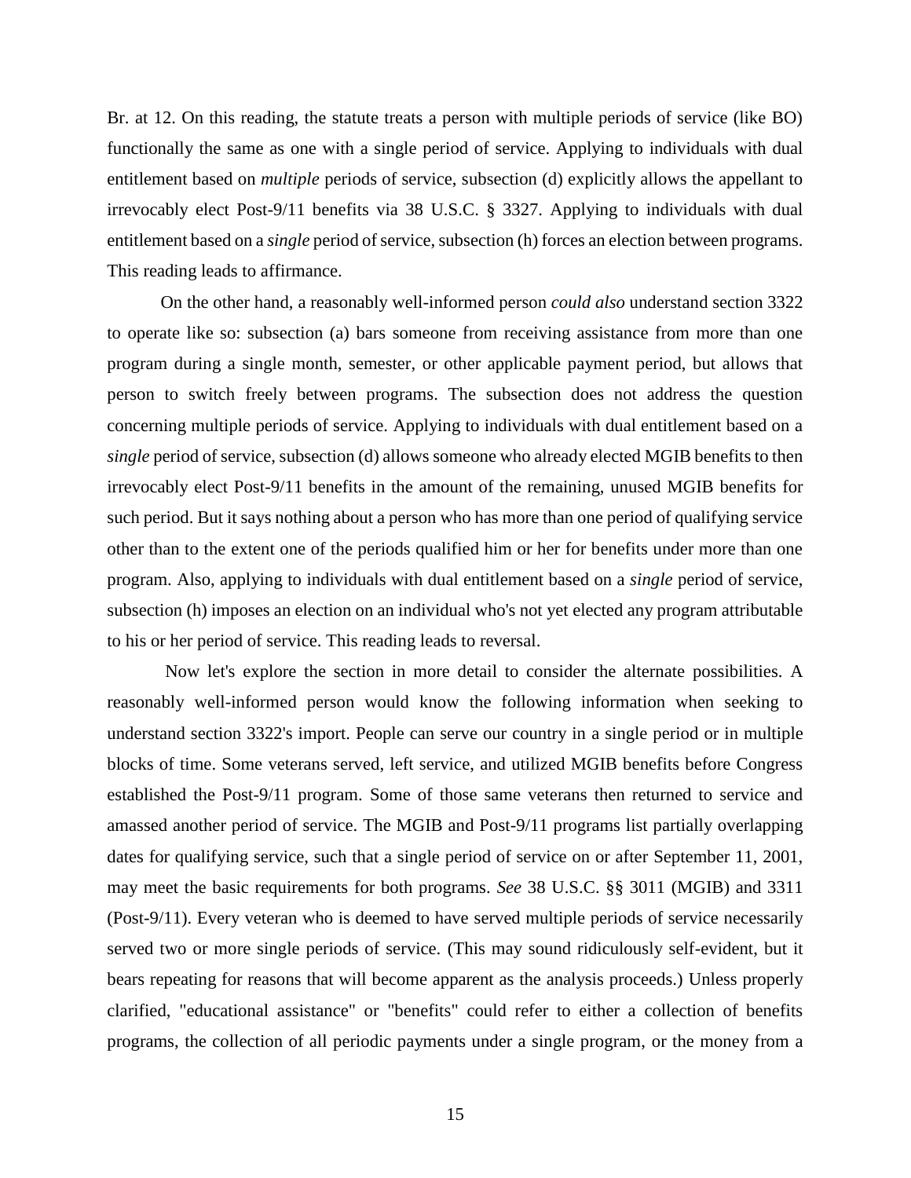Br. at 12. On this reading, the statute treats a person with multiple periods of service (like BO) functionally the same as one with a single period of service. Applying to individuals with dual entitlement based on *multiple* periods of service, subsection (d) explicitly allows the appellant to irrevocably elect Post-9/11 benefits via 38 U.S.C. § 3327. Applying to individuals with dual entitlement based on a *single* period of service, subsection (h) forces an election between programs. This reading leads to affirmance.

On the other hand, a reasonably well-informed person *could also* understand section 3322 to operate like so: subsection (a) bars someone from receiving assistance from more than one program during a single month, semester, or other applicable payment period, but allows that person to switch freely between programs. The subsection does not address the question concerning multiple periods of service. Applying to individuals with dual entitlement based on a *single* period of service, subsection (d) allows someone who already elected MGIB benefits to then irrevocably elect Post-9/11 benefits in the amount of the remaining, unused MGIB benefits for such period. But it says nothing about a person who has more than one period of qualifying service other than to the extent one of the periods qualified him or her for benefits under more than one program. Also, applying to individuals with dual entitlement based on a *single* period of service, subsection (h) imposes an election on an individual who's not yet elected any program attributable to his or her period of service. This reading leads to reversal.

Now let's explore the section in more detail to consider the alternate possibilities. A reasonably well-informed person would know the following information when seeking to understand section 3322's import. People can serve our country in a single period or in multiple blocks of time. Some veterans served, left service, and utilized MGIB benefits before Congress established the Post-9/11 program. Some of those same veterans then returned to service and amassed another period of service. The MGIB and Post-9/11 programs list partially overlapping dates for qualifying service, such that a single period of service on or after September 11, 2001, may meet the basic requirements for both programs. *See* 38 U.S.C. §§ 3011 (MGIB) and 3311 (Post-9/11). Every veteran who is deemed to have served multiple periods of service necessarily served two or more single periods of service. (This may sound ridiculously self-evident, but it bears repeating for reasons that will become apparent as the analysis proceeds.) Unless properly clarified, "educational assistance" or "benefits" could refer to either a collection of benefits programs, the collection of all periodic payments under a single program, or the money from a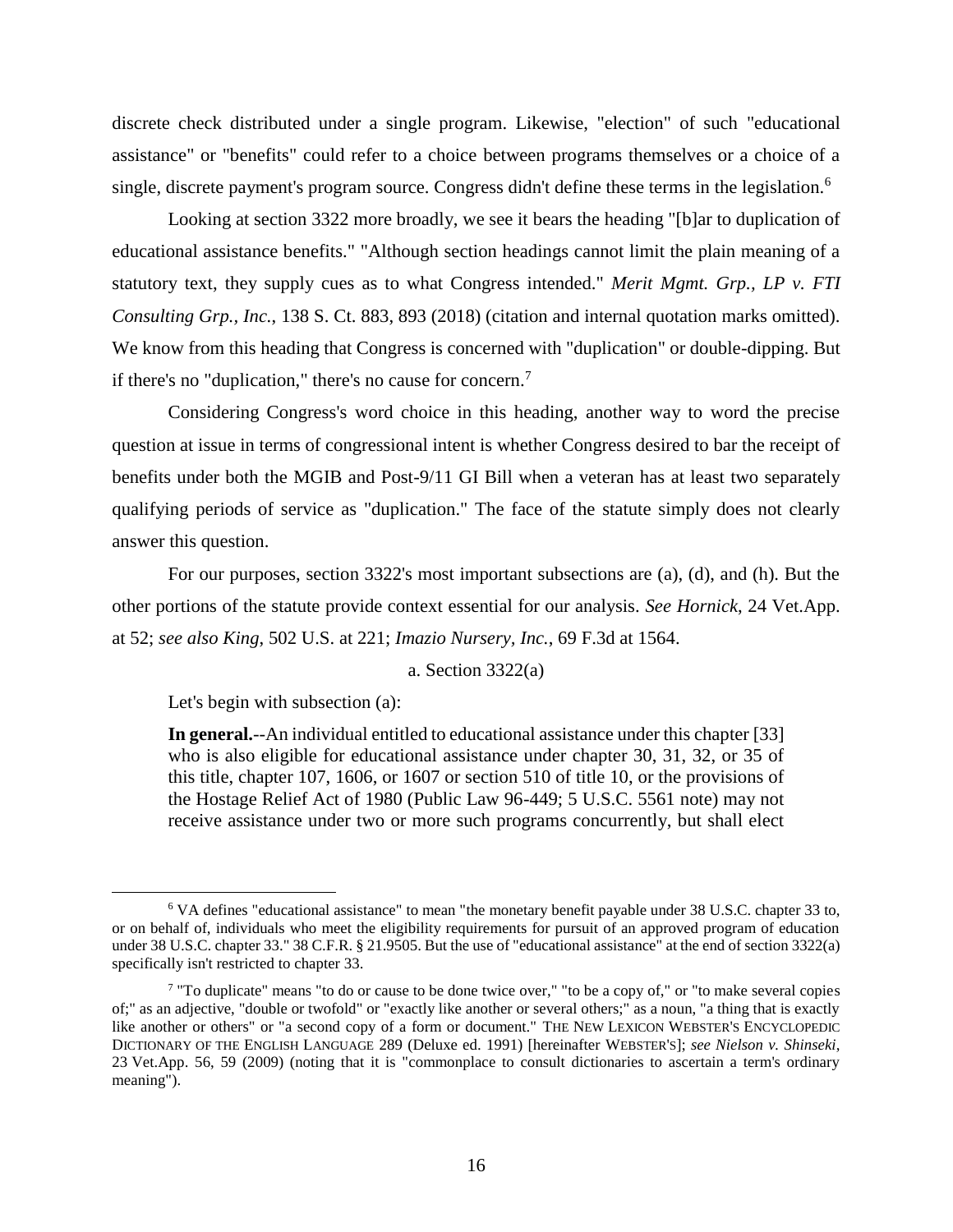discrete check distributed under a single program. Likewise, "election" of such "educational assistance" or "benefits" could refer to a choice between programs themselves or a choice of a single, discrete payment's program source. Congress didn't define these terms in the legislation.[6]

Looking at section 3322 more broadly, we see it bears the heading "[b]ar to duplication of educational assistance benefits." "Although section headings cannot limit the plain meaning of a statutory text, they supply cues as to what Congress intended." *Merit Mgmt. Grp., LP v. FTI Consulting Grp., Inc.*, 138 S. Ct. 883, 893 (2018) (citation and internal quotation marks omitted). We know from this heading that Congress is concerned with "duplication" or double-dipping. But if there's no "duplication," there's no cause for concern.[7]

Considering Congress's word choice in this heading, another way to word the precise question at issue in terms of congressional intent is whether Congress desired to bar the receipt of benefits under both the MGIB and Post-9/11 GI Bill when a veteran has at least two separately qualifying periods of service as "duplication." The face of the statute simply does not clearly answer this question.

For our purposes, section 3322's most important subsections are (a), (d), and (h). But the other portions of the statute provide context essential for our analysis. *See Hornick*, 24 Vet.App. at 52; *see also King*, 502 U.S. at 221; *Imazio Nursery, Inc.*, 69 F.3d at 1564.

a. Section 3322(a)

Let's begin with subsection (a):

> **In general.**--An individual entitled to educational assistance under this chapter [33] who is also eligible for educational assistance under chapter 30, 31, 32, or 35 of this title, chapter 107, 1606, or 1607 or section 510 of title 10, or the provisions of the Hostage Relief Act of 1980 (Public Law 96-449; 5 U.S.C. 5561 note) may not receive assistance under two or more such programs concurrently, but shall elect

[6] VA defines "educational assistance" to mean "the monetary benefit payable under 38 U.S.C. chapter 33 to, or on behalf of, individuals who meet the eligibility requirements for pursuit of an approved program of education under 38 U.S.C. chapter 33." 38 C.F.R. § 21.9505. But the use of "educational assistance" at the end of section 3322(a) specifically isn't restricted to chapter 33.

[7] "To duplicate" means "to do or cause to be done twice over," "to be a copy of," or "to make several copies of;" as an adjective, "double or twofold" or "exactly like another or several others;" as a noun, "a thing that is exactly like another or others" or "a second copy of a form or document." THE NEW LEXICON WEBSTER'S ENCYCLOPEDIC DICTIONARY OF THE ENGLISH LANGUAGE 289 (Deluxe ed. 1991) [hereinafter WEBSTER'S]; *see Nielson v. Shinseki*, 23 Vet.App. 56, 59 (2009) (noting that it is "commonplace to consult dictionaries to ascertain a term's ordinary meaning").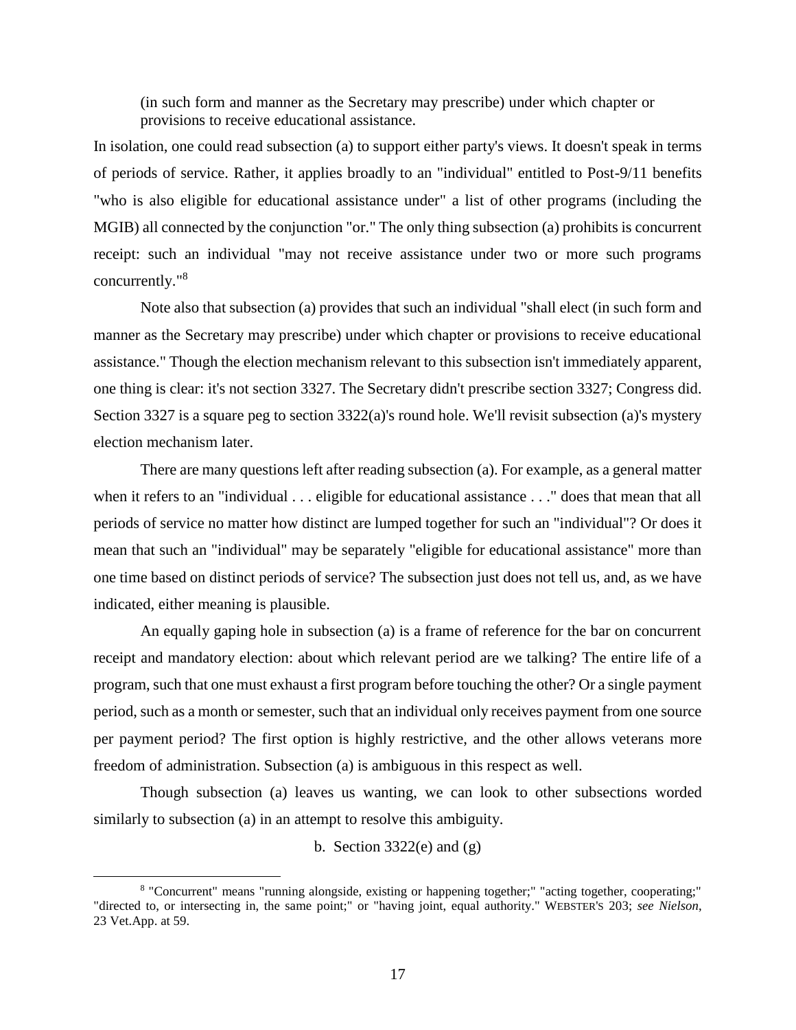> (in such form and manner as the Secretary may prescribe) under which chapter or provisions to receive educational assistance.

In isolation, one could read subsection (a) to support either party's views. It doesn't speak in terms of periods of service. Rather, it applies broadly to an "individual" entitled to Post-9/11 benefits "who is also eligible for educational assistance under" a list of other programs (including the MGIB) all connected by the conjunction "or." The only thing subsection (a) prohibits is concurrent receipt: such an individual "may not receive assistance under two or more such programs concurrently."[8]

Note also that subsection (a) provides that such an individual "shall elect (in such form and manner as the Secretary may prescribe) under which chapter or provisions to receive educational assistance." Though the election mechanism relevant to this subsection isn't immediately apparent, one thing is clear: it's not section 3327. The Secretary didn't prescribe section 3327; Congress did. Section 3327 is a square peg to section 3322(a)'s round hole. We'll revisit subsection (a)'s mystery election mechanism later.

There are many questions left after reading subsection (a). For example, as a general matter when it refers to an "individual . . . eligible for educational assistance . . ." does that mean that all periods of service no matter how distinct are lumped together for such an "individual"? Or does it mean that such an "individual" may be separately "eligible for educational assistance" more than one time based on distinct periods of service? The subsection just does not tell us, and, as we have indicated, either meaning is plausible.

An equally gaping hole in subsection (a) is a frame of reference for the bar on concurrent receipt and mandatory election: about which relevant period are we talking? The entire life of a program, such that one must exhaust a first program before touching the other? Or a single payment period, such as a month or semester, such that an individual only receives payment from one source per payment period? The first option is highly restrictive, and the other allows veterans more freedom of administration. Subsection (a) is ambiguous in this respect as well.

Though subsection (a) leaves us wanting, we can look to other subsections worded similarly to subsection (a) in an attempt to resolve this ambiguity.

b. Section 3322(e) and (g)

---

[8] "Concurrent" means "running alongside, existing or happening together;" "acting together, cooperating;" "directed to, or intersecting in, the same point;" or "having joint, equal authority." WEBSTER'S 203; *see Nielson*, 23 Vet.App. at 59.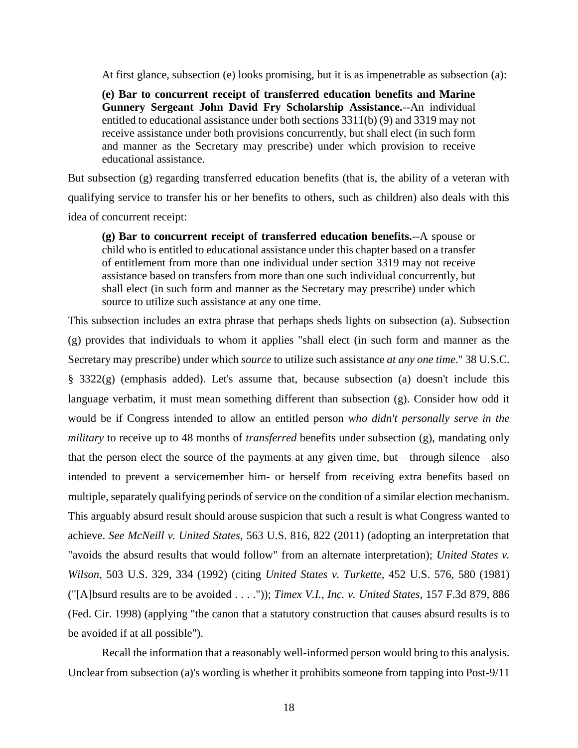At first glance, subsection (e) looks promising, but it is as impenetrable as subsection (a):

> **(e) Bar to concurrent receipt of transferred education benefits and Marine Gunnery Sergeant John David Fry Scholarship Assistance.**--An individual entitled to educational assistance under both sections 3311(b) (9) and 3319 may not receive assistance under both provisions concurrently, but shall elect (in such form and manner as the Secretary may prescribe) under which provision to receive educational assistance.

But subsection (g) regarding transferred education benefits (that is, the ability of a veteran with qualifying service to transfer his or her benefits to others, such as children) also deals with this idea of concurrent receipt:

> **(g) Bar to concurrent receipt of transferred education benefits.**--A spouse or child who is entitled to educational assistance under this chapter based on a transfer of entitlement from more than one individual under section 3319 may not receive assistance based on transfers from more than one such individual concurrently, but shall elect (in such form and manner as the Secretary may prescribe) under which source to utilize such assistance at any one time.

This subsection includes an extra phrase that perhaps sheds lights on subsection (a). Subsection (g) provides that individuals to whom it applies "shall elect (in such form and manner as the Secretary may prescribe) under which *source* to utilize such assistance *at any one time*." 38 U.S.C. § 3322(g) (emphasis added). Let's assume that, because subsection (a) doesn't include this language verbatim, it must mean something different than subsection (g). Consider how odd it would be if Congress intended to allow an entitled person *who didn't personally serve in the military* to receive up to 48 months of *transferred* benefits under subsection (g), mandating only that the person elect the source of the payments at any given time, but—through silence—also intended to prevent a servicemember him- or herself from receiving extra benefits based on multiple, separately qualifying periods of service on the condition of a similar election mechanism. This arguably absurd result should arouse suspicion that such a result is what Congress wanted to achieve. *See McNeill v. United States*, 563 U.S. 816, 822 (2011) (adopting an interpretation that "avoids the absurd results that would follow" from an alternate interpretation); *United States v. Wilson*, 503 U.S. 329, 334 (1992) (citing *United States v. Turkette*, 452 U.S. 576, 580 (1981) ("[A]bsurd results are to be avoided . . . .")); *Timex V.I., Inc. v. United States*, 157 F.3d 879, 886 (Fed. Cir. 1998) (applying "the canon that a statutory construction that causes absurd results is to be avoided if at all possible").

Recall the information that a reasonably well-informed person would bring to this analysis. Unclear from subsection (a)'s wording is whether it prohibits someone from tapping into Post-9/11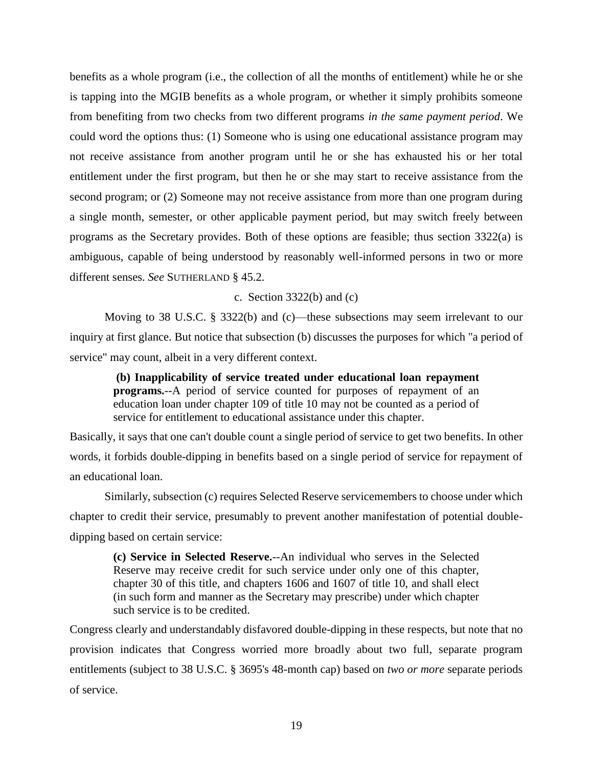benefits as a whole program (i.e., the collection of all the months of entitlement) while he or she is tapping into the MGIB benefits as a whole program, or whether it simply prohibits someone from benefiting from two checks from two different programs *in the same payment period*. We could word the options thus: (1) Someone who is using one educational assistance program may not receive assistance from another program until he or she has exhausted his or her total entitlement under the first program, but then he or she may start to receive assistance from the second program; or (2) Someone may not receive assistance from more than one program during a single month, semester, or other applicable payment period, but may switch freely between programs as the Secretary provides. Both of these options are feasible; thus section 3322(a) is ambiguous, capable of being understood by reasonably well-informed persons in two or more different senses. *See* SUTHERLAND § 45.2.

c. Section 3322(b) and (c)

Moving to 38 U.S.C. § 3322(b) and (c)—these subsections may seem irrelevant to our inquiry at first glance. But notice that subsection (b) discusses the purposes for which "a period of service" may count, albeit in a very different context.

> **(b) Inapplicability of service treated under educational loan repayment programs.**--A period of service counted for purposes of repayment of an education loan under chapter 109 of title 10 may not be counted as a period of service for entitlement to educational assistance under this chapter.

Basically, it says that one can't double count a single period of service to get two benefits. In other words, it forbids double-dipping in benefits based on a single period of service for repayment of an educational loan.

Similarly, subsection (c) requires Selected Reserve servicemembers to choose under which chapter to credit their service, presumably to prevent another manifestation of potential double-dipping based on certain service:

> **(c) Service in Selected Reserve.**--An individual who serves in the Selected Reserve may receive credit for such service under only one of this chapter, chapter 30 of this title, and chapters 1606 and 1607 of title 10, and shall elect (in such form and manner as the Secretary may prescribe) under which chapter such service is to be credited.

Congress clearly and understandably disfavored double-dipping in these respects, but note that no provision indicates that Congress worried more broadly about two full, separate program entitlements (subject to 38 U.S.C. § 3695's 48-month cap) based on *two or more* separate periods of service.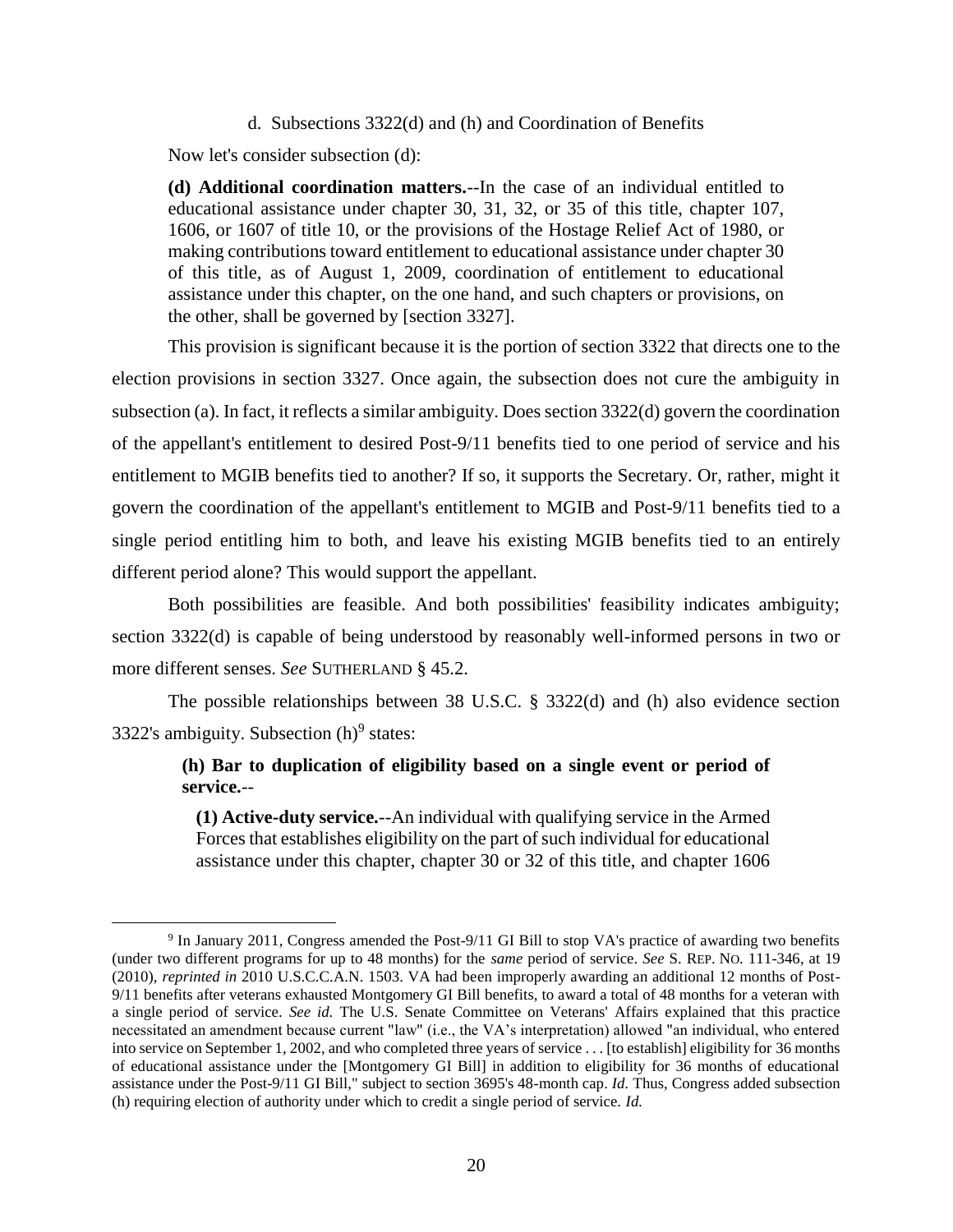d. Subsections 3322(d) and (h) and Coordination of Benefits

Now let's consider subsection (d):

> **(d) Additional coordination matters.**--In the case of an individual entitled to educational assistance under chapter 30, 31, 32, or 35 of this title, chapter 107, 1606, or 1607 of title 10, or the provisions of the Hostage Relief Act of 1980, or making contributions toward entitlement to educational assistance under chapter 30 of this title, as of August 1, 2009, coordination of entitlement to educational assistance under this chapter, on the one hand, and such chapters or provisions, on the other, shall be governed by [section 3327].

This provision is significant because it is the portion of section 3322 that directs one to the election provisions in section 3327. Once again, the subsection does not cure the ambiguity in subsection (a). In fact, it reflects a similar ambiguity. Does section 3322(d) govern the coordination of the appellant's entitlement to desired Post-9/11 benefits tied to one period of service and his entitlement to MGIB benefits tied to another? If so, it supports the Secretary. Or, rather, might it govern the coordination of the appellant's entitlement to MGIB and Post-9/11 benefits tied to a single period entitling him to both, and leave his existing MGIB benefits tied to an entirely different period alone? This would support the appellant.

Both possibilities are feasible. And both possibilities' feasibility indicates ambiguity; section 3322(d) is capable of being understood by reasonably well-informed persons in two or more different senses. *See* SUTHERLAND § 45.2.

The possible relationships between 38 U.S.C. § 3322(d) and (h) also evidence section 3322's ambiguity. Subsection (h)[9] states:

> **(h) Bar to duplication of eligibility based on a single event or period of service.**--
>
> **(1) Active-duty service.**--An individual with qualifying service in the Armed Forces that establishes eligibility on the part of such individual for educational assistance under this chapter, chapter 30 or 32 of this title, and chapter 1606

---

[9] In January 2011, Congress amended the Post-9/11 GI Bill to stop VA's practice of awarding two benefits (under two different programs for up to 48 months) for the *same* period of service. *See* S. REP. NO. 111-346, at 19 (2010), *reprinted in* 2010 U.S.C.C.A.N. 1503. VA had been improperly awarding an additional 12 months of Post-9/11 benefits after veterans exhausted Montgomery GI Bill benefits, to award a total of 48 months for a veteran with a single period of service. *See id.* The U.S. Senate Committee on Veterans' Affairs explained that this practice necessitated an amendment because current "law" (i.e., the VA's interpretation) allowed "an individual, who entered into service on September 1, 2002, and who completed three years of service . . . [to establish] eligibility for 36 months of educational assistance under the [Montgomery GI Bill] in addition to eligibility for 36 months of educational assistance under the Post-9/11 GI Bill," subject to section 3695's 48-month cap. *Id.* Thus, Congress added subsection (h) requiring election of authority under which to credit a single period of service. *Id.*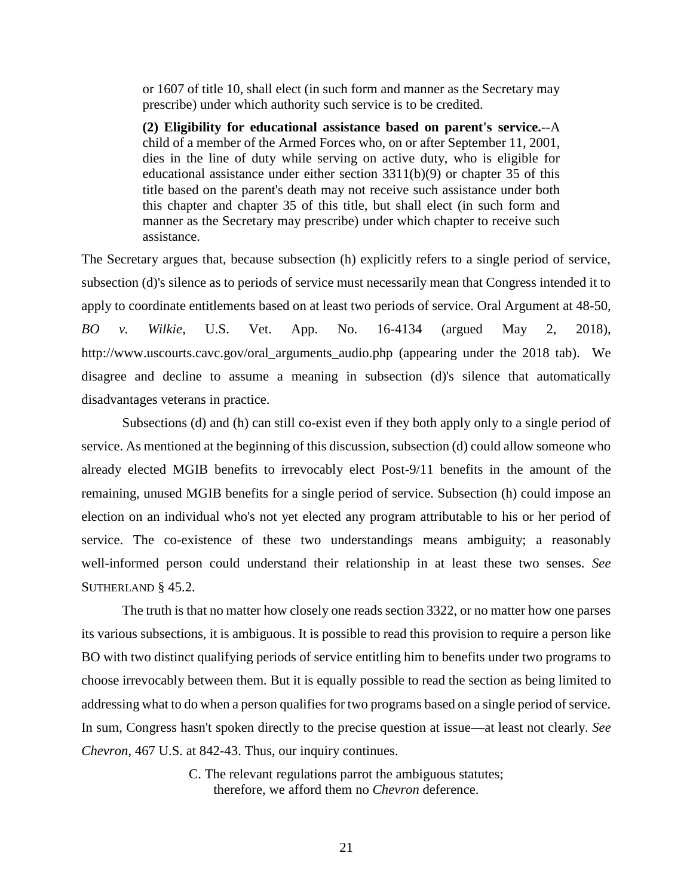> or 1607 of title 10, shall elect (in such form and manner as the Secretary may prescribe) under which authority such service is to be credited.
>
> **(2) Eligibility for educational assistance based on parent's service.**--A child of a member of the Armed Forces who, on or after September 11, 2001, dies in the line of duty while serving on active duty, who is eligible for educational assistance under either section 3311(b)(9) or chapter 35 of this title based on the parent's death may not receive such assistance under both this chapter and chapter 35 of this title, but shall elect (in such form and manner as the Secretary may prescribe) under which chapter to receive such assistance.

The Secretary argues that, because subsection (h) explicitly refers to a single period of service, subsection (d)'s silence as to periods of service must necessarily mean that Congress intended it to apply to coordinate entitlements based on at least two periods of service. Oral Argument at 48-50, *BO v. Wilkie*, U.S. Vet. App. No. 16-4134 (argued May 2, 2018), http://www.uscourts.cavc.gov/oral_arguments_audio.php (appearing under the 2018 tab). We disagree and decline to assume a meaning in subsection (d)'s silence that automatically disadvantages veterans in practice.

Subsections (d) and (h) can still co-exist even if they both apply only to a single period of service. As mentioned at the beginning of this discussion, subsection (d) could allow someone who already elected MGIB benefits to irrevocably elect Post-9/11 benefits in the amount of the remaining, unused MGIB benefits for a single period of service. Subsection (h) could impose an election on an individual who's not yet elected any program attributable to his or her period of service. The co-existence of these two understandings means ambiguity; a reasonably well-informed person could understand their relationship in at least these two senses. *See* SUTHERLAND § 45.2.

The truth is that no matter how closely one reads section 3322, or no matter how one parses its various subsections, it is ambiguous. It is possible to read this provision to require a person like BO with two distinct qualifying periods of service entitling him to benefits under two programs to choose irrevocably between them. But it is equally possible to read the section as being limited to addressing what to do when a person qualifies for two programs based on a single period of service. In sum, Congress hasn't spoken directly to the precise question at issue—at least not clearly. *See Chevron*, 467 U.S. at 842-43. Thus, our inquiry continues.

### C. The relevant regulations parrot the ambiguous statutes; therefore, we afford them no *Chevron* deference.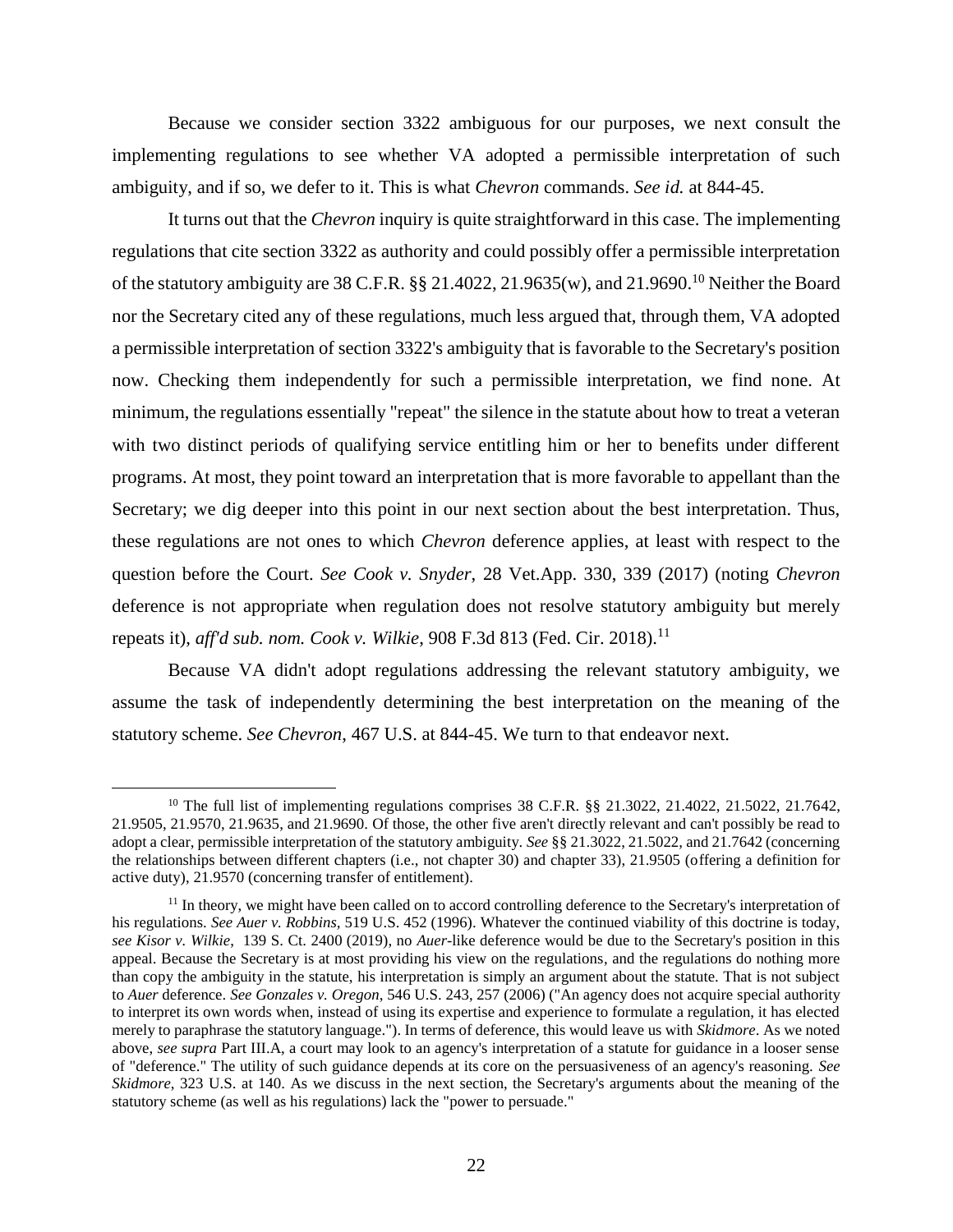Because we consider section 3322 ambiguous for our purposes, we next consult the implementing regulations to see whether VA adopted a permissible interpretation of such ambiguity, and if so, we defer to it. This is what *Chevron* commands. *See id.* at 844-45.

It turns out that the *Chevron* inquiry is quite straightforward in this case. The implementing regulations that cite section 3322 as authority and could possibly offer a permissible interpretation of the statutory ambiguity are 38 C.F.R. §§ 21.4022, 21.9635(w), and 21.9690.[10] Neither the Board nor the Secretary cited any of these regulations, much less argued that, through them, VA adopted a permissible interpretation of section 3322's ambiguity that is favorable to the Secretary's position now. Checking them independently for such a permissible interpretation, we find none. At minimum, the regulations essentially "repeat" the silence in the statute about how to treat a veteran with two distinct periods of qualifying service entitling him or her to benefits under different programs. At most, they point toward an interpretation that is more favorable to appellant than the Secretary; we dig deeper into this point in our next section about the best interpretation. Thus, these regulations are not ones to which *Chevron* deference applies, at least with respect to the question before the Court. *See Cook v. Snyder*, 28 Vet.App. 330, 339 (2017) (noting *Chevron* deference is not appropriate when regulation does not resolve statutory ambiguity but merely repeats it), *aff'd sub. nom. Cook v. Wilkie*, 908 F.3d 813 (Fed. Cir. 2018).[11]

Because VA didn't adopt regulations addressing the relevant statutory ambiguity, we assume the task of independently determining the best interpretation on the meaning of the statutory scheme. *See Chevron*, 467 U.S. at 844-45. We turn to that endeavor next.

---

[10] The full list of implementing regulations comprises 38 C.F.R. §§ 21.3022, 21.4022, 21.5022, 21.7642, 21.9505, 21.9570, 21.9635, and 21.9690. Of those, the other five aren't directly relevant and can't possibly be read to adopt a clear, permissible interpretation of the statutory ambiguity. *See* §§ 21.3022, 21.5022, and 21.7642 (concerning the relationships between different chapters (i.e., not chapter 30) and chapter 33), 21.9505 (offering a definition for active duty), 21.9570 (concerning transfer of entitlement).

[11] In theory, we might have been called on to accord controlling deference to the Secretary's interpretation of his regulations. *See Auer v. Robbins*, 519 U.S. 452 (1996). Whatever the continued viability of this doctrine is today, *see Kisor v. Wilkie*, 139 S. Ct. 2400 (2019), no *Auer*-like deference would be due to the Secretary's position in this appeal. Because the Secretary is at most providing his view on the regulations, and the regulations do nothing more than copy the ambiguity in the statute, his interpretation is simply an argument about the statute. That is not subject to *Auer* deference. *See Gonzales v. Oregon*, 546 U.S. 243, 257 (2006) ("An agency does not acquire special authority to interpret its own words when, instead of using its expertise and experience to formulate a regulation, it has elected merely to paraphrase the statutory language."). In terms of deference, this would leave us with *Skidmore*. As we noted above, *see supra* Part III.A, a court may look to an agency's interpretation of a statute for guidance in a looser sense of "deference." The utility of such guidance depends at its core on the persuasiveness of an agency's reasoning. *See Skidmore*, 323 U.S. at 140. As we discuss in the next section, the Secretary's arguments about the meaning of the statutory scheme (as well as his regulations) lack the "power to persuade."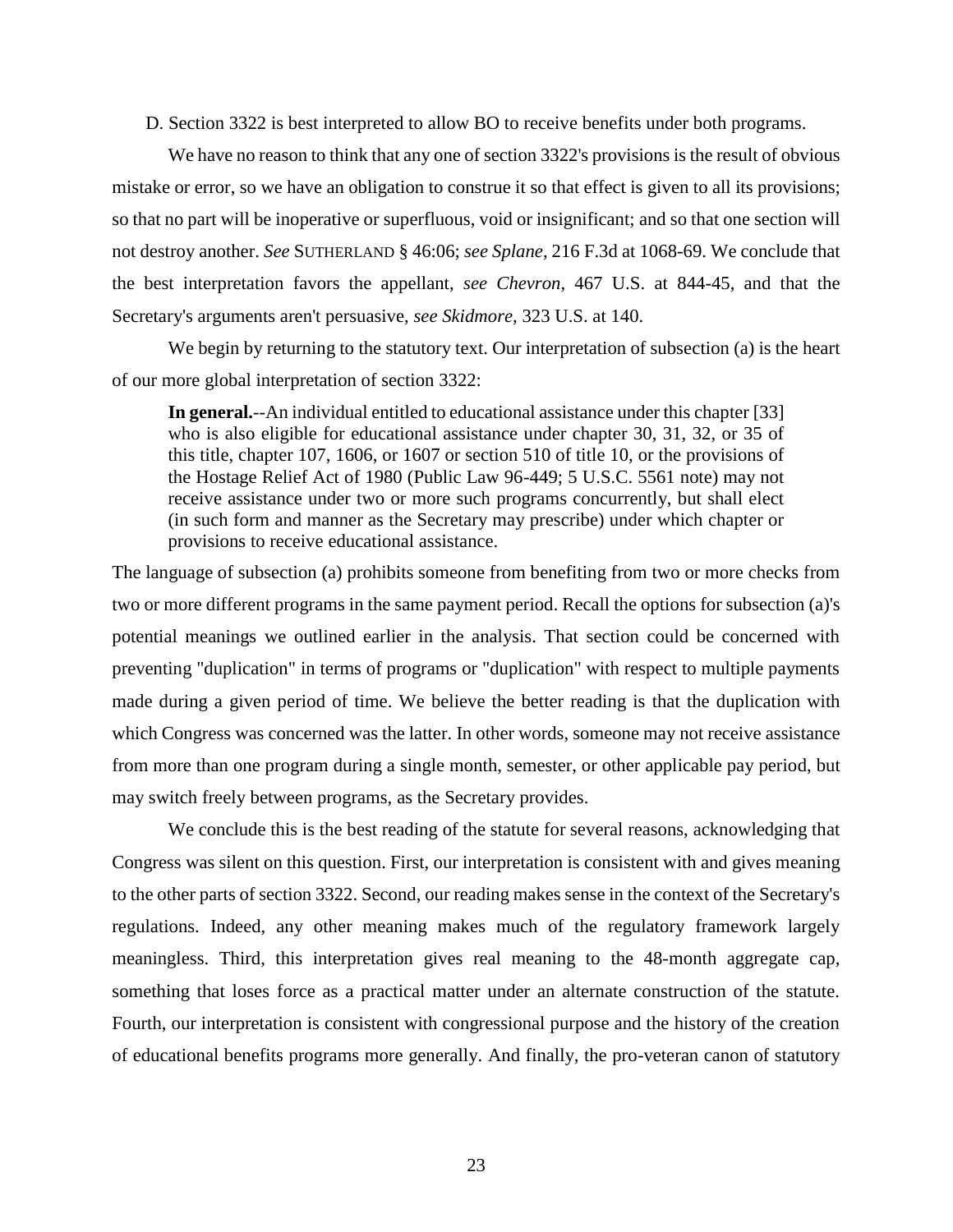D. Section 3322 is best interpreted to allow BO to receive benefits under both programs.

We have no reason to think that any one of section 3322's provisions is the result of obvious mistake or error, so we have an obligation to construe it so that effect is given to all its provisions; so that no part will be inoperative or superfluous, void or insignificant; and so that one section will not destroy another. *See* SUTHERLAND § 46:06; *see Splane*, 216 F.3d at 1068-69. We conclude that the best interpretation favors the appellant, *see Chevron*, 467 U.S. at 844-45, and that the Secretary's arguments aren't persuasive, *see Skidmore*, 323 U.S. at 140.

We begin by returning to the statutory text. Our interpretation of subsection (a) is the heart of our more global interpretation of section 3322:

> **In general.**--An individual entitled to educational assistance under this chapter [33] who is also eligible for educational assistance under chapter 30, 31, 32, or 35 of this title, chapter 107, 1606, or 1607 or section 510 of title 10, or the provisions of the Hostage Relief Act of 1980 (Public Law 96-449; 5 U.S.C. 5561 note) may not receive assistance under two or more such programs concurrently, but shall elect (in such form and manner as the Secretary may prescribe) under which chapter or provisions to receive educational assistance.

The language of subsection (a) prohibits someone from benefiting from two or more checks from two or more different programs in the same payment period. Recall the options for subsection (a)'s potential meanings we outlined earlier in the analysis. That section could be concerned with preventing "duplication" in terms of programs or "duplication" with respect to multiple payments made during a given period of time. We believe the better reading is that the duplication with which Congress was concerned was the latter. In other words, someone may not receive assistance from more than one program during a single month, semester, or other applicable pay period, but may switch freely between programs, as the Secretary provides.

We conclude this is the best reading of the statute for several reasons, acknowledging that Congress was silent on this question. First, our interpretation is consistent with and gives meaning to the other parts of section 3322. Second, our reading makes sense in the context of the Secretary's regulations. Indeed, any other meaning makes much of the regulatory framework largely meaningless. Third, this interpretation gives real meaning to the 48-month aggregate cap, something that loses force as a practical matter under an alternate construction of the statute. Fourth, our interpretation is consistent with congressional purpose and the history of the creation of educational benefits programs more generally. And finally, the pro-veteran canon of statutory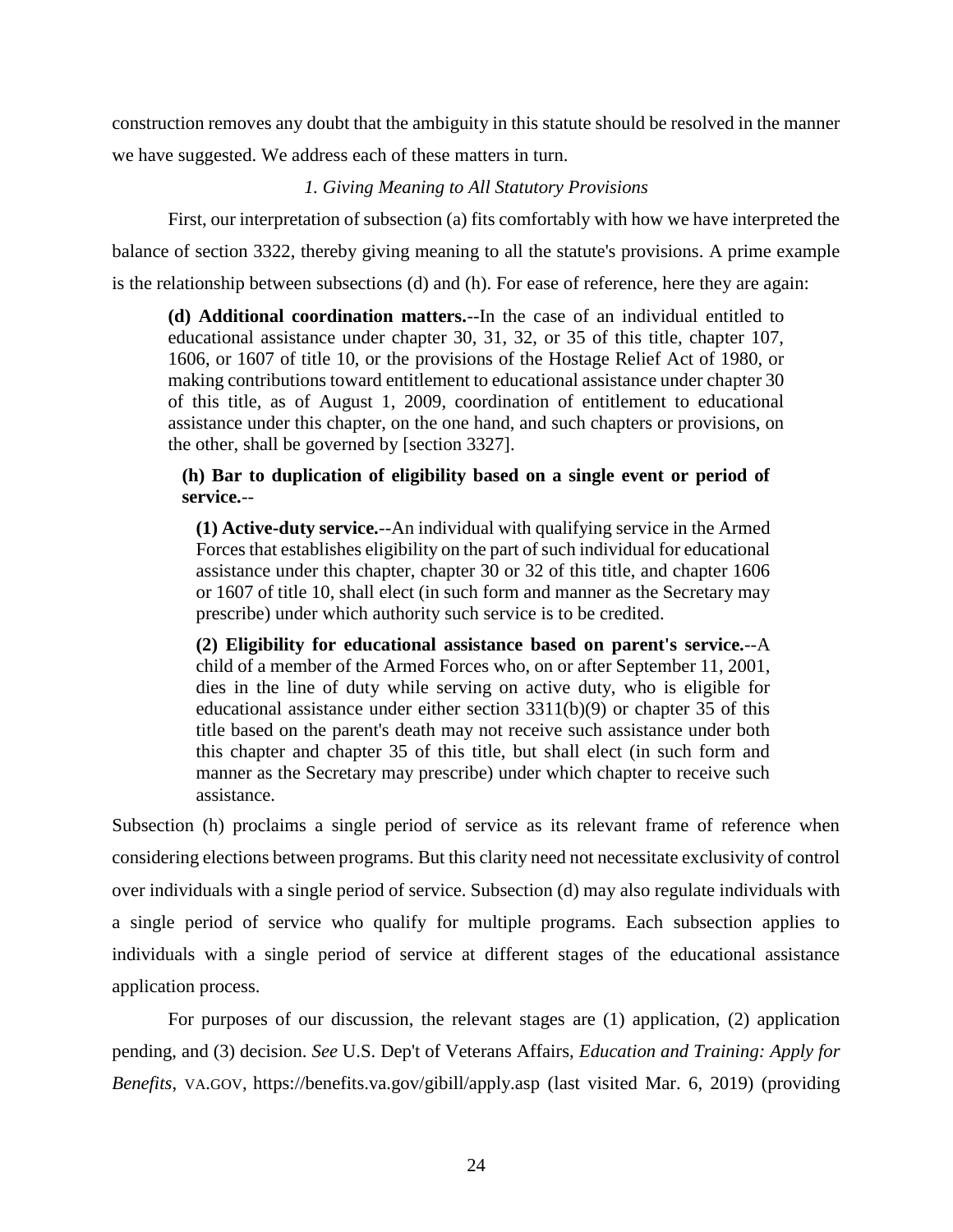construction removes any doubt that the ambiguity in this statute should be resolved in the manner we have suggested. We address each of these matters in turn.

*1. Giving Meaning to All Statutory Provisions*

First, our interpretation of subsection (a) fits comfortably with how we have interpreted the balance of section 3322, thereby giving meaning to all the statute's provisions. A prime example is the relationship between subsections (d) and (h). For ease of reference, here they are again:

> **(d) Additional coordination matters.**--In the case of an individual entitled to educational assistance under chapter 30, 31, 32, or 35 of this title, chapter 107, 1606, or 1607 of title 10, or the provisions of the Hostage Relief Act of 1980, or making contributions toward entitlement to educational assistance under chapter 30 of this title, as of August 1, 2009, coordination of entitlement to educational assistance under this chapter, on the one hand, and such chapters or provisions, on the other, shall be governed by [section 3327].
>
> **(h) Bar to duplication of eligibility based on a single event or period of service.**--
>
> > **(1) Active-duty service.**--An individual with qualifying service in the Armed Forces that establishes eligibility on the part of such individual for educational assistance under this chapter, chapter 30 or 32 of this title, and chapter 1606 or 1607 of title 10, shall elect (in such form and manner as the Secretary may prescribe) under which authority such service is to be credited.
> >
> > **(2) Eligibility for educational assistance based on parent's service.**--A child of a member of the Armed Forces who, on or after September 11, 2001, dies in the line of duty while serving on active duty, who is eligible for educational assistance under either section 3311(b)(9) or chapter 35 of this title based on the parent's death may not receive such assistance under both this chapter and chapter 35 of this title, but shall elect (in such form and manner as the Secretary may prescribe) under which chapter to receive such assistance.

Subsection (h) proclaims a single period of service as its relevant frame of reference when considering elections between programs. But this clarity need not necessitate exclusivity of control over individuals with a single period of service. Subsection (d) may also regulate individuals with a single period of service who qualify for multiple programs. Each subsection applies to individuals with a single period of service at different stages of the educational assistance application process.

For purposes of our discussion, the relevant stages are (1) application, (2) application pending, and (3) decision. *See* U.S. Dep't of Veterans Affairs, *Education and Training: Apply for Benefits*, VA.GOV, https://benefits.va.gov/gibill/apply.asp (last visited Mar. 6, 2019) (providing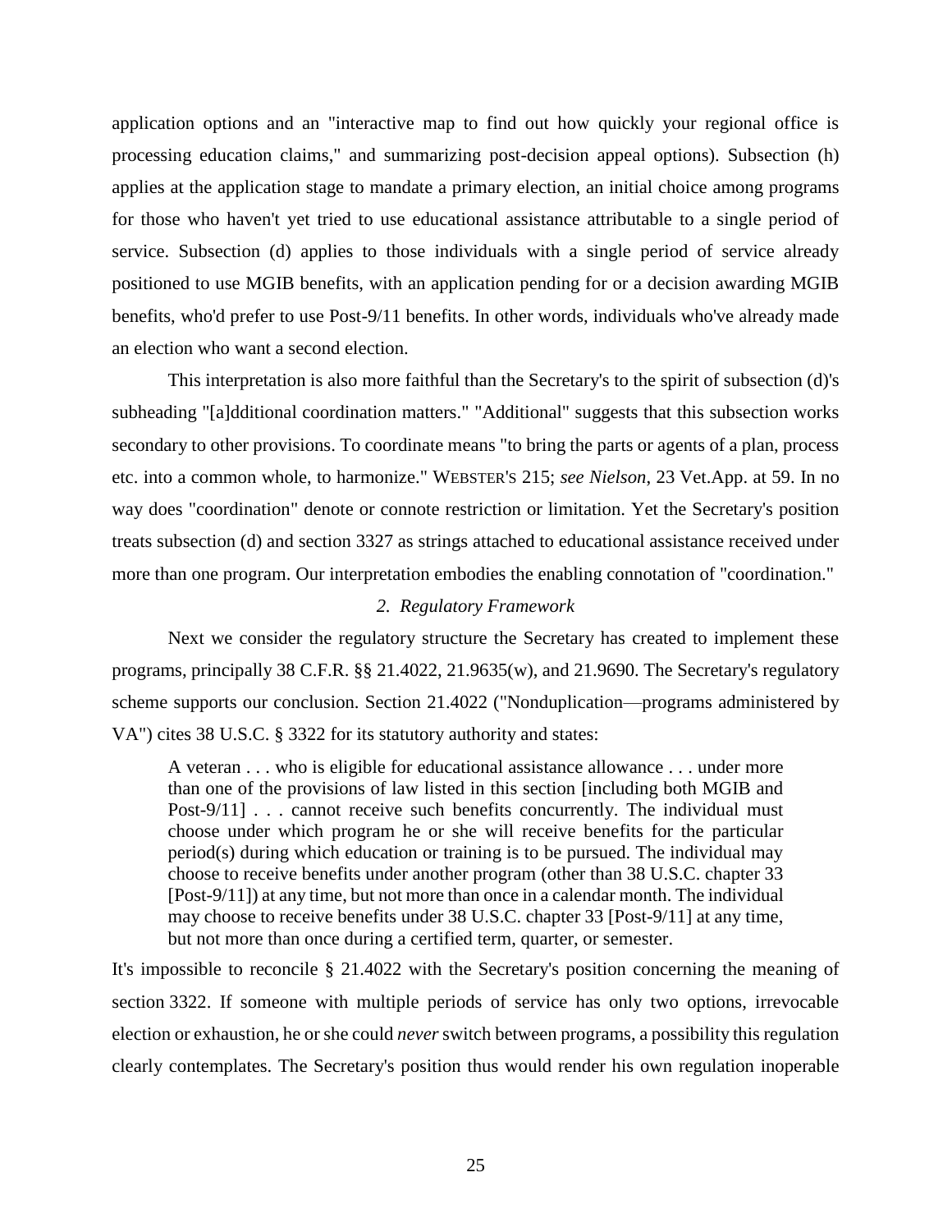application options and an "interactive map to find out how quickly your regional office is processing education claims," and summarizing post-decision appeal options). Subsection (h) applies at the application stage to mandate a primary election, an initial choice among programs for those who haven't yet tried to use educational assistance attributable to a single period of service. Subsection (d) applies to those individuals with a single period of service already positioned to use MGIB benefits, with an application pending for or a decision awarding MGIB benefits, who'd prefer to use Post-9/11 benefits. In other words, individuals who've already made an election who want a second election.

This interpretation is also more faithful than the Secretary's to the spirit of subsection (d)'s subheading "[a]dditional coordination matters." "Additional" suggests that this subsection works secondary to other provisions. To coordinate means "to bring the parts or agents of a plan, process etc. into a common whole, to harmonize." WEBSTER'S 215; *see Nielson*, 23 Vet.App. at 59. In no way does "coordination" denote or connote restriction or limitation. Yet the Secretary's position treats subsection (d) and section 3327 as strings attached to educational assistance received under more than one program. Our interpretation embodies the enabling connotation of "coordination."

### *2. Regulatory Framework*

Next we consider the regulatory structure the Secretary has created to implement these programs, principally 38 C.F.R. §§ 21.4022, 21.9635(w), and 21.9690. The Secretary's regulatory scheme supports our conclusion. Section 21.4022 ("Nonduplication—programs administered by VA") cites 38 U.S.C. § 3322 for its statutory authority and states:

> A veteran . . . who is eligible for educational assistance allowance . . . under more than one of the provisions of law listed in this section [including both MGIB and Post-9/11] . . . cannot receive such benefits concurrently. The individual must choose under which program he or she will receive benefits for the particular period(s) during which education or training is to be pursued. The individual may choose to receive benefits under another program (other than 38 U.S.C. chapter 33 [Post-9/11]) at any time, but not more than once in a calendar month. The individual may choose to receive benefits under 38 U.S.C. chapter 33 [Post-9/11] at any time, but not more than once during a certified term, quarter, or semester.

It's impossible to reconcile § 21.4022 with the Secretary's position concerning the meaning of section 3322. If someone with multiple periods of service has only two options, irrevocable election or exhaustion, he or she could *never* switch between programs, a possibility this regulation clearly contemplates. The Secretary's position thus would render his own regulation inoperable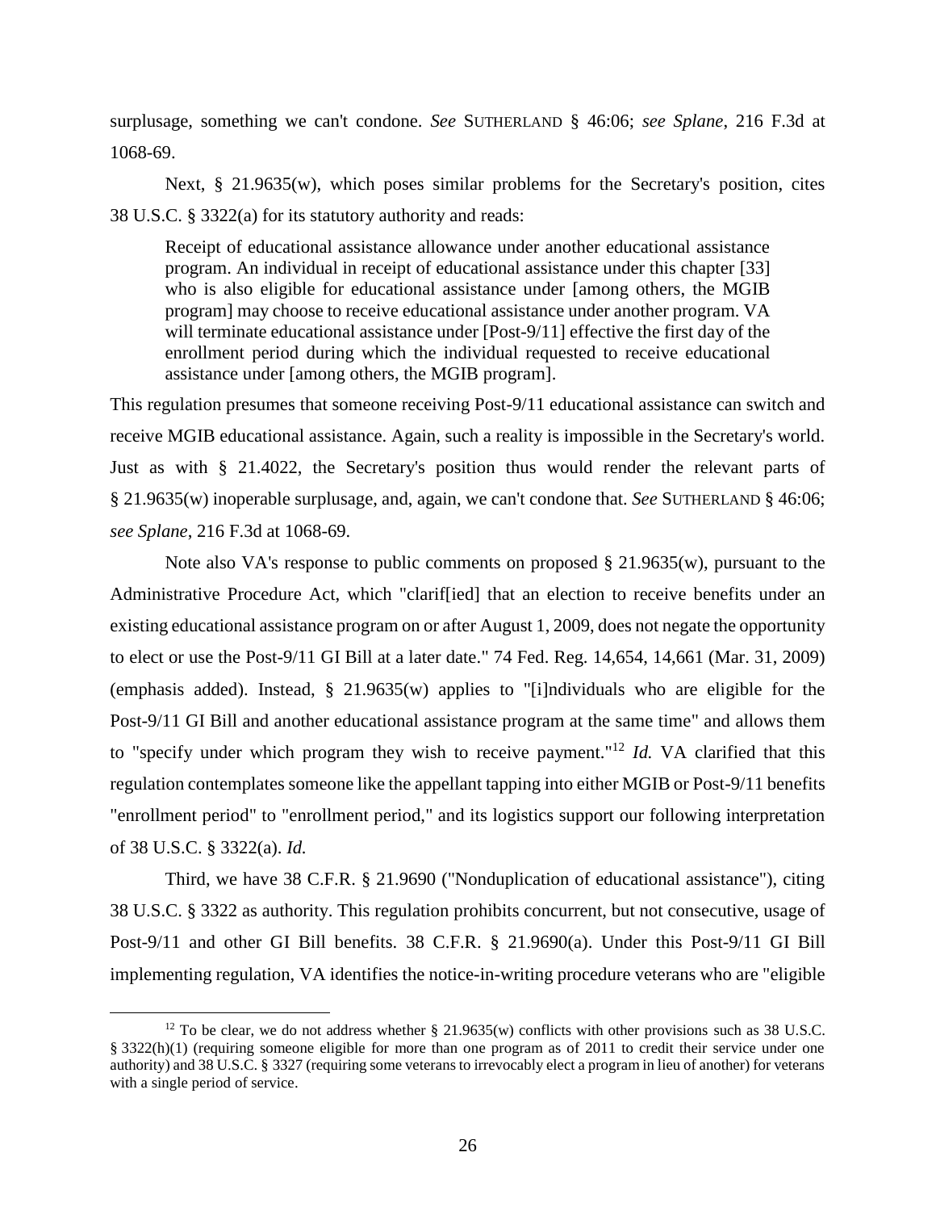surplusage, something we can't condone. *See* SUTHERLAND § 46:06; *see Splane*, 216 F.3d at 1068-69.

Next, § 21.9635(w), which poses similar problems for the Secretary's position, cites 38 U.S.C. § 3322(a) for its statutory authority and reads:

> Receipt of educational assistance allowance under another educational assistance program. An individual in receipt of educational assistance under this chapter [33] who is also eligible for educational assistance under [among others, the MGIB program] may choose to receive educational assistance under another program. VA will terminate educational assistance under [Post-9/11] effective the first day of the enrollment period during which the individual requested to receive educational assistance under [among others, the MGIB program].

This regulation presumes that someone receiving Post-9/11 educational assistance can switch and receive MGIB educational assistance. Again, such a reality is impossible in the Secretary's world. Just as with § 21.4022, the Secretary's position thus would render the relevant parts of § 21.9635(w) inoperable surplusage, and, again, we can't condone that. *See* SUTHERLAND § 46:06; *see Splane*, 216 F.3d at 1068-69.

Note also VA's response to public comments on proposed § 21.9635(w), pursuant to the Administrative Procedure Act, which "clarif[ied] that an election to receive benefits under an existing educational assistance program on or after August 1, 2009, does not negate the opportunity to elect or use the Post-9/11 GI Bill at a later date." 74 Fed. Reg. 14,654, 14,661 (Mar. 31, 2009) (emphasis added). Instead, § 21.9635(w) applies to "[i]ndividuals who are eligible for the Post-9/11 GI Bill and another educational assistance program at the same time" and allows them to "specify under which program they wish to receive payment."[12] *Id.* VA clarified that this regulation contemplates someone like the appellant tapping into either MGIB or Post-9/11 benefits "enrollment period" to "enrollment period," and its logistics support our following interpretation of 38 U.S.C. § 3322(a). *Id.*

Third, we have 38 C.F.R. § 21.9690 ("Nonduplication of educational assistance"), citing 38 U.S.C. § 3322 as authority. This regulation prohibits concurrent, but not consecutive, usage of Post-9/11 and other GI Bill benefits. 38 C.F.R. § 21.9690(a). Under this Post-9/11 GI Bill implementing regulation, VA identifies the notice-in-writing procedure veterans who are "eligible

---

[12] To be clear, we do not address whether § 21.9635(w) conflicts with other provisions such as 38 U.S.C. § 3322(h)(1) (requiring someone eligible for more than one program as of 2011 to credit their service under one authority) and 38 U.S.C. § 3327 (requiring some veterans to irrevocably elect a program in lieu of another) for veterans with a single period of service.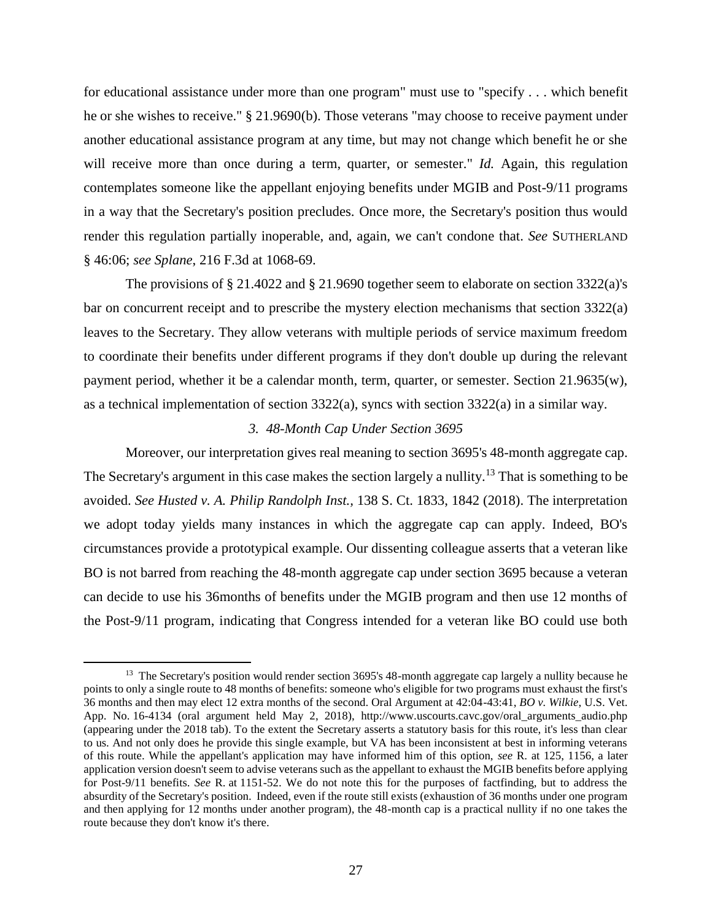for educational assistance under more than one program" must use to "specify . . . which benefit he or she wishes to receive." § 21.9690(b). Those veterans "may choose to receive payment under another educational assistance program at any time, but may not change which benefit he or she will receive more than once during a term, quarter, or semester." *Id.* Again, this regulation contemplates someone like the appellant enjoying benefits under MGIB and Post-9/11 programs in a way that the Secretary's position precludes. Once more, the Secretary's position thus would render this regulation partially inoperable, and, again, we can't condone that. *See* SUTHERLAND § 46:06; *see Splane*, 216 F.3d at 1068-69.

The provisions of § 21.4022 and § 21.9690 together seem to elaborate on section 3322(a)'s bar on concurrent receipt and to prescribe the mystery election mechanisms that section 3322(a) leaves to the Secretary. They allow veterans with multiple periods of service maximum freedom to coordinate their benefits under different programs if they don't double up during the relevant payment period, whether it be a calendar month, term, quarter, or semester. Section 21.9635(w), as a technical implementation of section 3322(a), syncs with section 3322(a) in a similar way.

### *3. 48-Month Cap Under Section 3695*

Moreover, our interpretation gives real meaning to section 3695's 48-month aggregate cap. The Secretary's argument in this case makes the section largely a nullity.[13] That is something to be avoided. *See Husted v. A. Philip Randolph Inst.*, 138 S. Ct. 1833, 1842 (2018). The interpretation we adopt today yields many instances in which the aggregate cap can apply. Indeed, BO's circumstances provide a prototypical example. Our dissenting colleague asserts that a veteran like BO is not barred from reaching the 48-month aggregate cap under section 3695 because a veteran can decide to use his 36months of benefits under the MGIB program and then use 12 months of the Post-9/11 program, indicating that Congress intended for a veteran like BO could use both

[13] The Secretary's position would render section 3695's 48-month aggregate cap largely a nullity because he points to only a single route to 48 months of benefits: someone who's eligible for two programs must exhaust the first's 36 months and then may elect 12 extra months of the second. Oral Argument at 42:04-43:41, *BO v. Wilkie*, U.S. Vet. App. No. 16-4134 (oral argument held May 2, 2018), http://www.uscourts.cavc.gov/oral_arguments_audio.php (appearing under the 2018 tab). To the extent the Secretary asserts a statutory basis for this route, it's less than clear to us. And not only does he provide this single example, but VA has been inconsistent at best in informing veterans of this route. While the appellant's application may have informed him of this option, *see* R. at 125, 1156, a later application version doesn't seem to advise veterans such as the appellant to exhaust the MGIB benefits before applying for Post-9/11 benefits. *See* R. at 1151-52. We do not note this for the purposes of factfinding, but to address the absurdity of the Secretary's position. Indeed, even if the route still exists (exhaustion of 36 months under one program and then applying for 12 months under another program), the 48-month cap is a practical nullity if no one takes the route because they don't know it's there.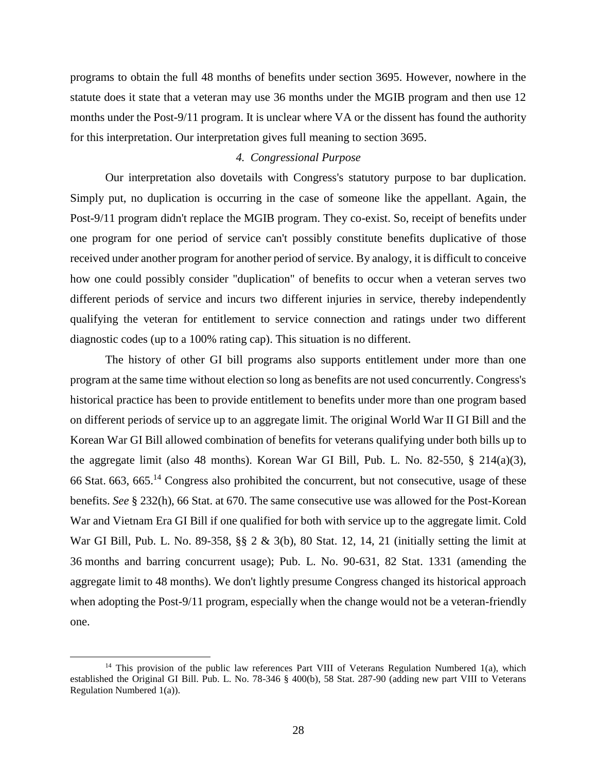programs to obtain the full 48 months of benefits under section 3695. However, nowhere in the statute does it state that a veteran may use 36 months under the MGIB program and then use 12 months under the Post-9/11 program. It is unclear where VA or the dissent has found the authority for this interpretation. Our interpretation gives full meaning to section 3695.

*4. Congressional Purpose*

Our interpretation also dovetails with Congress's statutory purpose to bar duplication. Simply put, no duplication is occurring in the case of someone like the appellant. Again, the Post-9/11 program didn't replace the MGIB program. They co-exist. So, receipt of benefits under one program for one period of service can't possibly constitute benefits duplicative of those received under another program for another period of service. By analogy, it is difficult to conceive how one could possibly consider "duplication" of benefits to occur when a veteran serves two different periods of service and incurs two different injuries in service, thereby independently qualifying the veteran for entitlement to service connection and ratings under two different diagnostic codes (up to a 100% rating cap). This situation is no different.

The history of other GI bill programs also supports entitlement under more than one program at the same time without election so long as benefits are not used concurrently. Congress's historical practice has been to provide entitlement to benefits under more than one program based on different periods of service up to an aggregate limit. The original World War II GI Bill and the Korean War GI Bill allowed combination of benefits for veterans qualifying under both bills up to the aggregate limit (also 48 months). Korean War GI Bill, Pub. L. No. 82-550, § 214(a)(3), 66 Stat. 663, 665.[14] Congress also prohibited the concurrent, but not consecutive, usage of these benefits. *See* § 232(h), 66 Stat. at 670. The same consecutive use was allowed for the Post-Korean War and Vietnam Era GI Bill if one qualified for both with service up to the aggregate limit. Cold War GI Bill, Pub. L. No. 89-358, §§ 2 & 3(b), 80 Stat. 12, 14, 21 (initially setting the limit at 36 months and barring concurrent usage); Pub. L. No. 90-631, 82 Stat. 1331 (amending the aggregate limit to 48 months). We don't lightly presume Congress changed its historical approach when adopting the Post-9/11 program, especially when the change would not be a veteran-friendly one.

---

[14] This provision of the public law references Part VIII of Veterans Regulation Numbered 1(a), which established the Original GI Bill. Pub. L. No. 78-346 § 400(b), 58 Stat. 287-90 (adding new part VIII to Veterans Regulation Numbered 1(a)).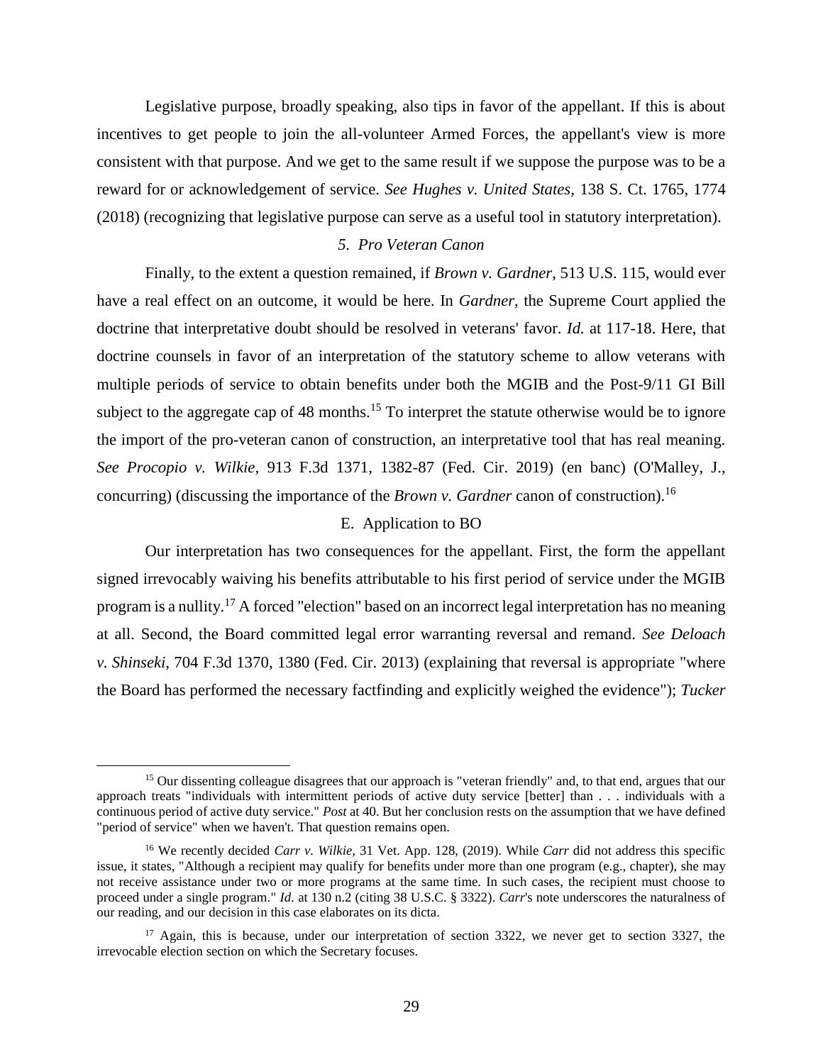Legislative purpose, broadly speaking, also tips in favor of the appellant. If this is about incentives to get people to join the all-volunteer Armed Forces, the appellant's view is more consistent with that purpose. And we get to the same result if we suppose the purpose was to be a reward for or acknowledgement of service. *See Hughes v. United States*, 138 S. Ct. 1765, 1774 (2018) (recognizing that legislative purpose can serve as a useful tool in statutory interpretation).

#### *5. Pro Veteran Canon*

Finally, to the extent a question remained, if *Brown v. Gardner*, 513 U.S. 115, would ever have a real effect on an outcome, it would be here. In *Gardner*, the Supreme Court applied the doctrine that interpretative doubt should be resolved in veterans' favor. *Id.* at 117-18. Here, that doctrine counsels in favor of an interpretation of the statutory scheme to allow veterans with multiple periods of service to obtain benefits under both the MGIB and the Post-9/11 GI Bill subject to the aggregate cap of 48 months.[15] To interpret the statute otherwise would be to ignore the import of the pro-veteran canon of construction, an interpretative tool that has real meaning. *See Procopio v. Wilkie*, 913 F.3d 1371, 1382-87 (Fed. Cir. 2019) (en banc) (O'Malley, J., concurring) (discussing the importance of the *Brown v. Gardner* canon of construction).[16]

### E. Application to BO

Our interpretation has two consequences for the appellant. First, the form the appellant signed irrevocably waiving his benefits attributable to his first period of service under the MGIB program is a nullity.[17] A forced "election" based on an incorrect legal interpretation has no meaning at all. Second, the Board committed legal error warranting reversal and remand. *See Deloach v. Shinseki*, 704 F.3d 1370, 1380 (Fed. Cir. 2013) (explaining that reversal is appropriate "where the Board has performed the necessary factfinding and explicitly weighed the evidence"); *Tucker*

---

[15] Our dissenting colleague disagrees that our approach is "veteran friendly" and, to that end, argues that our approach treats "individuals with intermittent periods of active duty service [better] than . . . individuals with a continuous period of active duty service." *Post* at 40. But her conclusion rests on the assumption that we have defined "period of service" when we haven't. That question remains open.

[16] We recently decided *Carr v. Wilkie*, 31 Vet. App. 128, (2019). While *Carr* did not address this specific issue, it states, "Although a recipient may qualify for benefits under more than one program (e.g., chapter), she may not receive assistance under two or more programs at the same time. In such cases, the recipient must choose to proceed under a single program." *Id.* at 130 n.2 (citing 38 U.S.C. § 3322). *Carr*'s note underscores the naturalness of our reading, and our decision in this case elaborates on its dicta.

[17] Again, this is because, under our interpretation of section 3322, we never get to section 3327, the irrevocable election section on which the Secretary focuses.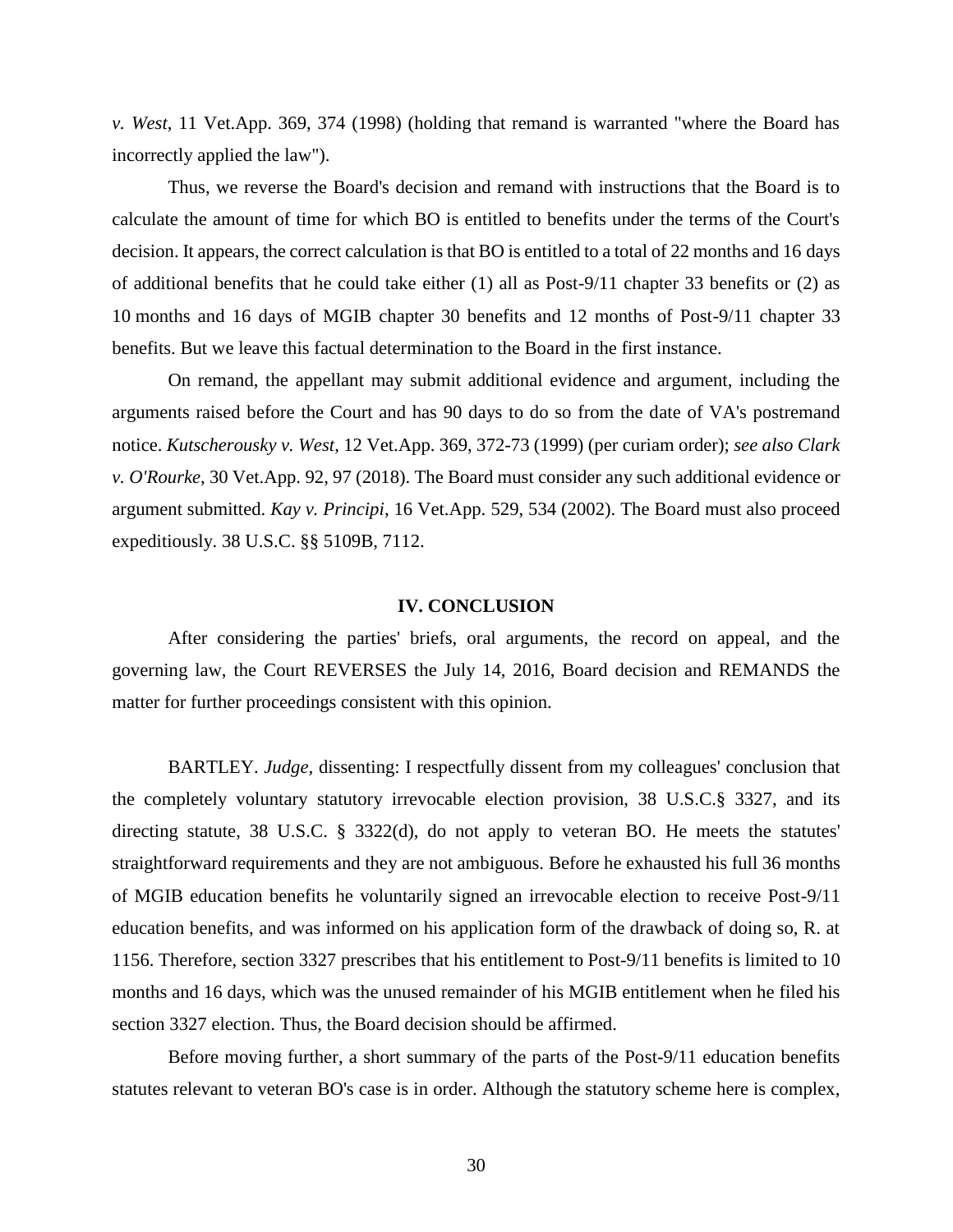*v. West*, 11 Vet.App. 369, 374 (1998) (holding that remand is warranted "where the Board has incorrectly applied the law").

Thus, we reverse the Board's decision and remand with instructions that the Board is to calculate the amount of time for which BO is entitled to benefits under the terms of the Court's decision. It appears, the correct calculation is that BO is entitled to a total of 22 months and 16 days of additional benefits that he could take either (1) all as Post-9/11 chapter 33 benefits or (2) as 10 months and 16 days of MGIB chapter 30 benefits and 12 months of Post-9/11 chapter 33 benefits. But we leave this factual determination to the Board in the first instance.

On remand, the appellant may submit additional evidence and argument, including the arguments raised before the Court and has 90 days to do so from the date of VA's postremand notice. *Kutscherousky v. West*, 12 Vet.App. 369, 372-73 (1999) (per curiam order); *see also Clark v. O'Rourke*, 30 Vet.App. 92, 97 (2018). The Board must consider any such additional evidence or argument submitted. *Kay v. Principi*, 16 Vet.App. 529, 534 (2002). The Board must also proceed expeditiously. 38 U.S.C. §§ 5109B, 7112.

## IV. CONCLUSION

After considering the parties' briefs, oral arguments, the record on appeal, and the governing law, the Court REVERSES the July 14, 2016, Board decision and REMANDS the matter for further proceedings consistent with this opinion.

BARTLEY. *Judge,* dissenting: I respectfully dissent from my colleagues' conclusion that the completely voluntary statutory irrevocable election provision, 38 U.S.C.§ 3327, and its directing statute, 38 U.S.C. § 3322(d), do not apply to veteran BO. He meets the statutes' straightforward requirements and they are not ambiguous. Before he exhausted his full 36 months of MGIB education benefits he voluntarily signed an irrevocable election to receive Post-9/11 education benefits, and was informed on his application form of the drawback of doing so, R. at 1156. Therefore, section 3327 prescribes that his entitlement to Post-9/11 benefits is limited to 10 months and 16 days, which was the unused remainder of his MGIB entitlement when he filed his section 3327 election. Thus, the Board decision should be affirmed.

Before moving further, a short summary of the parts of the Post-9/11 education benefits statutes relevant to veteran BO's case is in order. Although the statutory scheme here is complex,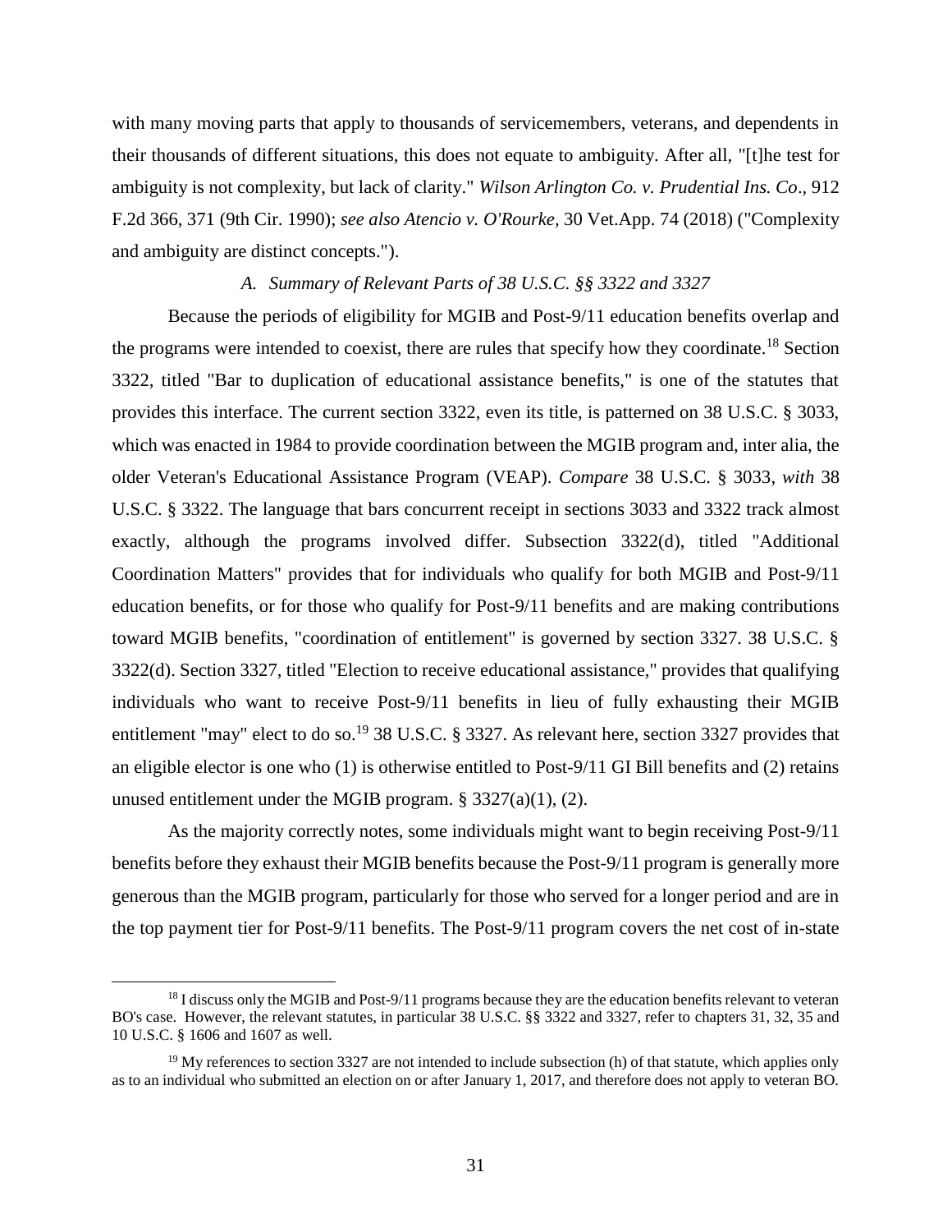with many moving parts that apply to thousands of servicemembers, veterans, and dependents in their thousands of different situations, this does not equate to ambiguity. After all, "[t]he test for ambiguity is not complexity, but lack of clarity." *Wilson Arlington Co. v. Prudential Ins. Co*., 912 F.2d 366, 371 (9th Cir. 1990); *see also Atencio v. O'Rourke,* 30 Vet.App. 74 (2018) ("Complexity and ambiguity are distinct concepts.").

### *A. Summary of Relevant Parts of 38 U.S.C. §§ 3322 and 3327*

Because the periods of eligibility for MGIB and Post-9/11 education benefits overlap and the programs were intended to coexist, there are rules that specify how they coordinate.[18] Section 3322, titled "Bar to duplication of educational assistance benefits," is one of the statutes that provides this interface. The current section 3322, even its title, is patterned on 38 U.S.C. § 3033, which was enacted in 1984 to provide coordination between the MGIB program and, inter alia, the older Veteran's Educational Assistance Program (VEAP). *Compare* 38 U.S.C. § 3033, *with* 38 U.S.C. § 3322. The language that bars concurrent receipt in sections 3033 and 3322 track almost exactly, although the programs involved differ. Subsection 3322(d), titled "Additional Coordination Matters" provides that for individuals who qualify for both MGIB and Post-9/11 education benefits, or for those who qualify for Post-9/11 benefits and are making contributions toward MGIB benefits, "coordination of entitlement" is governed by section 3327. 38 U.S.C. § 3322(d). Section 3327, titled "Election to receive educational assistance," provides that qualifying individuals who want to receive Post-9/11 benefits in lieu of fully exhausting their MGIB entitlement "may" elect to do so.[19] 38 U.S.C. § 3327. As relevant here, section 3327 provides that an eligible elector is one who (1) is otherwise entitled to Post-9/11 GI Bill benefits and (2) retains unused entitlement under the MGIB program. § 3327(a)(1), (2).

As the majority correctly notes, some individuals might want to begin receiving Post-9/11 benefits before they exhaust their MGIB benefits because the Post-9/11 program is generally more generous than the MGIB program, particularly for those who served for a longer period and are in the top payment tier for Post-9/11 benefits. The Post-9/11 program covers the net cost of in-state

---

[18] I discuss only the MGIB and Post-9/11 programs because they are the education benefits relevant to veteran BO's case. However, the relevant statutes, in particular 38 U.S.C. §§ 3322 and 3327, refer to chapters 31, 32, 35 and 10 U.S.C. § 1606 and 1607 as well.

[19] My references to section 3327 are not intended to include subsection (h) of that statute, which applies only as to an individual who submitted an election on or after January 1, 2017, and therefore does not apply to veteran BO.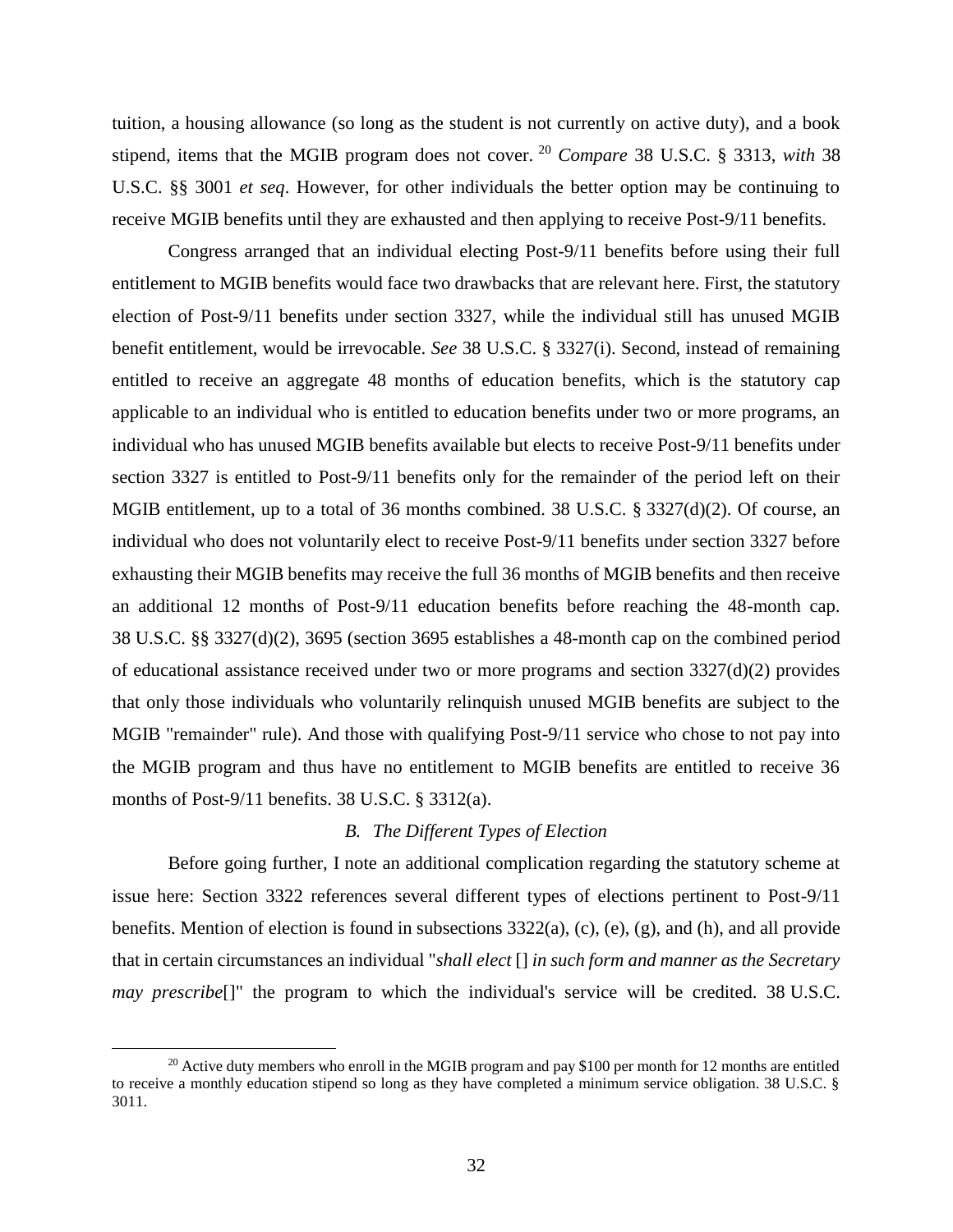tuition, a housing allowance (so long as the student is not currently on active duty), and a book stipend, items that the MGIB program does not cover.[20] *Compare* 38 U.S.C. § 3313, *with* 38 U.S.C. §§ 3001 *et seq*. However, for other individuals the better option may be continuing to receive MGIB benefits until they are exhausted and then applying to receive Post-9/11 benefits.

Congress arranged that an individual electing Post-9/11 benefits before using their full entitlement to MGIB benefits would face two drawbacks that are relevant here. First, the statutory election of Post-9/11 benefits under section 3327, while the individual still has unused MGIB benefit entitlement, would be irrevocable. *See* 38 U.S.C. § 3327(i). Second, instead of remaining entitled to receive an aggregate 48 months of education benefits, which is the statutory cap applicable to an individual who is entitled to education benefits under two or more programs, an individual who has unused MGIB benefits available but elects to receive Post-9/11 benefits under section 3327 is entitled to Post-9/11 benefits only for the remainder of the period left on their MGIB entitlement, up to a total of 36 months combined. 38 U.S.C. § 3327(d)(2). Of course, an individual who does not voluntarily elect to receive Post-9/11 benefits under section 3327 before exhausting their MGIB benefits may receive the full 36 months of MGIB benefits and then receive an additional 12 months of Post-9/11 education benefits before reaching the 48-month cap. 38 U.S.C. §§ 3327(d)(2), 3695 (section 3695 establishes a 48-month cap on the combined period of educational assistance received under two or more programs and section 3327(d)(2) provides that only those individuals who voluntarily relinquish unused MGIB benefits are subject to the MGIB "remainder" rule). And those with qualifying Post-9/11 service who chose to not pay into the MGIB program and thus have no entitlement to MGIB benefits are entitled to receive 36 months of Post-9/11 benefits. 38 U.S.C. § 3312(a).

### *B. The Different Types of Election*

Before going further, I note an additional complication regarding the statutory scheme at issue here: Section 3322 references several different types of elections pertinent to Post-9/11 benefits. Mention of election is found in subsections 3322(a), (c), (e), (g), and (h), and all provide that in certain circumstances an individual "*shall elect* [] *in such form and manner as the Secretary may prescribe*[]" the program to which the individual's service will be credited. 38 U.S.C.

[20] Active duty members who enroll in the MGIB program and pay $100 per month for 12 months are entitled to receive a monthly education stipend so long as they have completed a minimum service obligation. 38 U.S.C. § 3011.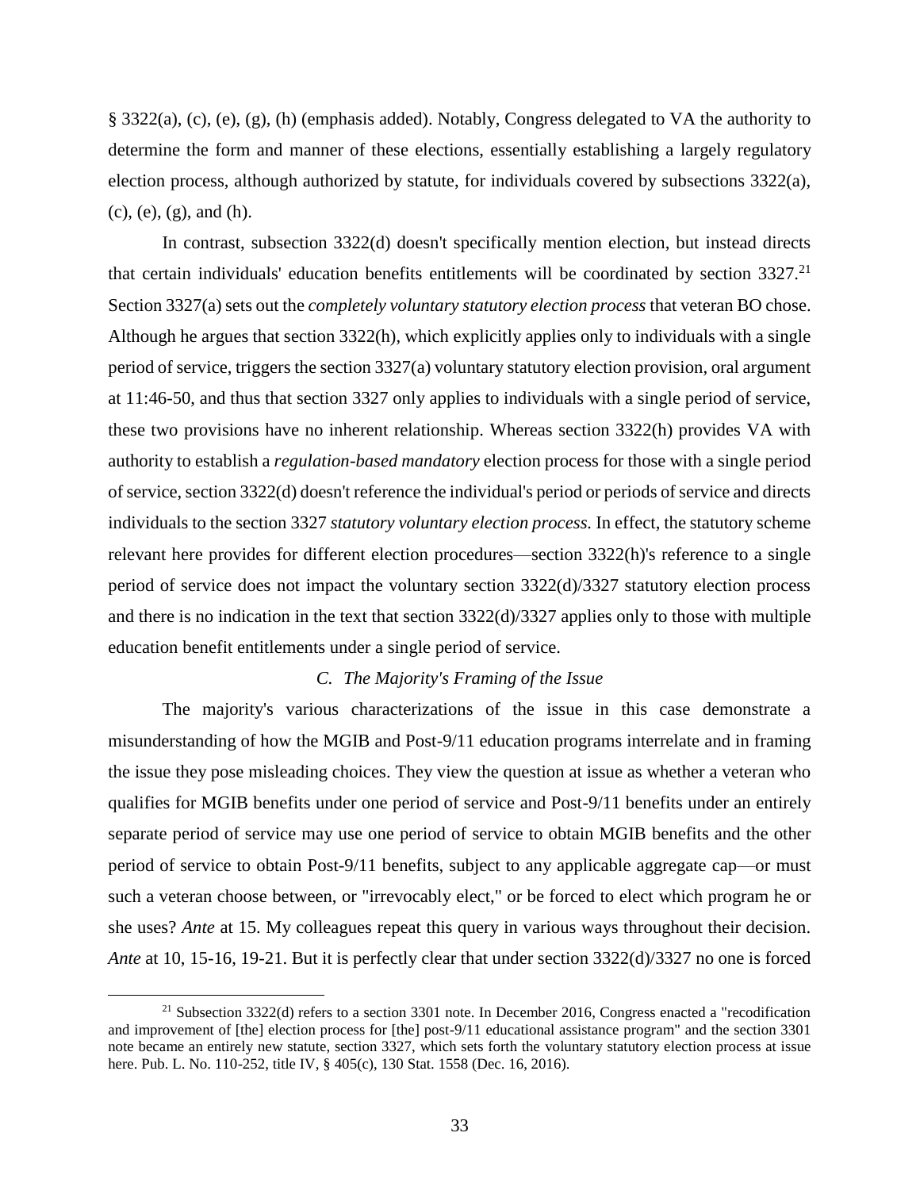§ 3322(a), (c), (e), (g), (h) (emphasis added). Notably, Congress delegated to VA the authority to determine the form and manner of these elections, essentially establishing a largely regulatory election process, although authorized by statute, for individuals covered by subsections 3322(a), (c), (e), (g), and (h).

In contrast, subsection 3322(d) doesn't specifically mention election, but instead directs that certain individuals' education benefits entitlements will be coordinated by section 3327.[21] Section 3327(a) sets out the *completely voluntary statutory election process* that veteran BO chose. Although he argues that section 3322(h), which explicitly applies only to individuals with a single period of service, triggers the section 3327(a) voluntary statutory election provision, oral argument at 11:46-50, and thus that section 3327 only applies to individuals with a single period of service, these two provisions have no inherent relationship. Whereas section 3322(h) provides VA with authority to establish a *regulation-based mandatory* election process for those with a single period of service, section 3322(d) doesn't reference the individual's period or periods of service and directs individuals to the section 3327 *statutory voluntary election process*. In effect, the statutory scheme relevant here provides for different election procedures—section 3322(h)'s reference to a single period of service does not impact the voluntary section 3322(d)/3327 statutory election process and there is no indication in the text that section 3322(d)/3327 applies only to those with multiple education benefit entitlements under a single period of service.

### *C. The Majority's Framing of the Issue*

The majority's various characterizations of the issue in this case demonstrate a misunderstanding of how the MGIB and Post-9/11 education programs interrelate and in framing the issue they pose misleading choices. They view the question at issue as whether a veteran who qualifies for MGIB benefits under one period of service and Post-9/11 benefits under an entirely separate period of service may use one period of service to obtain MGIB benefits and the other period of service to obtain Post-9/11 benefits, subject to any applicable aggregate cap—or must such a veteran choose between, or "irrevocably elect," or be forced to elect which program he or she uses? *Ante* at 15. My colleagues repeat this query in various ways throughout their decision. *Ante* at 10, 15-16, 19-21. But it is perfectly clear that under section 3322(d)/3327 no one is forced

---

[21] Subsection 3322(d) refers to a section 3301 note. In December 2016, Congress enacted a "recodification and improvement of [the] election process for [the] post-9/11 educational assistance program" and the section 3301 note became an entirely new statute, section 3327, which sets forth the voluntary statutory election process at issue here. Pub. L. No. 110-252, title IV, § 405(c), 130 Stat. 1558 (Dec. 16, 2016).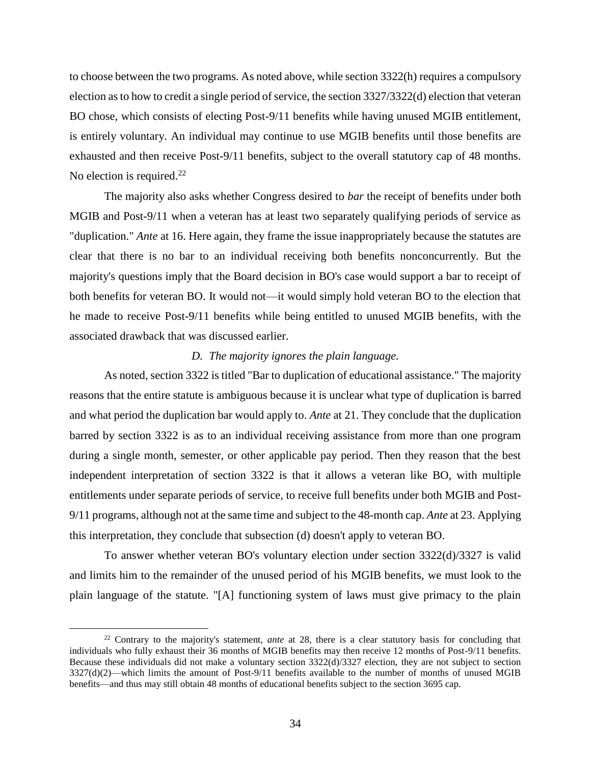to choose between the two programs. As noted above, while section 3322(h) requires a compulsory election as to how to credit a single period of service, the section 3327/3322(d) election that veteran BO chose, which consists of electing Post-9/11 benefits while having unused MGIB entitlement, is entirely voluntary. An individual may continue to use MGIB benefits until those benefits are exhausted and then receive Post-9/11 benefits, subject to the overall statutory cap of 48 months. No election is required.[22]

The majority also asks whether Congress desired to *bar* the receipt of benefits under both MGIB and Post-9/11 when a veteran has at least two separately qualifying periods of service as "duplication." *Ante* at 16. Here again, they frame the issue inappropriately because the statutes are clear that there is no bar to an individual receiving both benefits nonconcurrently. But the majority's questions imply that the Board decision in BO's case would support a bar to receipt of both benefits for veteran BO. It would not—it would simply hold veteran BO to the election that he made to receive Post-9/11 benefits while being entitled to unused MGIB benefits, with the associated drawback that was discussed earlier.

### *D. The majority ignores the plain language.*

As noted, section 3322 is titled "Bar to duplication of educational assistance." The majority reasons that the entire statute is ambiguous because it is unclear what type of duplication is barred and what period the duplication bar would apply to. *Ante* at 21. They conclude that the duplication barred by section 3322 is as to an individual receiving assistance from more than one program during a single month, semester, or other applicable pay period. Then they reason that the best independent interpretation of section 3322 is that it allows a veteran like BO, with multiple entitlements under separate periods of service, to receive full benefits under both MGIB and Post-9/11 programs, although not at the same time and subject to the 48-month cap. *Ante* at 23. Applying this interpretation, they conclude that subsection (d) doesn't apply to veteran BO.

To answer whether veteran BO's voluntary election under section 3322(d)/3327 is valid and limits him to the remainder of the unused period of his MGIB benefits, we must look to the plain language of the statute. "[A] functioning system of laws must give primacy to the plain

[22] Contrary to the majority's statement, *ante* at 28, there is a clear statutory basis for concluding that individuals who fully exhaust their 36 months of MGIB benefits may then receive 12 months of Post-9/11 benefits. Because these individuals did not make a voluntary section 3322(d)/3327 election, they are not subject to section 3327(d)(2)—which limits the amount of Post-9/11 benefits available to the number of months of unused MGIB benefits—and thus may still obtain 48 months of educational benefits subject to the section 3695 cap.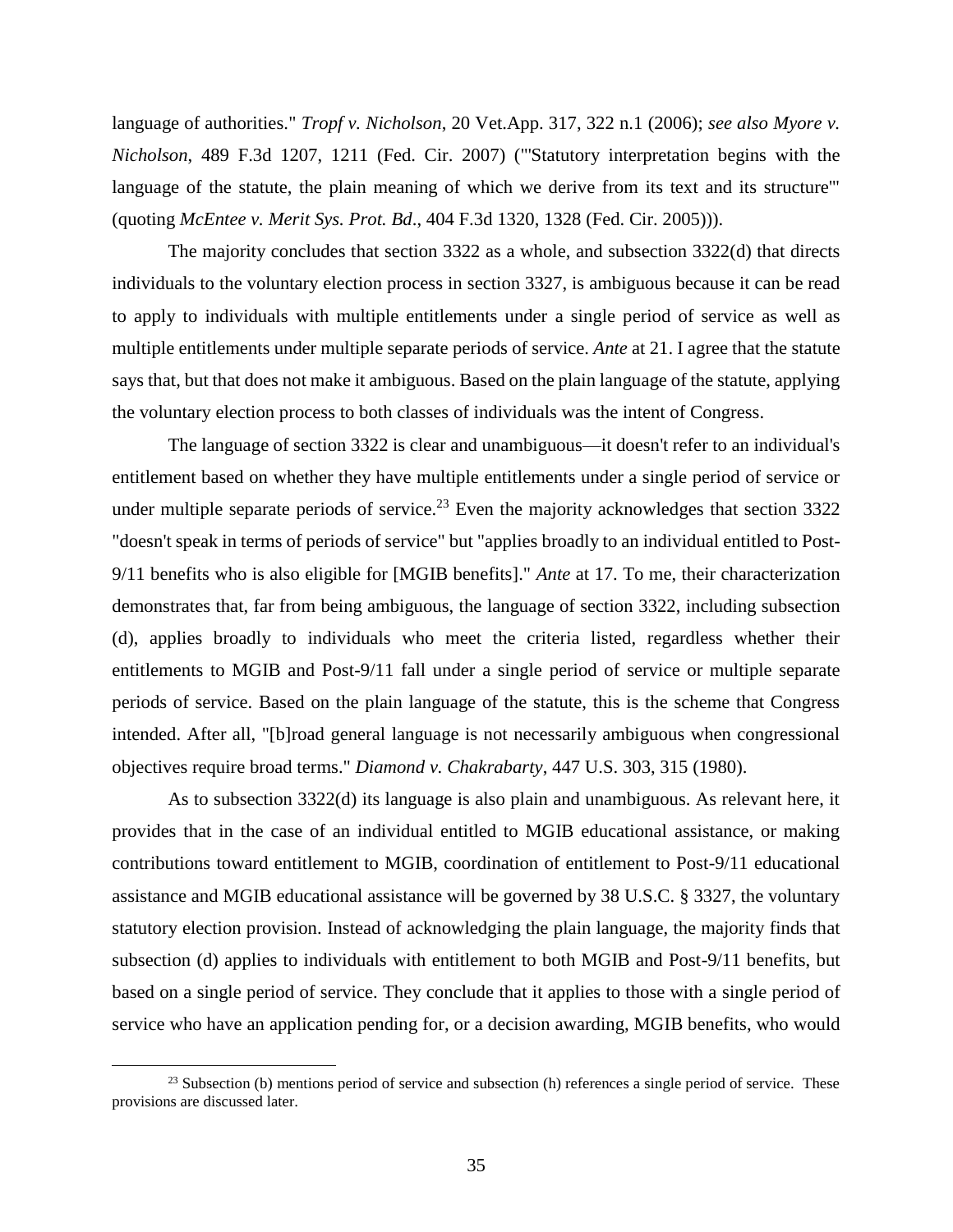language of authorities." *Tropf v. Nicholson*, 20 Vet.App. 317, 322 n.1 (2006); *see also Myore v. Nicholson*, 489 F.3d 1207, 1211 (Fed. Cir. 2007) ("'Statutory interpretation begins with the language of the statute, the plain meaning of which we derive from its text and its structure'" (quoting *McEntee v. Merit Sys. Prot. Bd*., 404 F.3d 1320, 1328 (Fed. Cir. 2005))).

The majority concludes that section 3322 as a whole, and subsection 3322(d) that directs individuals to the voluntary election process in section 3327, is ambiguous because it can be read to apply to individuals with multiple entitlements under a single period of service as well as multiple entitlements under multiple separate periods of service. *Ante* at 21. I agree that the statute says that, but that does not make it ambiguous. Based on the plain language of the statute, applying the voluntary election process to both classes of individuals was the intent of Congress.

The language of section 3322 is clear and unambiguous—it doesn't refer to an individual's entitlement based on whether they have multiple entitlements under a single period of service or under multiple separate periods of service.[23] Even the majority acknowledges that section 3322 "doesn't speak in terms of periods of service" but "applies broadly to an individual entitled to Post-9/11 benefits who is also eligible for [MGIB benefits]." *Ante* at 17. To me, their characterization demonstrates that, far from being ambiguous, the language of section 3322, including subsection (d), applies broadly to individuals who meet the criteria listed, regardless whether their entitlements to MGIB and Post-9/11 fall under a single period of service or multiple separate periods of service. Based on the plain language of the statute, this is the scheme that Congress intended. After all, "[b]road general language is not necessarily ambiguous when congressional objectives require broad terms." *Diamond v. Chakrabarty*, 447 U.S. 303, 315 (1980).

As to subsection 3322(d) its language is also plain and unambiguous. As relevant here, it provides that in the case of an individual entitled to MGIB educational assistance, or making contributions toward entitlement to MGIB, coordination of entitlement to Post-9/11 educational assistance and MGIB educational assistance will be governed by 38 U.S.C. § 3327, the voluntary statutory election provision. Instead of acknowledging the plain language, the majority finds that subsection (d) applies to individuals with entitlement to both MGIB and Post-9/11 benefits, but based on a single period of service. They conclude that it applies to those with a single period of service who have an application pending for, or a decision awarding, MGIB benefits, who would

[23] Subsection (b) mentions period of service and subsection (h) references a single period of service. These provisions are discussed later.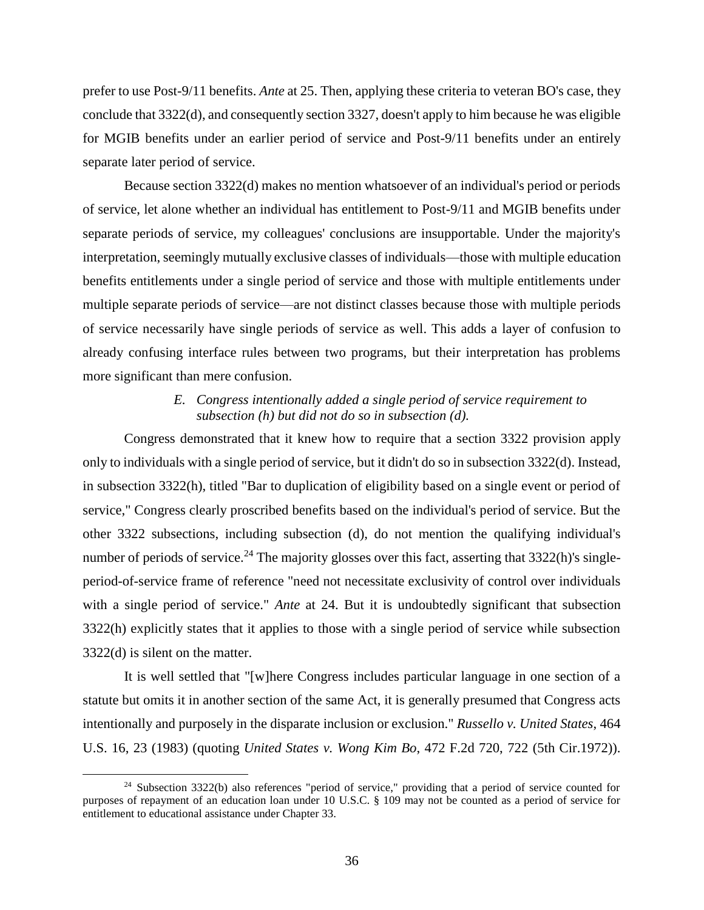prefer to use Post-9/11 benefits. *Ante* at 25. Then, applying these criteria to veteran BO's case, they conclude that 3322(d), and consequently section 3327, doesn't apply to him because he was eligible for MGIB benefits under an earlier period of service and Post-9/11 benefits under an entirely separate later period of service.

Because section 3322(d) makes no mention whatsoever of an individual's period or periods of service, let alone whether an individual has entitlement to Post-9/11 and MGIB benefits under separate periods of service, my colleagues' conclusions are insupportable. Under the majority's interpretation, seemingly mutually exclusive classes of individuals—those with multiple education benefits entitlements under a single period of service and those with multiple entitlements under multiple separate periods of service—are not distinct classes because those with multiple periods of service necessarily have single periods of service as well. This adds a layer of confusion to already confusing interface rules between two programs, but their interpretation has problems more significant than mere confusion.

### *E. Congress intentionally added a single period of service requirement to subsection (h) but did not do so in subsection (d).*

Congress demonstrated that it knew how to require that a section 3322 provision apply only to individuals with a single period of service, but it didn't do so in subsection 3322(d). Instead, in subsection 3322(h), titled "Bar to duplication of eligibility based on a single event or period of service," Congress clearly proscribed benefits based on the individual's period of service. But the other 3322 subsections, including subsection (d), do not mention the qualifying individual's number of periods of service.[24] The majority glosses over this fact, asserting that 3322(h)'s single-period-of-service frame of reference "need not necessitate exclusivity of control over individuals with a single period of service." *Ante* at 24. But it is undoubtedly significant that subsection 3322(h) explicitly states that it applies to those with a single period of service while subsection 3322(d) is silent on the matter.

It is well settled that "[w]here Congress includes particular language in one section of a statute but omits it in another section of the same Act, it is generally presumed that Congress acts intentionally and purposely in the disparate inclusion or exclusion." *Russello v. United States*, 464 U.S. 16, 23 (1983) (quoting *United States v. Wong Kim Bo*, 472 F.2d 720, 722 (5th Cir.1972)).

---

[24] Subsection 3322(b) also references "period of service," providing that a period of service counted for purposes of repayment of an education loan under 10 U.S.C. § 109 may not be counted as a period of service for entitlement to educational assistance under Chapter 33.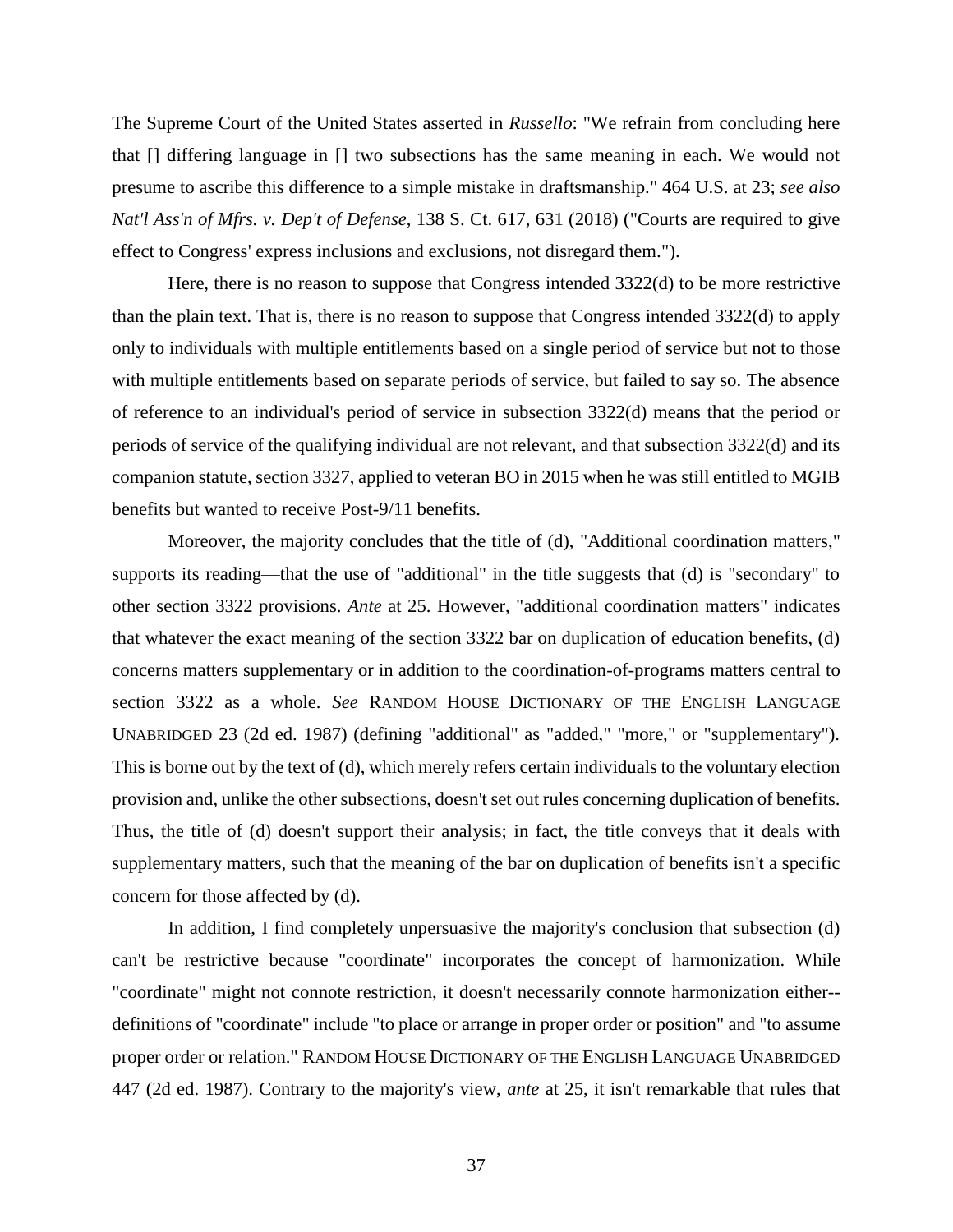The Supreme Court of the United States asserted in *Russello*: "We refrain from concluding here that [] differing language in [] two subsections has the same meaning in each. We would not presume to ascribe this difference to a simple mistake in draftsmanship." 464 U.S. at 23; *see also Nat'l Ass'n of Mfrs. v. Dep't of Defense*, 138 S. Ct. 617, 631 (2018) ("Courts are required to give effect to Congress' express inclusions and exclusions, not disregard them.").

Here, there is no reason to suppose that Congress intended 3322(d) to be more restrictive than the plain text. That is, there is no reason to suppose that Congress intended 3322(d) to apply only to individuals with multiple entitlements based on a single period of service but not to those with multiple entitlements based on separate periods of service, but failed to say so. The absence of reference to an individual's period of service in subsection 3322(d) means that the period or periods of service of the qualifying individual are not relevant, and that subsection 3322(d) and its companion statute, section 3327, applied to veteran BO in 2015 when he was still entitled to MGIB benefits but wanted to receive Post-9/11 benefits.

Moreover, the majority concludes that the title of (d), "Additional coordination matters," supports its reading—that the use of "additional" in the title suggests that (d) is "secondary" to other section 3322 provisions. *Ante* at 25. However, "additional coordination matters" indicates that whatever the exact meaning of the section 3322 bar on duplication of education benefits, (d) concerns matters supplementary or in addition to the coordination-of-programs matters central to section 3322 as a whole. *See* RANDOM HOUSE DICTIONARY OF THE ENGLISH LANGUAGE UNABRIDGED 23 (2d ed. 1987) (defining "additional" as "added," "more," or "supplementary"). This is borne out by the text of (d), which merely refers certain individuals to the voluntary election provision and, unlike the other subsections, doesn't set out rules concerning duplication of benefits. Thus, the title of (d) doesn't support their analysis; in fact, the title conveys that it deals with supplementary matters, such that the meaning of the bar on duplication of benefits isn't a specific concern for those affected by (d).

In addition, I find completely unpersuasive the majority's conclusion that subsection (d) can't be restrictive because "coordinate" incorporates the concept of harmonization. While "coordinate" might not connote restriction, it doesn't necessarily connote harmonization either--definitions of "coordinate" include "to place or arrange in proper order or position" and "to assume proper order or relation." RANDOM HOUSE DICTIONARY OF THE ENGLISH LANGUAGE UNABRIDGED 447 (2d ed. 1987). Contrary to the majority's view, *ante* at 25, it isn't remarkable that rules that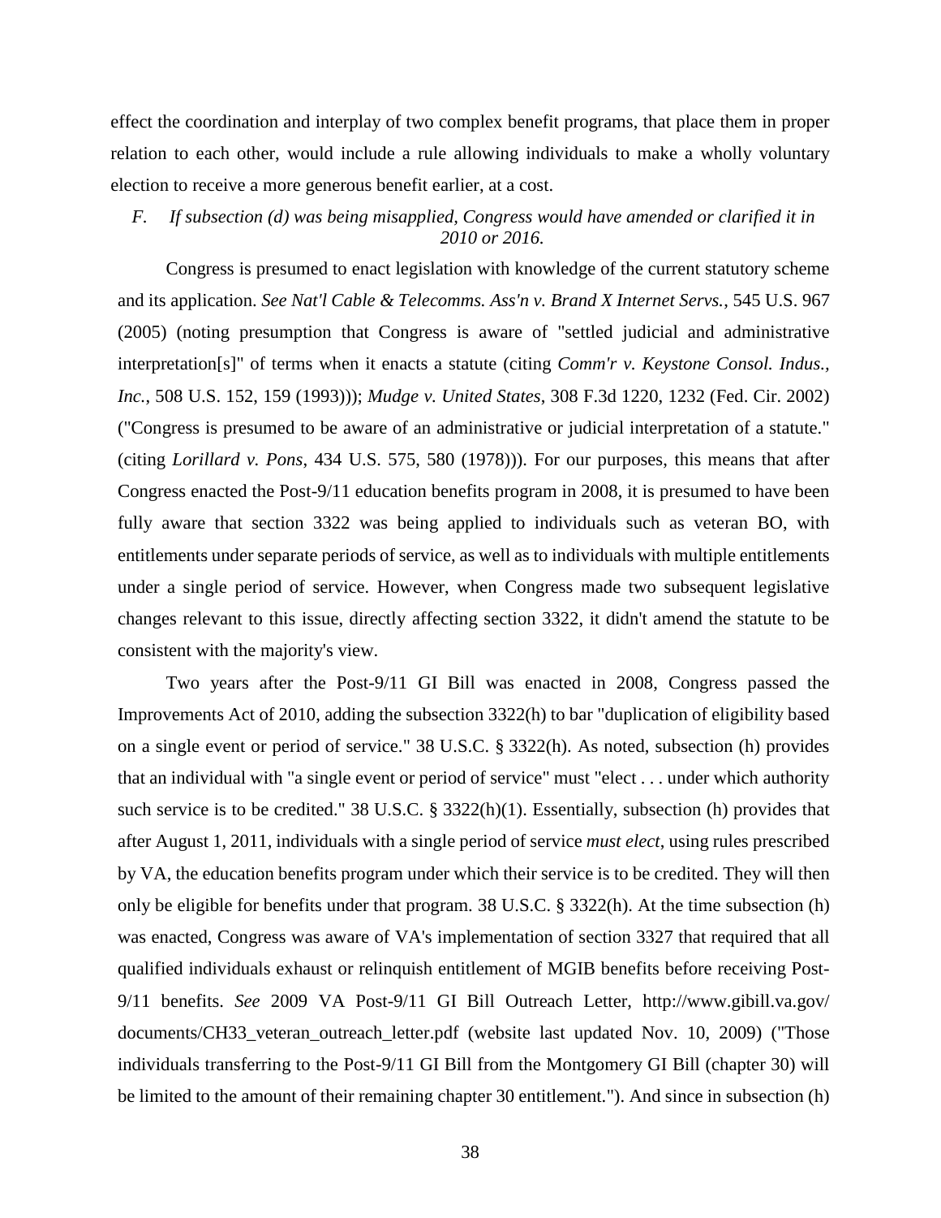effect the coordination and interplay of two complex benefit programs, that place them in proper relation to each other, would include a rule allowing individuals to make a wholly voluntary election to receive a more generous benefit earlier, at a cost.

*F. If subsection (d) was being misapplied, Congress would have amended or clarified it in 2010 or 2016.*

Congress is presumed to enact legislation with knowledge of the current statutory scheme and its application. *See Nat'l Cable & Telecomms. Ass'n v. Brand X Internet Servs.*, 545 U.S. 967 (2005) (noting presumption that Congress is aware of "settled judicial and administrative interpretation[s]" of terms when it enacts a statute (citing *Comm'r v. Keystone Consol. Indus., Inc.*, 508 U.S. 152, 159 (1993))); *Mudge v. United States*, 308 F.3d 1220, 1232 (Fed. Cir. 2002) ("Congress is presumed to be aware of an administrative or judicial interpretation of a statute." (citing *Lorillard v. Pons*, 434 U.S. 575, 580 (1978))). For our purposes, this means that after Congress enacted the Post-9/11 education benefits program in 2008, it is presumed to have been fully aware that section 3322 was being applied to individuals such as veteran BO, with entitlements under separate periods of service, as well as to individuals with multiple entitlements under a single period of service. However, when Congress made two subsequent legislative changes relevant to this issue, directly affecting section 3322, it didn't amend the statute to be consistent with the majority's view.

Two years after the Post-9/11 GI Bill was enacted in 2008, Congress passed the Improvements Act of 2010, adding the subsection 3322(h) to bar "duplication of eligibility based on a single event or period of service." 38 U.S.C. § 3322(h). As noted, subsection (h) provides that an individual with "a single event or period of service" must "elect . . . under which authority such service is to be credited." 38 U.S.C. § 3322(h)(1). Essentially, subsection (h) provides that after August 1, 2011, individuals with a single period of service *must elect*, using rules prescribed by VA, the education benefits program under which their service is to be credited. They will then only be eligible for benefits under that program. 38 U.S.C. § 3322(h). At the time subsection (h) was enacted, Congress was aware of VA's implementation of section 3327 that required that all qualified individuals exhaust or relinquish entitlement of MGIB benefits before receiving Post-9/11 benefits. *See* 2009 VA Post-9/11 GI Bill Outreach Letter, http://www.gibill.va.gov/documents/CH33_veteran_outreach_letter.pdf (website last updated Nov. 10, 2009) ("Those individuals transferring to the Post-9/11 GI Bill from the Montgomery GI Bill (chapter 30) will be limited to the amount of their remaining chapter 30 entitlement."). And since in subsection (h)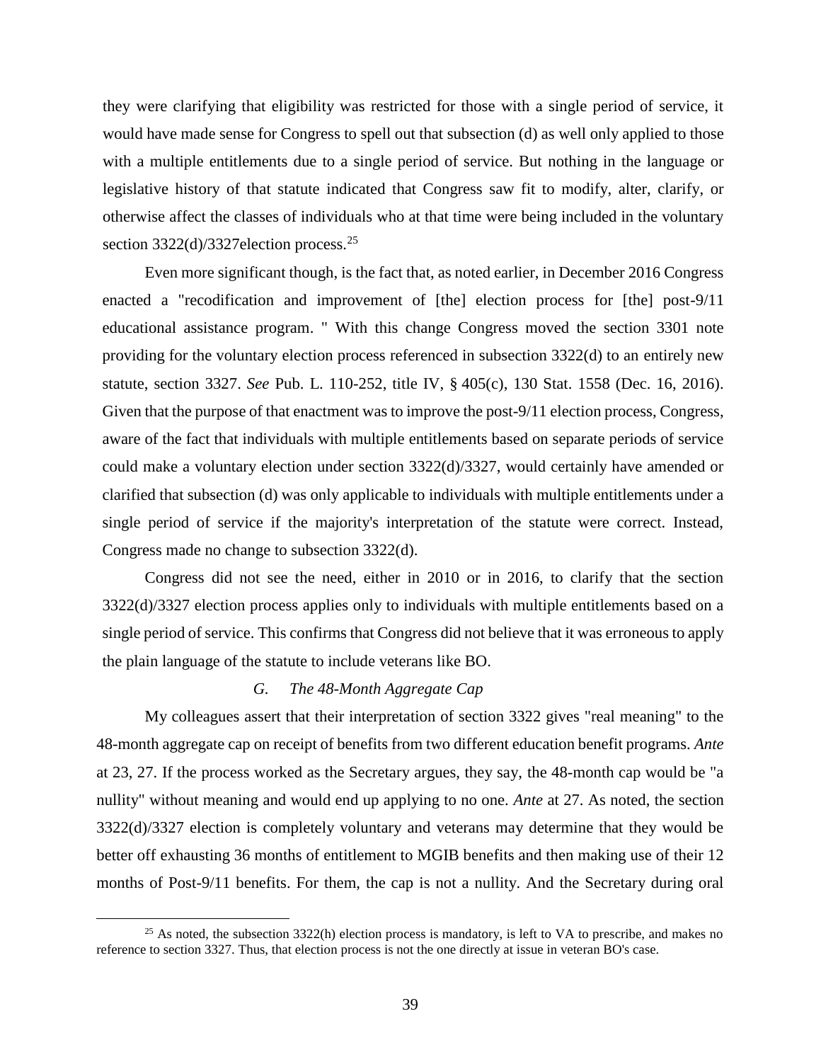they were clarifying that eligibility was restricted for those with a single period of service, it would have made sense for Congress to spell out that subsection (d) as well only applied to those with a multiple entitlements due to a single period of service. But nothing in the language or legislative history of that statute indicated that Congress saw fit to modify, alter, clarify, or otherwise affect the classes of individuals who at that time were being included in the voluntary section 3322(d)/3327election process.[25]

Even more significant though, is the fact that, as noted earlier, in December 2016 Congress enacted a "recodification and improvement of [the] election process for [the] post-9/11 educational assistance program. " With this change Congress moved the section 3301 note providing for the voluntary election process referenced in subsection 3322(d) to an entirely new statute, section 3327. *See* Pub. L. 110-252, title IV, § 405(c), 130 Stat. 1558 (Dec. 16, 2016). Given that the purpose of that enactment was to improve the post-9/11 election process, Congress, aware of the fact that individuals with multiple entitlements based on separate periods of service could make a voluntary election under section 3322(d)/3327, would certainly have amended or clarified that subsection (d) was only applicable to individuals with multiple entitlements under a single period of service if the majority's interpretation of the statute were correct. Instead, Congress made no change to subsection 3322(d).

Congress did not see the need, either in 2010 or in 2016, to clarify that the section 3322(d)/3327 election process applies only to individuals with multiple entitlements based on a single period of service. This confirms that Congress did not believe that it was erroneous to apply the plain language of the statute to include veterans like BO.

### *G. The 48-Month Aggregate Cap*

My colleagues assert that their interpretation of section 3322 gives "real meaning" to the 48-month aggregate cap on receipt of benefits from two different education benefit programs. *Ante* at 23, 27. If the process worked as the Secretary argues, they say, the 48-month cap would be "a nullity" without meaning and would end up applying to no one. *Ante* at 27. As noted, the section 3322(d)/3327 election is completely voluntary and veterans may determine that they would be better off exhausting 36 months of entitlement to MGIB benefits and then making use of their 12 months of Post-9/11 benefits. For them, the cap is not a nullity. And the Secretary during oral

[25] As noted, the subsection 3322(h) election process is mandatory, is left to VA to prescribe, and makes no reference to section 3327. Thus, that election process is not the one directly at issue in veteran BO's case.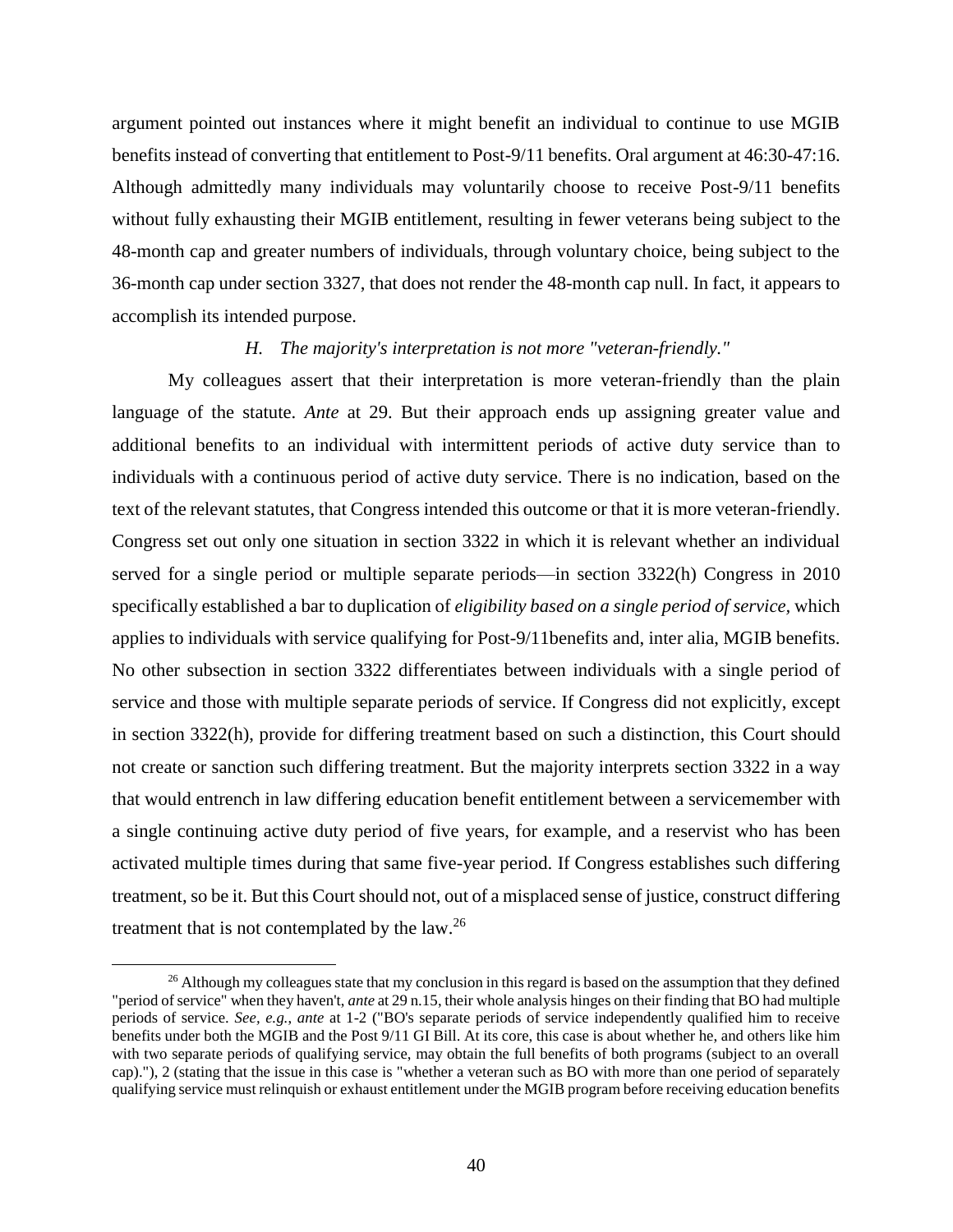argument pointed out instances where it might benefit an individual to continue to use MGIB benefits instead of converting that entitlement to Post-9/11 benefits. Oral argument at 46:30-47:16. Although admittedly many individuals may voluntarily choose to receive Post-9/11 benefits without fully exhausting their MGIB entitlement, resulting in fewer veterans being subject to the 48-month cap and greater numbers of individuals, through voluntary choice, being subject to the 36-month cap under section 3327, that does not render the 48-month cap null. In fact, it appears to accomplish its intended purpose.

*H. The majority's interpretation is not more "veteran-friendly."*

My colleagues assert that their interpretation is more veteran-friendly than the plain language of the statute. *Ante* at 29. But their approach ends up assigning greater value and additional benefits to an individual with intermittent periods of active duty service than to individuals with a continuous period of active duty service. There is no indication, based on the text of the relevant statutes, that Congress intended this outcome or that it is more veteran-friendly. Congress set out only one situation in section 3322 in which it is relevant whether an individual served for a single period or multiple separate periods—in section 3322(h) Congress in 2010 specifically established a bar to duplication of *eligibility based on a single period of service*, which applies to individuals with service qualifying for Post-9/11benefits and, inter alia, MGIB benefits. No other subsection in section 3322 differentiates between individuals with a single period of service and those with multiple separate periods of service. If Congress did not explicitly, except in section 3322(h), provide for differing treatment based on such a distinction, this Court should not create or sanction such differing treatment. But the majority interprets section 3322 in a way that would entrench in law differing education benefit entitlement between a servicemember with a single continuing active duty period of five years, for example, and a reservist who has been activated multiple times during that same five-year period. If Congress establishes such differing treatment, so be it. But this Court should not, out of a misplaced sense of justice, construct differing treatment that is not contemplated by the law.[26]

[26] Although my colleagues state that my conclusion in this regard is based on the assumption that they defined "period of service" when they haven't, *ante* at 29 n.15, their whole analysis hinges on their finding that BO had multiple periods of service. *See, e.g.*, *ante* at 1-2 ("BO's separate periods of service independently qualified him to receive benefits under both the MGIB and the Post 9/11 GI Bill. At its core, this case is about whether he, and others like him with two separate periods of qualifying service, may obtain the full benefits of both programs (subject to an overall cap)."), 2 (stating that the issue in this case is "whether a veteran such as BO with more than one period of separately qualifying service must relinquish or exhaust entitlement under the MGIB program before receiving education benefits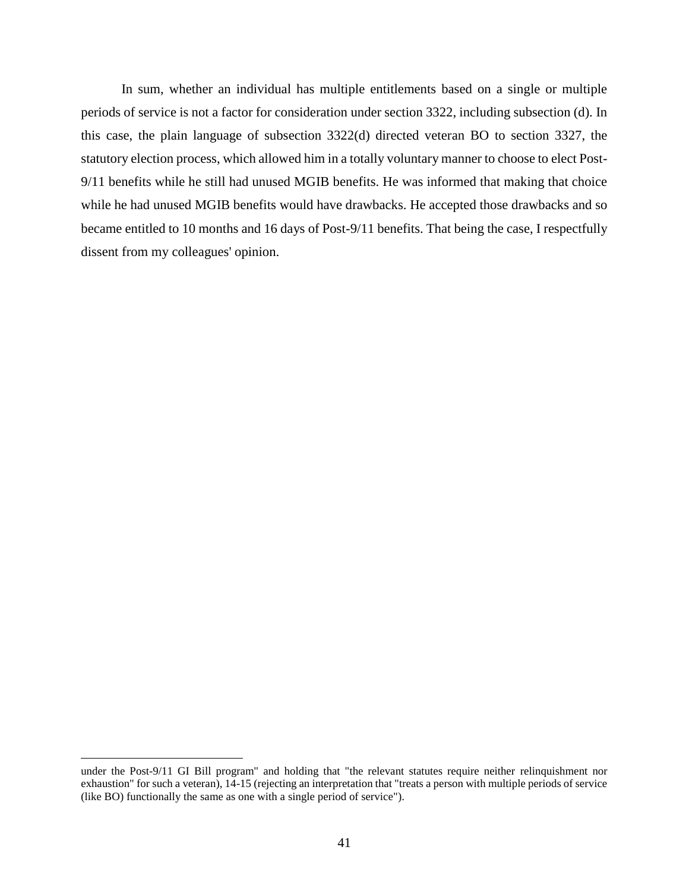In sum, whether an individual has multiple entitlements based on a single or multiple periods of service is not a factor for consideration under section 3322, including subsection (d). In this case, the plain language of subsection 3322(d) directed veteran BO to section 3327, the statutory election process, which allowed him in a totally voluntary manner to choose to elect Post-9/11 benefits while he still had unused MGIB benefits. He was informed that making that choice while he had unused MGIB benefits would have drawbacks. He accepted those drawbacks and so became entitled to 10 months and 16 days of Post-9/11 benefits. That being the case, I respectfully dissent from my colleagues' opinion.

---

under the Post-9/11 GI Bill program" and holding that "the relevant statutes require neither relinquishment nor exhaustion" for such a veteran), 14-15 (rejecting an interpretation that "treats a person with multiple periods of service (like BO) functionally the same as one with a single period of service").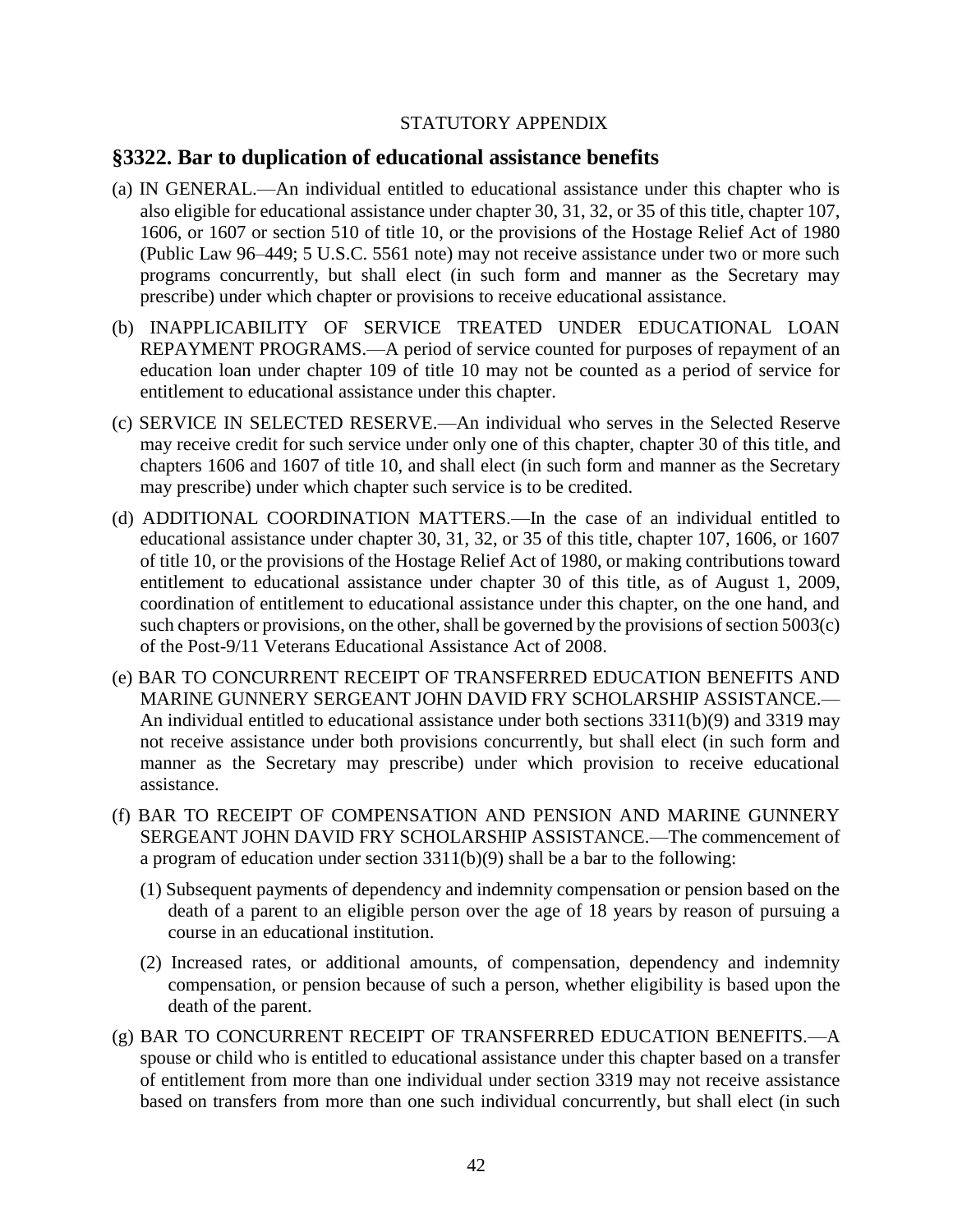STATUTORY APPENDIX

## §3322. Bar to duplication of educational assistance benefits

(a) IN GENERAL.—An individual entitled to educational assistance under this chapter who is also eligible for educational assistance under chapter 30, 31, 32, or 35 of this title, chapter 107, 1606, or 1607 or section 510 of title 10, or the provisions of the Hostage Relief Act of 1980 (Public Law 96–449; 5 U.S.C. 5561 note) may not receive assistance under two or more such programs concurrently, but shall elect (in such form and manner as the Secretary may prescribe) under which chapter or provisions to receive educational assistance.

(b) INAPPLICABILITY OF SERVICE TREATED UNDER EDUCATIONAL LOAN REPAYMENT PROGRAMS.—A period of service counted for purposes of repayment of an education loan under chapter 109 of title 10 may not be counted as a period of service for entitlement to educational assistance under this chapter.

(c) SERVICE IN SELECTED RESERVE.—An individual who serves in the Selected Reserve may receive credit for such service under only one of this chapter, chapter 30 of this title, and chapters 1606 and 1607 of title 10, and shall elect (in such form and manner as the Secretary may prescribe) under which chapter such service is to be credited.

(d) ADDITIONAL COORDINATION MATTERS.—In the case of an individual entitled to educational assistance under chapter 30, 31, 32, or 35 of this title, chapter 107, 1606, or 1607 of title 10, or the provisions of the Hostage Relief Act of 1980, or making contributions toward entitlement to educational assistance under chapter 30 of this title, as of August 1, 2009, coordination of entitlement to educational assistance under this chapter, on the one hand, and such chapters or provisions, on the other, shall be governed by the provisions of section 5003(c) of the Post-9/11 Veterans Educational Assistance Act of 2008.

(e) BAR TO CONCURRENT RECEIPT OF TRANSFERRED EDUCATION BENEFITS AND MARINE GUNNERY SERGEANT JOHN DAVID FRY SCHOLARSHIP ASSISTANCE.—An individual entitled to educational assistance under both sections 3311(b)(9) and 3319 may not receive assistance under both provisions concurrently, but shall elect (in such form and manner as the Secretary may prescribe) under which provision to receive educational assistance.

(f) BAR TO RECEIPT OF COMPENSATION AND PENSION AND MARINE GUNNERY SERGEANT JOHN DAVID FRY SCHOLARSHIP ASSISTANCE.—The commencement of a program of education under section 3311(b)(9) shall be a bar to the following:

(1) Subsequent payments of dependency and indemnity compensation or pension based on the death of a parent to an eligible person over the age of 18 years by reason of pursuing a course in an educational institution.

(2) Increased rates, or additional amounts, of compensation, dependency and indemnity compensation, or pension because of such a person, whether eligibility is based upon the death of the parent.

(g) BAR TO CONCURRENT RECEIPT OF TRANSFERRED EDUCATION BENEFITS.—A spouse or child who is entitled to educational assistance under this chapter based on a transfer of entitlement from more than one individual under section 3319 may not receive assistance based on transfers from more than one such individual concurrently, but shall elect (in such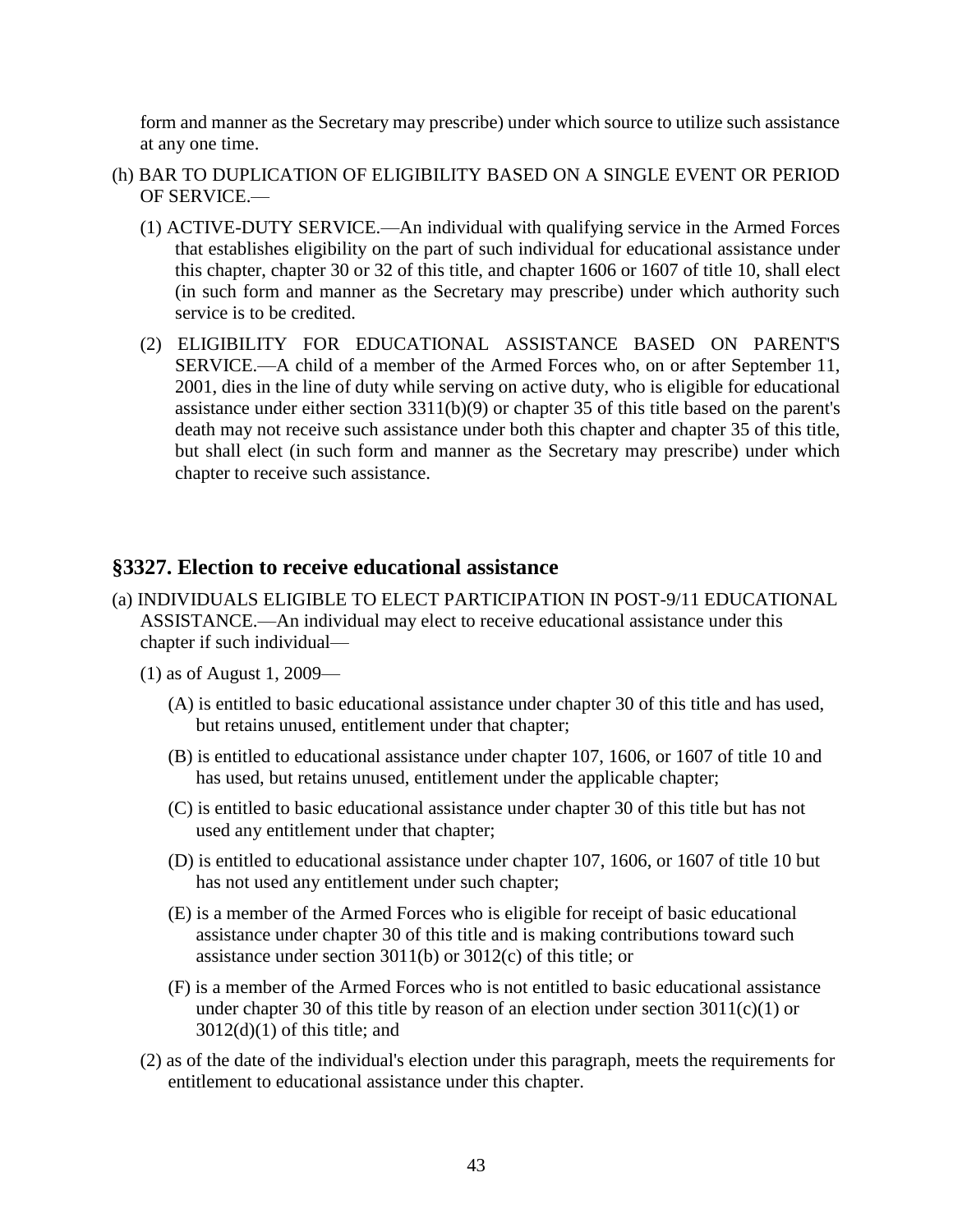form and manner as the Secretary may prescribe) under which source to utilize such assistance at any one time.

(h) BAR TO DUPLICATION OF ELIGIBILITY BASED ON A SINGLE EVENT OR PERIOD OF SERVICE.—

(1) ACTIVE-DUTY SERVICE.—An individual with qualifying service in the Armed Forces that establishes eligibility on the part of such individual for educational assistance under this chapter, chapter 30 or 32 of this title, and chapter 1606 or 1607 of title 10, shall elect (in such form and manner as the Secretary may prescribe) under which authority such service is to be credited.

(2) ELIGIBILITY FOR EDUCATIONAL ASSISTANCE BASED ON PARENT'S SERVICE.—A child of a member of the Armed Forces who, on or after September 11, 2001, dies in the line of duty while serving on active duty, who is eligible for educational assistance under either section 3311(b)(9) or chapter 35 of this title based on the parent's death may not receive such assistance under both this chapter and chapter 35 of this title, but shall elect (in such form and manner as the Secretary may prescribe) under which chapter to receive such assistance.

## §3327. Election to receive educational assistance

(a) INDIVIDUALS ELIGIBLE TO ELECT PARTICIPATION IN POST-9/11 EDUCATIONAL ASSISTANCE.—An individual may elect to receive educational assistance under this chapter if such individual—

(1) as of August 1, 2009—

(A) is entitled to basic educational assistance under chapter 30 of this title and has used, but retains unused, entitlement under that chapter;

(B) is entitled to educational assistance under chapter 107, 1606, or 1607 of title 10 and has used, but retains unused, entitlement under the applicable chapter;

(C) is entitled to basic educational assistance under chapter 30 of this title but has not used any entitlement under that chapter;

(D) is entitled to educational assistance under chapter 107, 1606, or 1607 of title 10 but has not used any entitlement under such chapter;

(E) is a member of the Armed Forces who is eligible for receipt of basic educational assistance under chapter 30 of this title and is making contributions toward such assistance under section 3011(b) or 3012(c) of this title; or

(F) is a member of the Armed Forces who is not entitled to basic educational assistance under chapter 30 of this title by reason of an election under section 3011(c)(1) or 3012(d)(1) of this title; and

(2) as of the date of the individual's election under this paragraph, meets the requirements for entitlement to educational assistance under this chapter.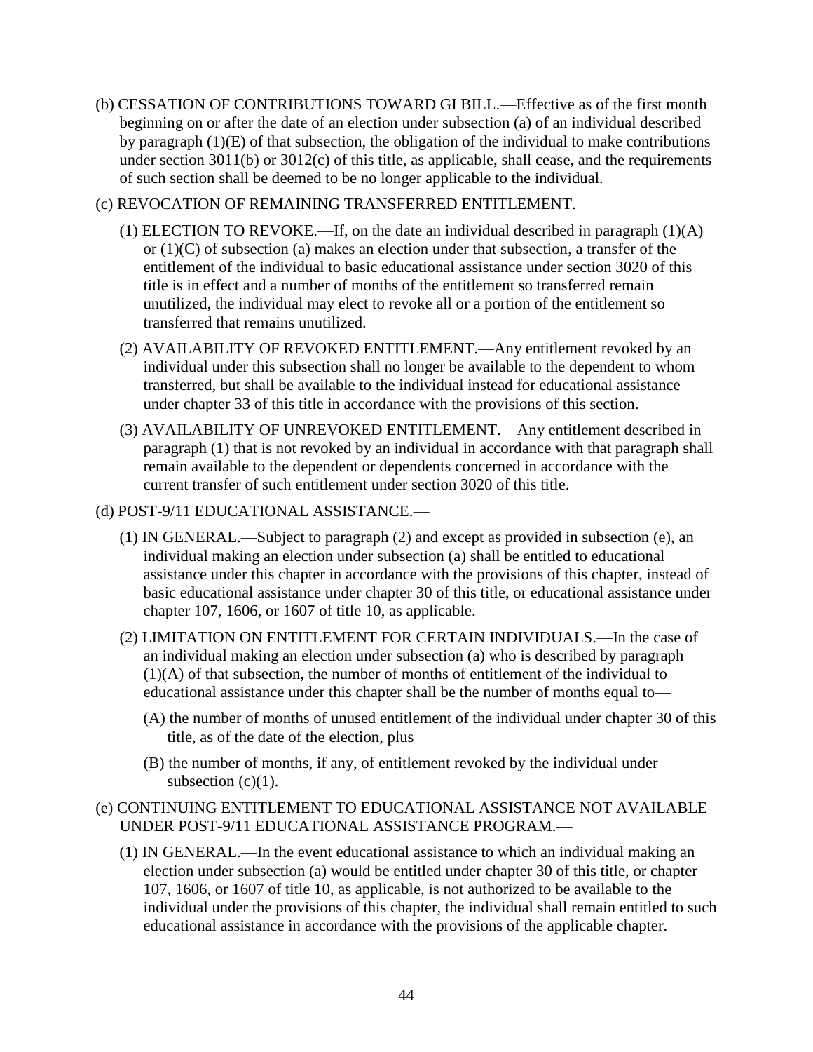(b) CESSATION OF CONTRIBUTIONS TOWARD GI BILL.—Effective as of the first month beginning on or after the date of an election under subsection (a) of an individual described by paragraph (1)(E) of that subsection, the obligation of the individual to make contributions under section 3011(b) or 3012(c) of this title, as applicable, shall cease, and the requirements of such section shall be deemed to be no longer applicable to the individual.

(c) REVOCATION OF REMAINING TRANSFERRED ENTITLEMENT.—

(1) ELECTION TO REVOKE.—If, on the date an individual described in paragraph (1)(A) or (1)(C) of subsection (a) makes an election under that subsection, a transfer of the entitlement of the individual to basic educational assistance under section 3020 of this title is in effect and a number of months of the entitlement so transferred remain unutilized, the individual may elect to revoke all or a portion of the entitlement so transferred that remains unutilized.

(2) AVAILABILITY OF REVOKED ENTITLEMENT.—Any entitlement revoked by an individual under this subsection shall no longer be available to the dependent to whom transferred, but shall be available to the individual instead for educational assistance under chapter 33 of this title in accordance with the provisions of this section.

(3) AVAILABILITY OF UNREVOKED ENTITLEMENT.—Any entitlement described in paragraph (1) that is not revoked by an individual in accordance with that paragraph shall remain available to the dependent or dependents concerned in accordance with the current transfer of such entitlement under section 3020 of this title.

(d) POST-9/11 EDUCATIONAL ASSISTANCE.—

(1) IN GENERAL.—Subject to paragraph (2) and except as provided in subsection (e), an individual making an election under subsection (a) shall be entitled to educational assistance under this chapter in accordance with the provisions of this chapter, instead of basic educational assistance under chapter 30 of this title, or educational assistance under chapter 107, 1606, or 1607 of title 10, as applicable.

(2) LIMITATION ON ENTITLEMENT FOR CERTAIN INDIVIDUALS.—In the case of an individual making an election under subsection (a) who is described by paragraph (1)(A) of that subsection, the number of months of entitlement of the individual to educational assistance under this chapter shall be the number of months equal to—

(A) the number of months of unused entitlement of the individual under chapter 30 of this title, as of the date of the election, plus

(B) the number of months, if any, of entitlement revoked by the individual under subsection (c)(1).

(e) CONTINUING ENTITLEMENT TO EDUCATIONAL ASSISTANCE NOT AVAILABLE UNDER POST-9/11 EDUCATIONAL ASSISTANCE PROGRAM.—

(1) IN GENERAL.—In the event educational assistance to which an individual making an election under subsection (a) would be entitled under chapter 30 of this title, or chapter 107, 1606, or 1607 of title 10, as applicable, is not authorized to be available to the individual under the provisions of this chapter, the individual shall remain entitled to such educational assistance in accordance with the provisions of the applicable chapter.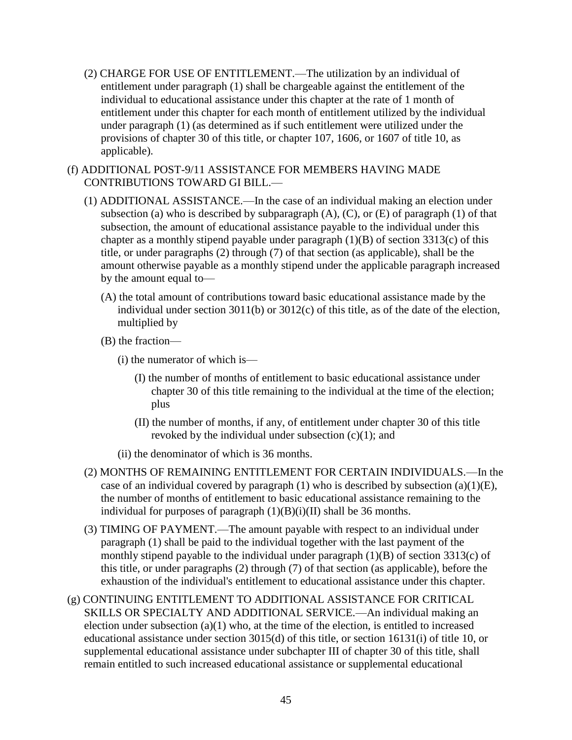(2) CHARGE FOR USE OF ENTITLEMENT.—The utilization by an individual of entitlement under paragraph (1) shall be chargeable against the entitlement of the individual to educational assistance under this chapter at the rate of 1 month of entitlement under this chapter for each month of entitlement utilized by the individual under paragraph (1) (as determined as if such entitlement were utilized under the provisions of chapter 30 of this title, or chapter 107, 1606, or 1607 of title 10, as applicable).

(f) ADDITIONAL POST-9/11 ASSISTANCE FOR MEMBERS HAVING MADE CONTRIBUTIONS TOWARD GI BILL.—

(1) ADDITIONAL ASSISTANCE.—In the case of an individual making an election under subsection (a) who is described by subparagraph (A), (C), or (E) of paragraph (1) of that subsection, the amount of educational assistance payable to the individual under this chapter as a monthly stipend payable under paragraph (1)(B) of section 3313(c) of this title, or under paragraphs (2) through (7) of that section (as applicable), shall be the amount otherwise payable as a monthly stipend under the applicable paragraph increased by the amount equal to—

(A) the total amount of contributions toward basic educational assistance made by the individual under section 3011(b) or 3012(c) of this title, as of the date of the election, multiplied by

(B) the fraction—

(i) the numerator of which is—

(I) the number of months of entitlement to basic educational assistance under chapter 30 of this title remaining to the individual at the time of the election; plus

(II) the number of months, if any, of entitlement under chapter 30 of this title revoked by the individual under subsection (c)(1); and

(ii) the denominator of which is 36 months.

(2) MONTHS OF REMAINING ENTITLEMENT FOR CERTAIN INDIVIDUALS.—In the case of an individual covered by paragraph (1) who is described by subsection (a)(1)(E), the number of months of entitlement to basic educational assistance remaining to the individual for purposes of paragraph (1)(B)(i)(II) shall be 36 months.

(3) TIMING OF PAYMENT.—The amount payable with respect to an individual under paragraph (1) shall be paid to the individual together with the last payment of the monthly stipend payable to the individual under paragraph (1)(B) of section 3313(c) of this title, or under paragraphs (2) through (7) of that section (as applicable), before the exhaustion of the individual's entitlement to educational assistance under this chapter.

(g) CONTINUING ENTITLEMENT TO ADDITIONAL ASSISTANCE FOR CRITICAL SKILLS OR SPECIALTY AND ADDITIONAL SERVICE.—An individual making an election under subsection (a)(1) who, at the time of the election, is entitled to increased educational assistance under section 3015(d) of this title, or section 16131(i) of title 10, or supplemental educational assistance under subchapter III of chapter 30 of this title, shall remain entitled to such increased educational assistance or supplemental educational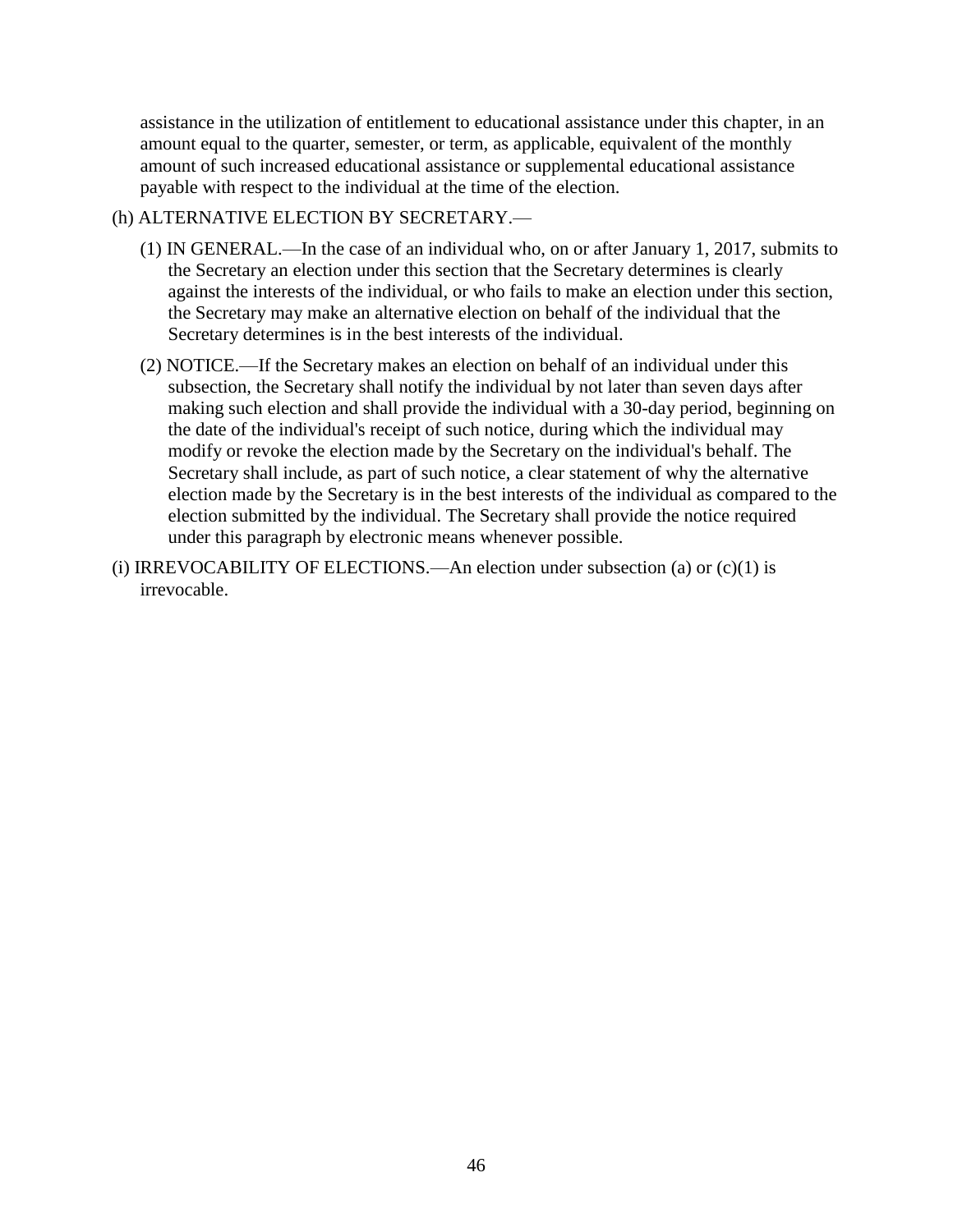assistance in the utilization of entitlement to educational assistance under this chapter, in an amount equal to the quarter, semester, or term, as applicable, equivalent of the monthly amount of such increased educational assistance or supplemental educational assistance payable with respect to the individual at the time of the election.

(h) ALTERNATIVE ELECTION BY SECRETARY.—

(1) IN GENERAL.—In the case of an individual who, on or after January 1, 2017, submits to the Secretary an election under this section that the Secretary determines is clearly against the interests of the individual, or who fails to make an election under this section, the Secretary may make an alternative election on behalf of the individual that the Secretary determines is in the best interests of the individual.

(2) NOTICE.—If the Secretary makes an election on behalf of an individual under this subsection, the Secretary shall notify the individual by not later than seven days after making such election and shall provide the individual with a 30-day period, beginning on the date of the individual's receipt of such notice, during which the individual may modify or revoke the election made by the Secretary on the individual's behalf. The Secretary shall include, as part of such notice, a clear statement of why the alternative election made by the Secretary is in the best interests of the individual as compared to the election submitted by the individual. The Secretary shall provide the notice required under this paragraph by electronic means whenever possible.

(i) IRREVOCABILITY OF ELECTIONS.—An election under subsection (a) or (c)(1) is irrevocable.